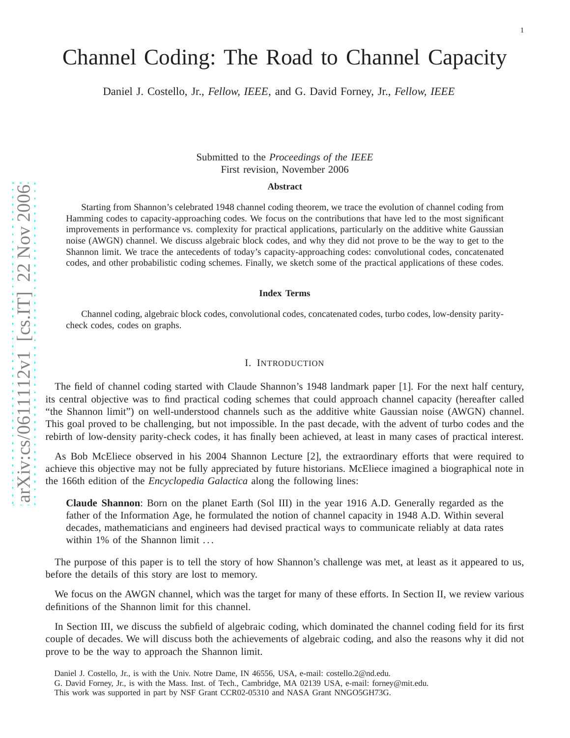# Channel Coding: The Road to Channel Capacity

Daniel J. Costello, Jr., *Fellow, IEEE*, and G. David Forney, Jr., *Fellow, IEEE*

Submitted to the *Proceedings of the IEEE*
First revision, November 2006

### Abstract

Starting from Shannon's celebrated 1948 channel coding theorem, we trace the evolution of channel coding from Hamming codes to capacity-approaching codes. We focus on the contributions that have led to the most significant improvements in performance vs. complexity for practical applications, particularly on the additive white Gaussian noise (AWGN) channel. We discuss algebraic block codes, and why they did not prove to be the way to get to the Shannon limit. We trace the antecedents of today's capacity-approaching codes: convolutional codes, concatenated codes, and other probabilistic coding schemes. Finally, we sketch some of the practical applications of these codes.

### Index Terms

Channel coding, algebraic block codes, convolutional codes, concatenated codes, turbo codes, low-density parity-check codes, codes on graphs.

## I. Introduction

The field of channel coding started with Claude Shannon's 1948 landmark paper [1]. For the next half century, its central objective was to find practical coding schemes that could approach channel capacity (hereafter called "the Shannon limit") on well-understood channels such as the additive white Gaussian noise (AWGN) channel. This goal proved to be challenging, but not impossible. In the past decade, with the advent of turbo codes and the rebirth of low-density parity-check codes, it has finally been achieved, at least in many cases of practical interest.

As Bob McEliece observed in his 2004 Shannon Lecture [2], the extraordinary efforts that were required to achieve this objective may not be fully appreciated by future historians. McEliece imagined a biographical note in the 166th edition of the *Encyclopedia Galactica* along the following lines:

> **Claude Shannon**: Born on the planet Earth (Sol III) in the year 1916 A.D. Generally regarded as the father of the Information Age, he formulated the notion of channel capacity in 1948 A.D. Within several decades, mathematicians and engineers had devised practical ways to communicate reliably at data rates within 1% of the Shannon limit ...

The purpose of this paper is to tell the story of how Shannon's challenge was met, at least as it appeared to us, before the details of this story are lost to memory.

We focus on the AWGN channel, which was the target for many of these efforts. In Section II, we review various definitions of the Shannon limit for this channel.

In Section III, we discuss the subfield of algebraic coding, which dominated the channel coding field for its first couple of decades. We will discuss both the achievements of algebraic coding, and also the reasons why it did not prove to be the way to approach the Shannon limit.

Daniel J. Costello, Jr., is with the Univ. Notre Dame, IN 46556, USA, e-mail: costello.2@nd.edu.
G. David Forney, Jr., is with the Mass. Inst. of Tech., Cambridge, MA 02139 USA, e-mail: forney@mit.edu.
This work was supported in part by NSF Grant CCR02-05310 and NASA Grant NNGO5GH73G.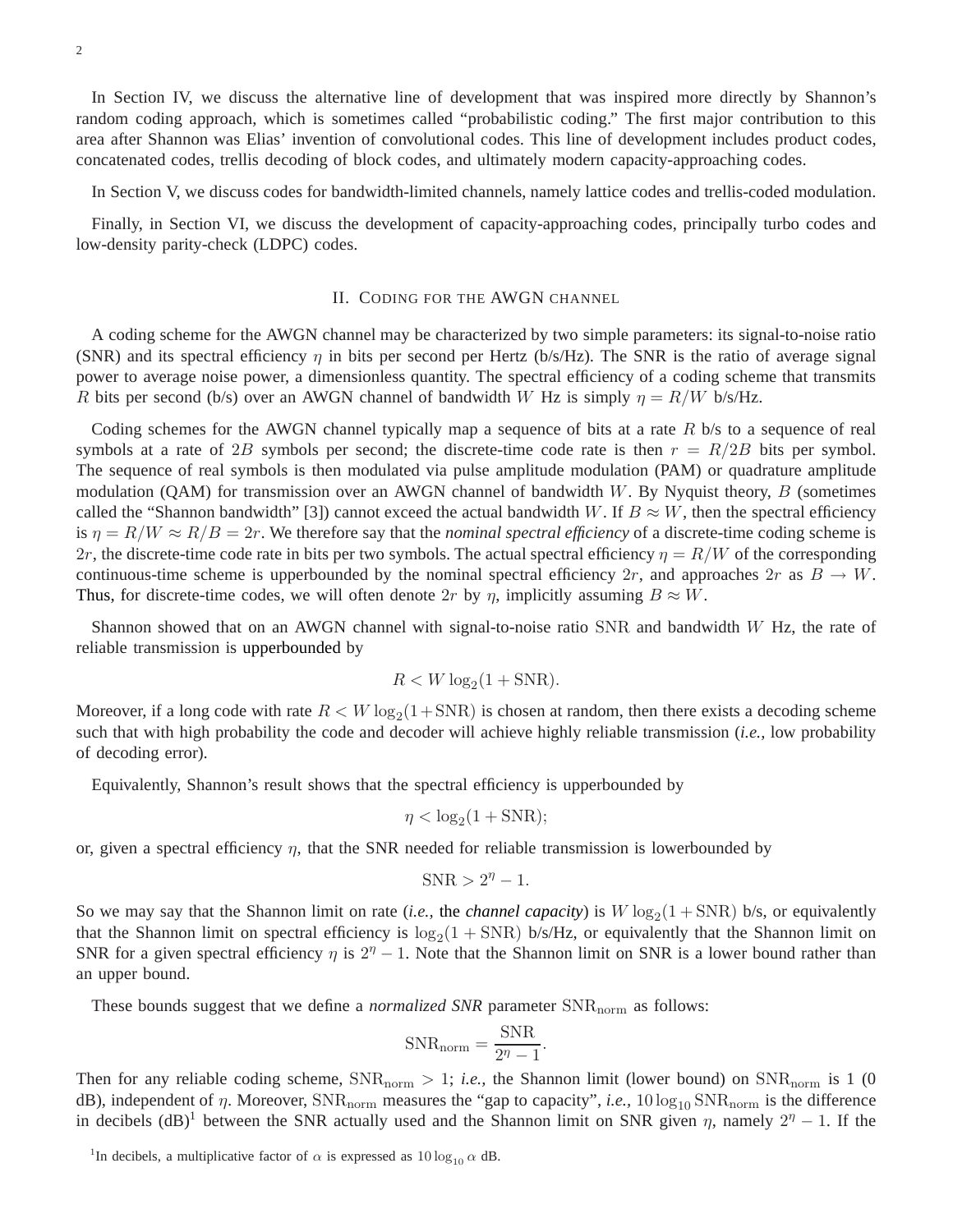In Section IV, we discuss the alternative line of development that was inspired more directly by Shannon's random coding approach, which is sometimes called "probabilistic coding." The first major contribution to this area after Shannon was Elias' invention of convolutional codes. This line of development includes product codes, concatenated codes, trellis decoding of block codes, and ultimately modern capacity-approaching codes.

In Section V, we discuss codes for bandwidth-limited channels, namely lattice codes and trellis-coded modulation.

Finally, in Section VI, we discuss the development of capacity-approaching codes, principally turbo codes and low-density parity-check (LDPC) codes.

## II. Coding for the AWGN channel

A coding scheme for the AWGN channel may be characterized by two simple parameters: its signal-to-noise ratio (SNR) and its spectral efficiency $\eta$ in bits per second per Hertz (b/s/Hz). The SNR is the ratio of average signal power to average noise power, a dimensionless quantity. The spectral efficiency of a coding scheme that transmits $R$ bits per second (b/s) over an AWGN channel of bandwidth $W$ Hz is simply $\eta = R/W$ b/s/Hz.

Coding schemes for the AWGN channel typically map a sequence of bits at a rate $R$ b/s to a sequence of real symbols at a rate of $2B$ symbols per second; the discrete-time code rate is then $r = R/2B$ bits per symbol. The sequence of real symbols is then modulated via pulse amplitude modulation (PAM) or quadrature amplitude modulation (QAM) for transmission over an AWGN channel of bandwidth $W$. By Nyquist theory, $B$ (sometimes called the "Shannon bandwidth" [3]) cannot exceed the actual bandwidth $W$. If $B \approx W$, then the spectral efficiency is $\eta = R/W \approx R/B = 2r$. We therefore say that the *nominal spectral efficiency* of a discrete-time coding scheme is $2r$, the discrete-time code rate in bits per two symbols. The actual spectral efficiency $\eta = R/W$ of the corresponding continuous-time scheme is upperbounded by the nominal spectral efficiency $2r$, and approaches $2r$ as $B \to W$. Thus, for discrete-time codes, we will often denote $2r$ by $\eta$, implicitly assuming $B \approx W$.

Shannon showed that on an AWGN channel with signal-to-noise ratio $\mathrm{SNR}$ and bandwidth $W$ Hz, the rate of reliable transmission is upperbounded by

$$R < W \log_2(1 + \mathrm{SNR}).$$

Moreover, if a long code with rate $R < W \log_2(1+\mathrm{SNR})$ is chosen at random, then there exists a decoding scheme such that with high probability the code and decoder will achieve highly reliable transmission (*i.e.,* low probability of decoding error).

Equivalently, Shannon's result shows that the spectral efficiency is upperbounded by

$$\eta < \log_2(1 + \mathrm{SNR});$$

or, given a spectral efficiency $\eta$, that the SNR needed for reliable transmission is lowerbounded by

$$\mathrm{SNR} > 2^{\eta} - 1.$$

So we may say that the Shannon limit on rate (*i.e.,* the *channel capacity*) is $W \log_2(1 + \mathrm{SNR})$ b/s, or equivalently that the Shannon limit on spectral efficiency is $\log_2(1 + \mathrm{SNR})$ b/s/Hz, or equivalently that the Shannon limit on SNR for a given spectral efficiency $\eta$ is $2^{\eta} - 1$. Note that the Shannon limit on SNR is a lower bound rather than an upper bound.

These bounds suggest that we define a *normalized SNR* parameter $\mathrm{SNR}_{\mathrm{norm}}$ as follows:

$$\mathrm{SNR}_{\mathrm{norm}} = \frac{\mathrm{SNR}}{2^{\eta} - 1}.$$

Then for any reliable coding scheme, $\mathrm{SNR}_{\mathrm{norm}} > 1$; *i.e.,* the Shannon limit (lower bound) on $\mathrm{SNR}_{\mathrm{norm}}$ is 1 (0 dB), independent of $\eta$. Moreover, $\mathrm{SNR}_{\mathrm{norm}}$ measures the "gap to capacity", *i.e.,* $10 \log_{10} \mathrm{SNR}_{\mathrm{norm}}$ is the difference in decibels (dB)[1] between the SNR actually used and the Shannon limit on SNR given $\eta$, namely $2^{\eta} - 1$. If the

[1]In decibels, a multiplicative factor of $\alpha$ is expressed as $10 \log_{10} \alpha$ dB.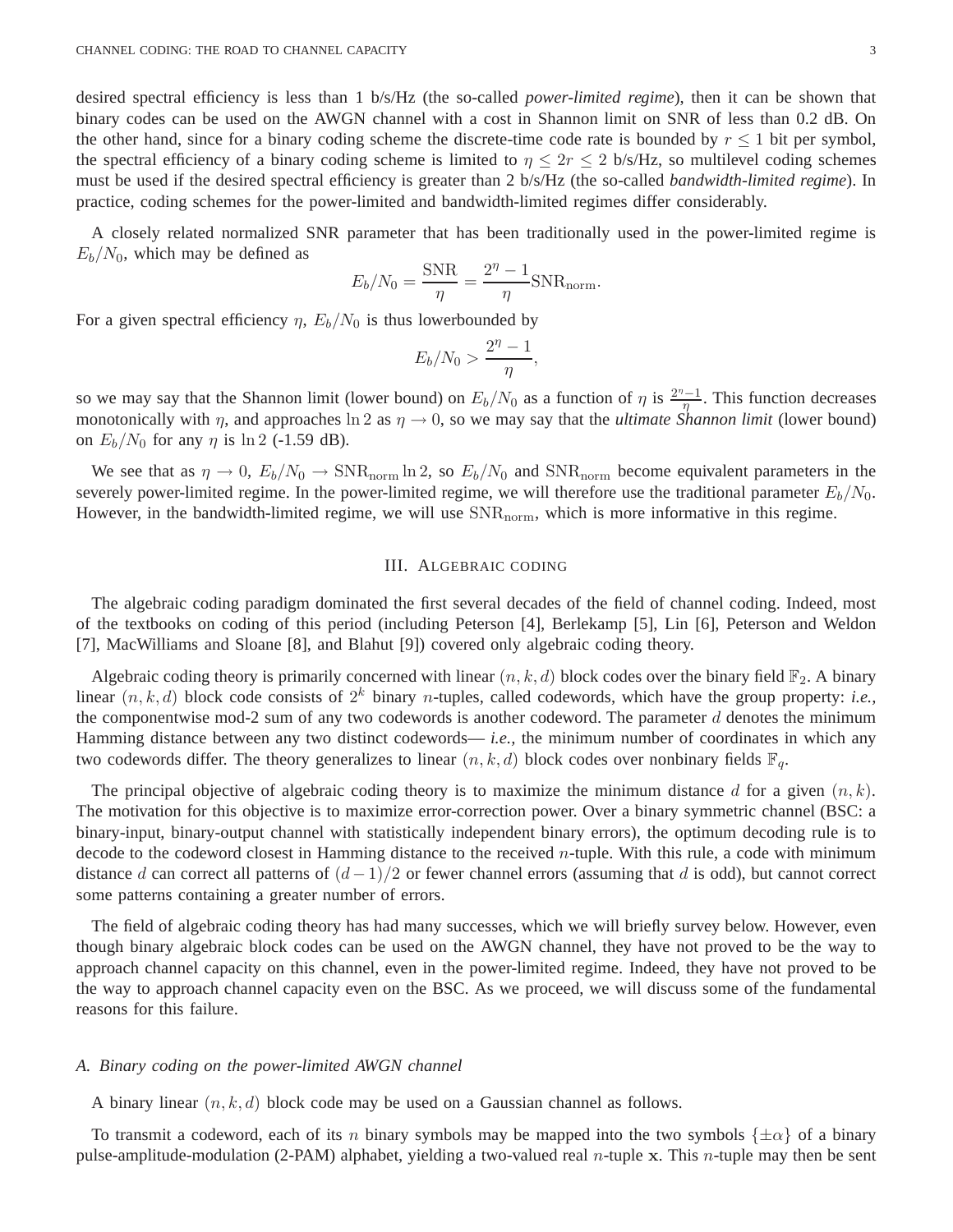desired spectral efficiency is less than 1 b/s/Hz (the so-called *power-limited regime*), then it can be shown that binary codes can be used on the AWGN channel with a cost in Shannon limit on SNR of less than 0.2 dB. On the other hand, since for a binary coding scheme the discrete-time code rate is bounded by $r \leq 1$ bit per symbol, the spectral efficiency of a binary coding scheme is limited to $\eta \leq 2r \leq 2$ b/s/Hz, so multilevel coding schemes must be used if the desired spectral efficiency is greater than 2 b/s/Hz (the so-called *bandwidth-limited regime*). In practice, coding schemes for the power-limited and bandwidth-limited regimes differ considerably.

A closely related normalized SNR parameter that has been traditionally used in the power-limited regime is $E_b/N_0$, which may be defined as

$$E_b/N_0 = \frac{\text{SNR}}{\eta} = \frac{2^\eta - 1}{\eta}\text{SNR}_{\text{norm}}.$$

For a given spectral efficiency $\eta$, $E_b/N_0$ is thus lowerbounded by

$$E_b/N_0 > \frac{2^\eta - 1}{\eta},$$

so we may say that the Shannon limit (lower bound) on $E_b/N_0$ as a function of $\eta$ is $\frac{2^\eta-1}{\eta}$. This function decreases monotonically with $\eta$, and approaches $\ln 2$ as $\eta \to 0$, so we may say that the *ultimate Shannon limit* (lower bound) on $E_b/N_0$ for any $\eta$ is $\ln 2$ (-1.59 dB).

We see that as $\eta \to 0$, $E_b/N_0 \to \text{SNR}_{\text{norm}} \ln 2$, so $E_b/N_0$ and $\text{SNR}_{\text{norm}}$ become equivalent parameters in the severely power-limited regime. In the power-limited regime, we will therefore use the traditional parameter $E_b/N_0$. However, in the bandwidth-limited regime, we will use $\text{SNR}_{\text{norm}}$, which is more informative in this regime.

## III. Algebraic coding

The algebraic coding paradigm dominated the first several decades of the field of channel coding. Indeed, most of the textbooks on coding of this period (including Peterson [4], Berlekamp [5], Lin [6], Peterson and Weldon [7], MacWilliams and Sloane [8], and Blahut [9]) covered only algebraic coding theory.

Algebraic coding theory is primarily concerned with linear $(n, k, d)$ block codes over the binary field $\mathbb{F}_2$. A binary linear $(n, k, d)$ block code consists of $2^k$ binary $n$-tuples, called codewords, which have the group property: *i.e.*, the componentwise mod-2 sum of any two codewords is another codeword. The parameter $d$ denotes the minimum Hamming distance between any two distinct codewords— *i.e.*, the minimum number of coordinates in which any two codewords differ. The theory generalizes to linear $(n, k, d)$ block codes over nonbinary fields $\mathbb{F}_q$.

The principal objective of algebraic coding theory is to maximize the minimum distance $d$ for a given $(n, k)$. The motivation for this objective is to maximize error-correction power. Over a binary symmetric channel (BSC: a binary-input, binary-output channel with statistically independent binary errors), the optimum decoding rule is to decode to the codeword closest in Hamming distance to the received $n$-tuple. With this rule, a code with minimum distance $d$ can correct all patterns of $(d-1)/2$ or fewer channel errors (assuming that $d$ is odd), but cannot correct some patterns containing a greater number of errors.

The field of algebraic coding theory has had many successes, which we will briefly survey below. However, even though binary algebraic block codes can be used on the AWGN channel, they have not proved to be the way to approach channel capacity on this channel, even in the power-limited regime. Indeed, they have not proved to be the way to approach channel capacity even on the BSC. As we proceed, we will discuss some of the fundamental reasons for this failure.

### A. Binary coding on the power-limited AWGN channel

A binary linear $(n, k, d)$ block code may be used on a Gaussian channel as follows.

To transmit a codeword, each of its $n$ binary symbols may be mapped into the two symbols $\{\pm\alpha\}$ of a binary pulse-amplitude-modulation (2-PAM) alphabet, yielding a two-valued real $n$-tuple $\mathbf{x}$. This $n$-tuple may then be sent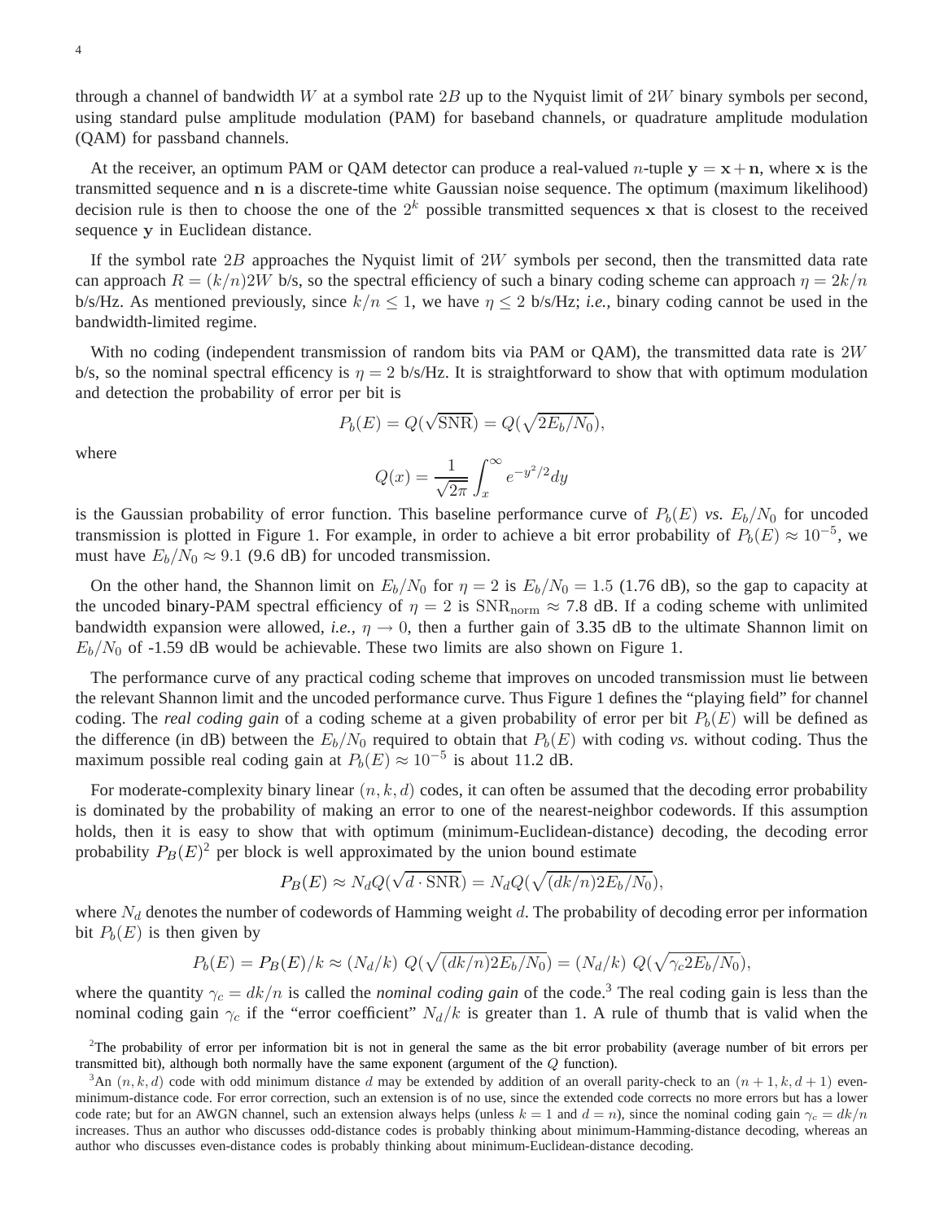through a channel of bandwidth $W$ at a symbol rate $2B$ up to the Nyquist limit of $2W$ binary symbols per second, using standard pulse amplitude modulation (PAM) for baseband channels, or quadrature amplitude modulation (QAM) for passband channels.

At the receiver, an optimum PAM or QAM detector can produce a real-valued $n$-tuple $\mathbf{y} = \mathbf{x} + \mathbf{n}$, where $\mathbf{x}$ is the transmitted sequence and $\mathbf{n}$ is a discrete-time white Gaussian noise sequence. The optimum (maximum likelihood) decision rule is then to choose the one of the $2^k$ possible transmitted sequences $\mathbf{x}$ that is closest to the received sequence $\mathbf{y}$ in Euclidean distance.

If the symbol rate $2B$ approaches the Nyquist limit of $2W$ symbols per second, then the transmitted data rate can approach $R = (k/n)2W$ b/s, so the spectral efficiency of such a binary coding scheme can approach $\eta = 2k/n$ b/s/Hz. As mentioned previously, since $k/n \leq 1$, we have $\eta \leq 2$ b/s/Hz; *i.e.,* binary coding cannot be used in the bandwidth-limited regime.

With no coding (independent transmission of random bits via PAM or QAM), the transmitted data rate is $2W$ b/s, so the nominal spectral efficency is $\eta = 2$ b/s/Hz. It is straightforward to show that with optimum modulation and detection the probability of error per bit is

$$P_b(E) = Q(\sqrt{\mathrm{SNR}}) = Q(\sqrt{2E_b/N_0}),$$

where

$$Q(x) = \frac{1}{\sqrt{2\pi}} \int_x^{\infty} e^{-y^2/2} dy$$

is the Gaussian probability of error function. This baseline performance curve of $P_b(E)$ *vs.* $E_b/N_0$ for uncoded transmission is plotted in Figure 1. For example, in order to achieve a bit error probability of $P_b(E) \approx 10^{-5}$, we must have $E_b/N_0 \approx 9.1$ (9.6 dB) for uncoded transmission.

On the other hand, the Shannon limit on $E_b/N_0$ for $\eta = 2$ is $E_b/N_0 = 1.5$ (1.76 dB), so the gap to capacity at the uncoded binary-PAM spectral efficiency of $\eta = 2$ is $\mathrm{SNR}_{\mathrm{norm}} \approx 7.8$ dB. If a coding scheme with unlimited bandwidth expansion were allowed, *i.e.,* $\eta \to 0$, then a further gain of 3.35 dB to the ultimate Shannon limit on $E_b/N_0$ of -1.59 dB would be achievable. These two limits are also shown on Figure 1.

The performance curve of any practical coding scheme that improves on uncoded transmission must lie between the relevant Shannon limit and the uncoded performance curve. Thus Figure 1 defines the "playing field" for channel coding. The *real coding gain* of a coding scheme at a given probability of error per bit $P_b(E)$ will be defined as the difference (in dB) between the $E_b/N_0$ required to obtain that $P_b(E)$ with coding *vs.* without coding. Thus the maximum possible real coding gain at $P_b(E) \approx 10^{-5}$ is about 11.2 dB.

For moderate-complexity binary linear $(n, k, d)$ codes, it can often be assumed that the decoding error probability is dominated by the probability of making an error to one of the nearest-neighbor codewords. If this assumption holds, then it is easy to show that with optimum (minimum-Euclidean-distance) decoding, the decoding error probability $P_B(E)$[2] per block is well approximated by the union bound estimate

$$P_B(E) \approx N_d Q(\sqrt{d \cdot \mathrm{SNR}}) = N_d Q(\sqrt{(dk/n)2E_b/N_0}),$$

where $N_d$ denotes the number of codewords of Hamming weight $d$. The probability of decoding error per information bit $P_b(E)$ is then given by

$$P_b(E) = P_B(E)/k \approx (N_d/k)\ Q(\sqrt{(dk/n)2E_b/N_0}) = (N_d/k)\ Q(\sqrt{\gamma_c 2E_b/N_0}),$$

where the quantity $\gamma_c = dk/n$ is called the *nominal coding gain* of the code.[3] The real coding gain is less than the nominal coding gain $\gamma_c$ if the "error coefficient" $N_d/k$ is greater than 1. A rule of thumb that is valid when the

[2]The probability of error per information bit is not in general the same as the bit error probability (average number of bit errors per transmitted bit), although both normally have the same exponent (argument of the $Q$ function).

[3]An $(n, k, d)$ code with odd minimum distance $d$ may be extended by addition of an overall parity-check to an $(n+1, k, d+1)$ even-minimum-distance code. For error correction, such an extension is of no use, since the extended code corrects no more errors but has a lower code rate; but for an AWGN channel, such an extension always helps (unless $k = 1$ and $d = n$), since the nominal coding gain $\gamma_c = dk/n$ increases. Thus an author who discusses odd-distance codes is probably thinking about minimum-Hamming-distance decoding, whereas an author who discusses even-distance codes is probably thinking about minimum-Euclidean-distance decoding.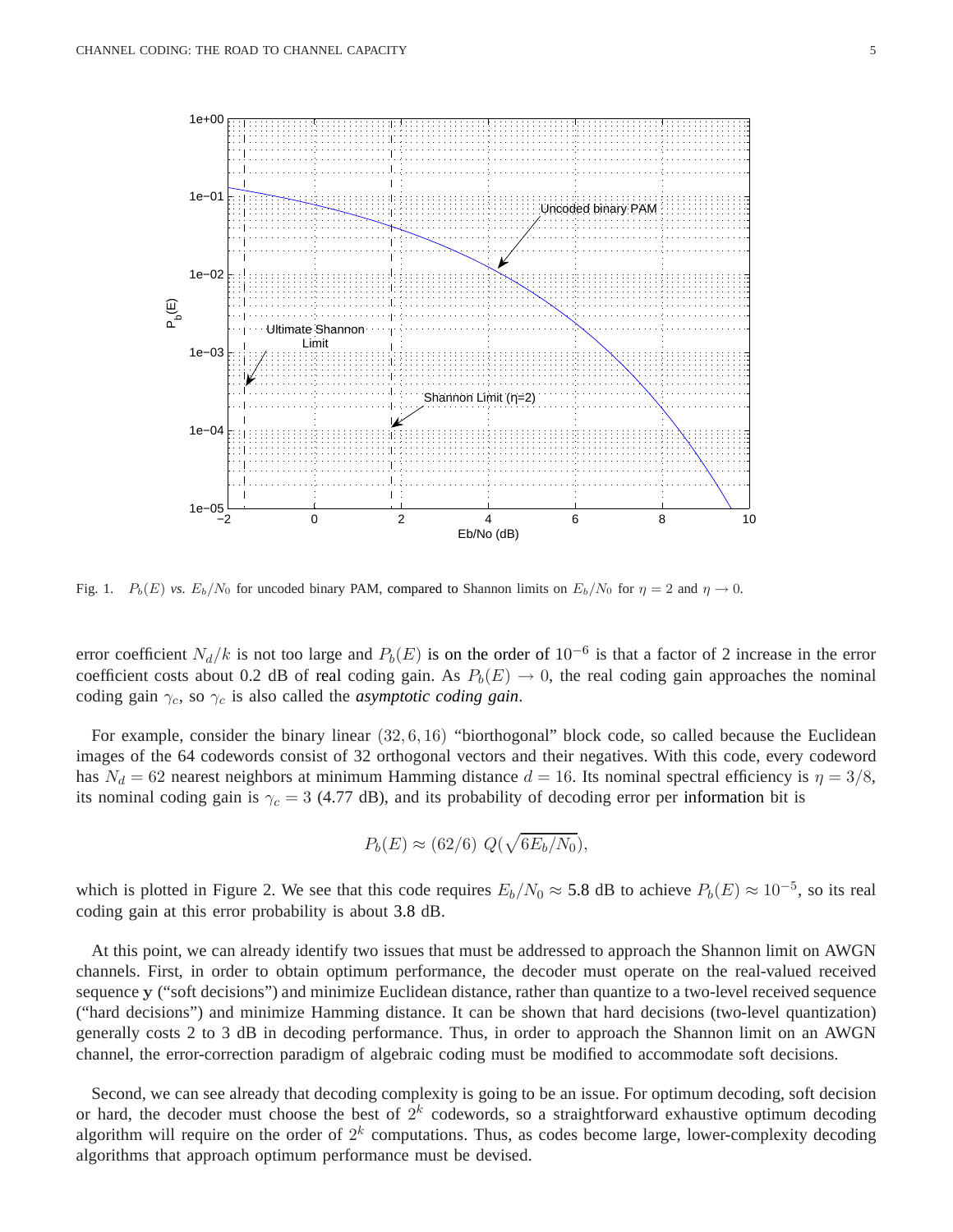Fig. 1. $P_b(E)$ *vs.* $E_b/N_0$ for uncoded binary PAM, compared to Shannon limits on $E_b/N_0$ for $\eta = 2$ and $\eta \to 0$.

error coefficient $N_d/k$ is not too large and $P_b(E)$ is on the order of $10^{-6}$ is that a factor of 2 increase in the error coefficient costs about 0.2 dB of real coding gain. As $P_b(E) \to 0$, the real coding gain approaches the nominal coding gain $\gamma_c$, so $\gamma_c$ is also called the ***asymptotic coding gain***.

For example, consider the binary linear $(32, 6, 16)$ "biorthogonal" block code, so called because the Euclidean images of the 64 codewords consist of 32 orthogonal vectors and their negatives. With this code, every codeword has $N_d = 62$ nearest neighbors at minimum Hamming distance $d = 16$. Its nominal spectral efficiency is $\eta = 3/8$, its nominal coding gain is $\gamma_c = 3$ (4.77 dB), and its probability of decoding error per information bit is

$$P_b(E) \approx (62/6)\ Q(\sqrt{6E_b/N_0}),$$

which is plotted in Figure 2. We see that this code requires $E_b/N_0 \approx 5.8$ dB to achieve $P_b(E) \approx 10^{-5}$, so its real coding gain at this error probability is about 3.8 dB.

At this point, we can already identify two issues that must be addressed to approach the Shannon limit on AWGN channels. First, in order to obtain optimum performance, the decoder must operate on the real-valued received sequence $\mathbf{y}$ ("soft decisions") and minimize Euclidean distance, rather than quantize to a two-level received sequence ("hard decisions") and minimize Hamming distance. It can be shown that hard decisions (two-level quantization) generally costs 2 to 3 dB in decoding performance. Thus, in order to approach the Shannon limit on an AWGN channel, the error-correction paradigm of algebraic coding must be modified to accommodate soft decisions.

Second, we can see already that decoding complexity is going to be an issue. For optimum decoding, soft decision or hard, the decoder must choose the best of $2^k$ codewords, so a straightforward exhaustive optimum decoding algorithm will require on the order of $2^k$ computations. Thus, as codes become large, lower-complexity decoding algorithms that approach optimum performance must be devised.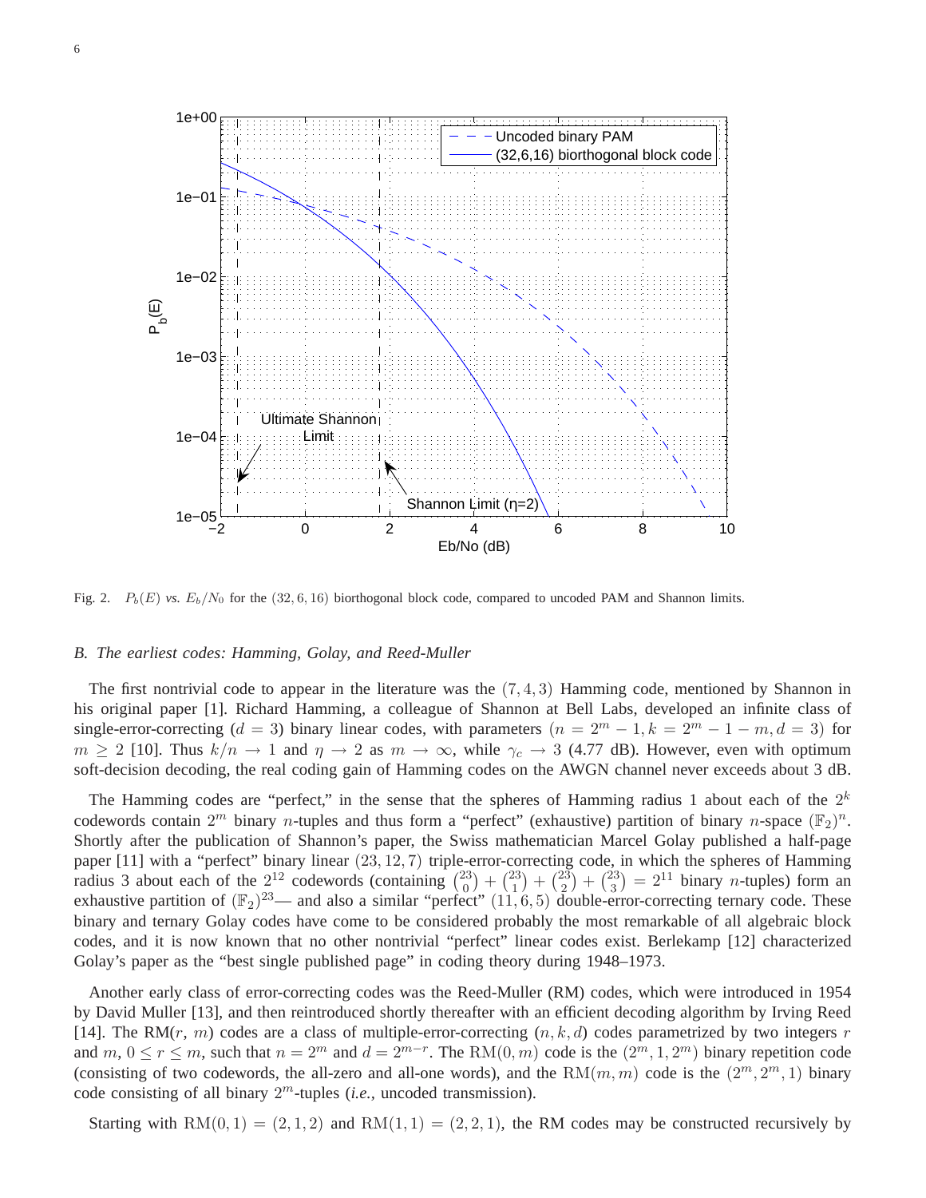Fig. 2. $P_b(E)$ *vs.* $E_b/N_0$ for the $(32, 6, 16)$ biorthogonal block code, compared to uncoded PAM and Shannon limits.

### B. The earliest codes: Hamming, Golay, and Reed-Muller

The first nontrivial code to appear in the literature was the $(7, 4, 3)$ Hamming code, mentioned by Shannon in his original paper [1]. Richard Hamming, a colleague of Shannon at Bell Labs, developed an infinite class of single-error-correcting ($d = 3$) binary linear codes, with parameters $(n = 2^m - 1, k = 2^m - 1 - m, d = 3)$ for $m \geq 2$ [10]. Thus $k/n \to 1$ and $\eta \to 2$ as $m \to \infty$, while $\gamma_c \to 3$ (4.77 dB). However, even with optimum soft-decision decoding, the real coding gain of Hamming codes on the AWGN channel never exceeds about 3 dB.

The Hamming codes are "perfect," in the sense that the spheres of Hamming radius 1 about each of the $2^k$ codewords contain $2^m$ binary $n$-tuples and thus form a "perfect" (exhaustive) partition of binary $n$-space $(\mathbb{F}_2)^n$. Shortly after the publication of Shannon's paper, the Swiss mathematician Marcel Golay published a half-page paper [11] with a "perfect" binary linear $(23, 12, 7)$ triple-error-correcting code, in which the spheres of Hamming radius 3 about each of the $2^{12}$ codewords (containing $\binom{23}{0} + \binom{23}{1} + \binom{23}{2} + \binom{23}{3} = 2^{11}$ binary $n$-tuples) form an exhaustive partition of $(\mathbb{F}_2)^{23}$— and also a similar "perfect" $(11, 6, 5)$ double-error-correcting ternary code. These binary and ternary Golay codes have come to be considered probably the most remarkable of all algebraic block codes, and it is now known that no other nontrivial "perfect" linear codes exist. Berlekamp [12] characterized Golay's paper as the "best single published page" in coding theory during 1948–1973.

Another early class of error-correcting codes was the Reed-Muller (RM) codes, which were introduced in 1954 by David Muller [13], and then reintroduced shortly thereafter with an efficient decoding algorithm by Irving Reed [14]. The RM($r$, $m$) codes are a class of multiple-error-correcting $(n, k, d)$ codes parametrized by two integers $r$ and $m$, $0 \leq r \leq m$, such that $n = 2^m$ and $d = 2^{m-r}$. The $\mathrm{RM}(0, m)$ code is the $(2^m, 1, 2^m)$ binary repetition code (consisting of two codewords, the all-zero and all-one words), and the $\mathrm{RM}(m, m)$ code is the $(2^m, 2^m, 1)$ binary code consisting of all binary $2^m$-tuples (*i.e.*, uncoded transmission).

Starting with $\mathrm{RM}(0, 1) = (2, 1, 2)$ and $\mathrm{RM}(1, 1) = (2, 2, 1)$, the RM codes may be constructed recursively by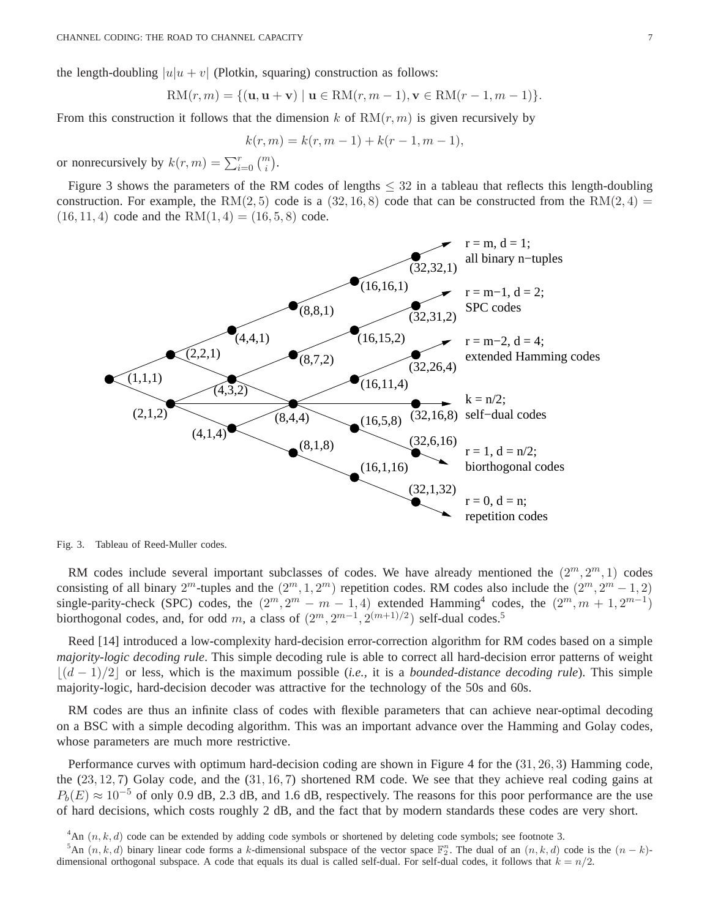the length-doubling $|u|u+v|$ (Plotkin, squaring) construction as follows:

$$\mathrm{RM}(r,m) = \{(\mathbf{u}, \mathbf{u}+\mathbf{v}) \mid \mathbf{u} \in \mathrm{RM}(r,m-1), \mathbf{v} \in \mathrm{RM}(r-1,m-1)\}.$$

From this construction it follows that the dimension $k$ of $\mathrm{RM}(r,m)$ is given recursively by

$$k(r,m) = k(r,m-1) + k(r-1,m-1),$$

or nonrecursively by $k(r,m) = \sum_{i=0}^{r} \binom{m}{i}$.

Figure 3 shows the parameters of the RM codes of lengths $\leq 32$ in a tableau that reflects this length-doubling construction. For example, the $\mathrm{RM}(2,5)$ code is a $(32,16,8)$ code that can be constructed from the $\mathrm{RM}(2,4) = (16,11,4)$ code and the $\mathrm{RM}(1,4) = (16,5,8)$ code.

Fig. 3. Tableau of Reed-Muller codes.

RM codes include several important subclasses of codes. We have already mentioned the $(2^m, 2^m, 1)$ codes consisting of all binary $2^m$-tuples and the $(2^m, 1, 2^m)$ repetition codes. RM codes also include the $(2^m, 2^m-1, 2)$ single-parity-check (SPC) codes, the $(2^m, 2^m-m-1, 4)$ extended Hamming[4] codes, the $(2^m, m+1, 2^{m-1})$ biorthogonal codes, and, for odd $m$, a class of $(2^m, 2^{m-1}, 2^{(m+1)/2})$ self-dual codes.[5]

Reed [14] introduced a low-complexity hard-decision error-correction algorithm for RM codes based on a simple *majority-logic decoding rule*. This simple decoding rule is able to correct all hard-decision error patterns of weight $\lfloor (d-1)/2 \rfloor$ or less, which is the maximum possible (*i.e.*, it is a *bounded-distance decoding rule*). This simple majority-logic, hard-decision decoder was attractive for the technology of the 50s and 60s.

RM codes are thus an infinite class of codes with flexible parameters that can achieve near-optimal decoding on a BSC with a simple decoding algorithm. This was an important advance over the Hamming and Golay codes, whose parameters are much more restrictive.

Performance curves with optimum hard-decision coding are shown in Figure 4 for the $(31,26,3)$ Hamming code, the $(23,12,7)$ Golay code, and the $(31,16,7)$ shortened RM code. We see that they achieve real coding gains at $P_b(E) \approx 10^{-5}$ of only 0.9 dB, 2.3 dB, and 1.6 dB, respectively. The reasons for this poor performance are the use of hard decisions, which costs roughly 2 dB, and the fact that by modern standards these codes are very short.

[4] An $(n,k,d)$ code can be extended by adding code symbols or shortened by deleting code symbols; see footnote 3.

[5] An $(n,k,d)$ binary linear code forms a $k$-dimensional subspace of the vector space $\mathbb{F}_2^n$. The dual of an $(n,k,d)$ code is the $(n-k)$-dimensional orthogonal subspace. A code that equals its dual is called self-dual. For self-dual codes, it follows that $k = n/2$.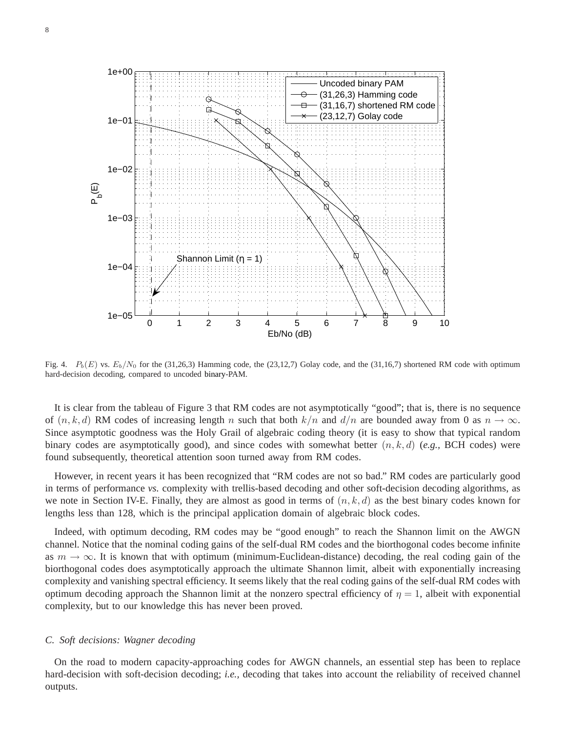Fig. 4. $P_b(E)$ vs. $E_b/N_0$ for the (31,26,3) Hamming code, the (23,12,7) Golay code, and the (31,16,7) shortened RM code with optimum hard-decision decoding, compared to uncoded binary-PAM.

It is clear from the tableau of Figure 3 that RM codes are not asymptotically "good"; that is, there is no sequence of $(n, k, d)$ RM codes of increasing length $n$ such that both $k/n$ and $d/n$ are bounded away from 0 as $n \to \infty$. Since asymptotic goodness was the Holy Grail of algebraic coding theory (it is easy to show that typical random binary codes are asymptotically good), and since codes with somewhat better $(n, k, d)$ (*e.g.,* BCH codes) were found subsequently, theoretical attention soon turned away from RM codes.

However, in recent years it has been recognized that "RM codes are not so bad." RM codes are particularly good in terms of performance *vs.* complexity with trellis-based decoding and other soft-decision decoding algorithms, as we note in Section IV-E. Finally, they are almost as good in terms of $(n, k, d)$ as the best binary codes known for lengths less than 128, which is the principal application domain of algebraic block codes.

Indeed, with optimum decoding, RM codes may be "good enough" to reach the Shannon limit on the AWGN channel. Notice that the nominal coding gains of the self-dual RM codes and the biorthogonal codes become infinite as $m \to \infty$. It is known that with optimum (minimum-Euclidean-distance) decoding, the real coding gain of the biorthogonal codes does asymptotically approach the ultimate Shannon limit, albeit with exponentially increasing complexity and vanishing spectral efficiency. It seems likely that the real coding gains of the self-dual RM codes with optimum decoding approach the Shannon limit at the nonzero spectral efficiency of $\eta = 1$, albeit with exponential complexity, but to our knowledge this has never been proved.

### C. Soft decisions: Wagner decoding

On the road to modern capacity-approaching codes for AWGN channels, an essential step has been to replace hard-decision with soft-decision decoding; *i.e.,* decoding that takes into account the reliability of received channel outputs.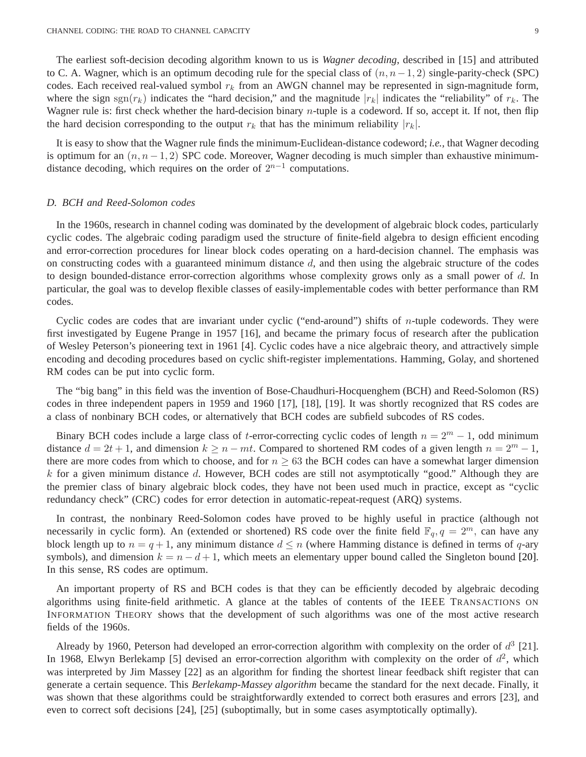The earliest soft-decision decoding algorithm known to us is ***Wagner decoding***, described in [15] and attributed to C. A. Wagner, which is an optimum decoding rule for the special class of $(n, n-1, 2)$ single-parity-check (SPC) codes. Each received real-valued symbol $r_k$ from an AWGN channel may be represented in sign-magnitude form, where the sign $\mathrm{sgn}(r_k)$ indicates the "hard decision," and the magnitude $|r_k|$ indicates the "reliability" of $r_k$. The Wagner rule is: first check whether the hard-decision binary $n$-tuple is a codeword. If so, accept it. If not, then flip the hard decision corresponding to the output $r_k$ that has the minimum reliability $|r_k|$.

It is easy to show that the Wagner rule finds the minimum-Euclidean-distance codeword; ***i.e.***, that Wagner decoding is optimum for an $(n, n-1, 2)$ SPC code. Moreover, Wagner decoding is much simpler than exhaustive minimum-distance decoding, which requires on the order of $2^{n-1}$ computations.

### *D. BCH and Reed-Solomon codes*

In the 1960s, research in channel coding was dominated by the development of algebraic block codes, particularly cyclic codes. The algebraic coding paradigm used the structure of finite-field algebra to design efficient encoding and error-correction procedures for linear block codes operating on a hard-decision channel. The emphasis was on constructing codes with a guaranteed minimum distance $d$, and then using the algebraic structure of the codes to design bounded-distance error-correction algorithms whose complexity grows only as a small power of $d$. In particular, the goal was to develop flexible classes of easily-implementable codes with better performance than RM codes.

Cyclic codes are codes that are invariant under cyclic ("end-around") shifts of $n$-tuple codewords. They were first investigated by Eugene Prange in 1957 [16], and became the primary focus of research after the publication of Wesley Peterson's pioneering text in 1961 [4]. Cyclic codes have a nice algebraic theory, and attractively simple encoding and decoding procedures based on cyclic shift-register implementations. Hamming, Golay, and shortened RM codes can be put into cyclic form.

The "big bang" in this field was the invention of Bose-Chaudhuri-Hocquenghem (BCH) and Reed-Solomon (RS) codes in three independent papers in 1959 and 1960 [17], [18], [19]. It was shortly recognized that RS codes are a class of nonbinary BCH codes, or alternatively that BCH codes are subfield subcodes of RS codes.

Binary BCH codes include a large class of $t$-error-correcting cyclic codes of length $n = 2^m - 1$, odd minimum distance $d = 2t + 1$, and dimension $k \geq n - mt$. Compared to shortened RM codes of a given length $n = 2^m - 1$, there are more codes from which to choose, and for $n \geq 63$ the BCH codes can have a somewhat larger dimension $k$ for a given minimum distance $d$. However, BCH codes are still not asymptotically "good." Although they are the premier class of binary algebraic block codes, they have not been used much in practice, except as "cyclic redundancy check" (CRC) codes for error detection in automatic-repeat-request (ARQ) systems.

In contrast, the nonbinary Reed-Solomon codes have proved to be highly useful in practice (although not necessarily in cyclic form). An (extended or shortened) RS code over the finite field $\mathbb{F}_q, q = 2^m$, can have any block length up to $n = q + 1$, any minimum distance $d \leq n$ (where Hamming distance is defined in terms of $q$-ary symbols), and dimension $k = n - d + 1$, which meets an elementary upper bound called the Singleton bound [20]. In this sense, RS codes are optimum.

An important property of RS and BCH codes is that they can be efficiently decoded by algebraic decoding algorithms using finite-field arithmetic. A glance at the tables of contents of the IEEE TRANSACTIONS ON INFORMATION THEORY shows that the development of such algorithms was one of the most active research fields of the 1960s.

Already by 1960, Peterson had developed an error-correction algorithm with complexity on the order of $d^3$ [21]. In 1968, Elwyn Berlekamp [5] devised an error-correction algorithm with complexity on the order of $d^2$, which was interpreted by Jim Massey [22] as an algorithm for finding the shortest linear feedback shift register that can generate a certain sequence. This *Berlekamp-Massey algorithm* became the standard for the next decade. Finally, it was shown that these algorithms could be straightforwardly extended to correct both erasures and errors [23], and even to correct soft decisions [24], [25] (suboptimally, but in some cases asymptotically optimally).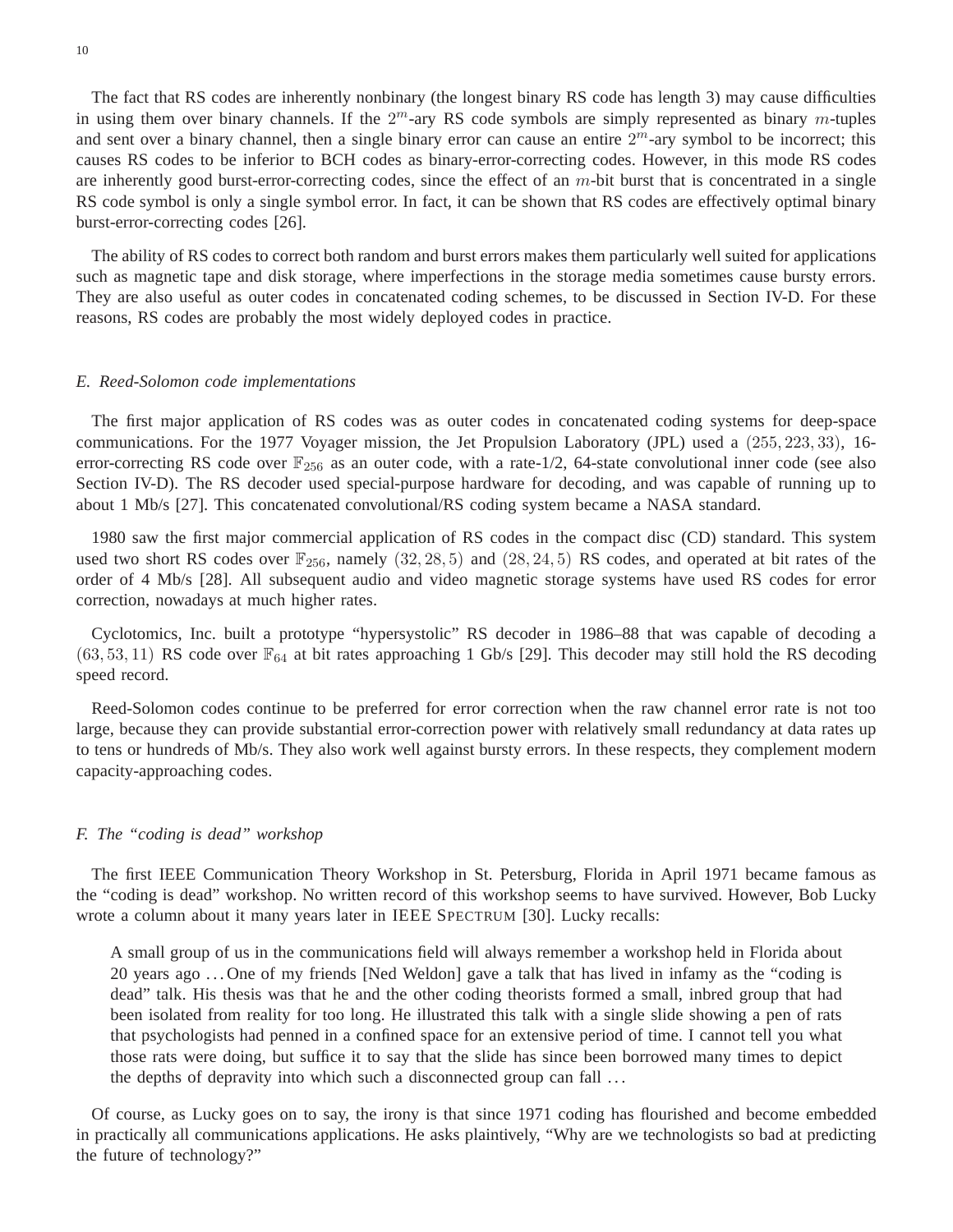The fact that RS codes are inherently nonbinary (the longest binary RS code has length 3) may cause difficulties in using them over binary channels. If the $2^m$-ary RS code symbols are simply represented as binary $m$-tuples and sent over a binary channel, then a single binary error can cause an entire $2^m$-ary symbol to be incorrect; this causes RS codes to be inferior to BCH codes as binary-error-correcting codes. However, in this mode RS codes are inherently good burst-error-correcting codes, since the effect of an $m$-bit burst that is concentrated in a single RS code symbol is only a single symbol error. In fact, it can be shown that RS codes are effectively optimal binary burst-error-correcting codes [26].

The ability of RS codes to correct both random and burst errors makes them particularly well suited for applications such as magnetic tape and disk storage, where imperfections in the storage media sometimes cause bursty errors. They are also useful as outer codes in concatenated coding schemes, to be discussed in Section IV-D. For these reasons, RS codes are probably the most widely deployed codes in practice.

### *E. Reed-Solomon code implementations*

The first major application of RS codes was as outer codes in concatenated coding systems for deep-space communications. For the 1977 Voyager mission, the Jet Propulsion Laboratory (JPL) used a $(255, 223, 33)$, 16-error-correcting RS code over $\mathbb{F}_{256}$ as an outer code, with a rate-1/2, 64-state convolutional inner code (see also Section IV-D). The RS decoder used special-purpose hardware for decoding, and was capable of running up to about 1 Mb/s [27]. This concatenated convolutional/RS coding system became a NASA standard.

1980 saw the first major commercial application of RS codes in the compact disc (CD) standard. This system used two short RS codes over $\mathbb{F}_{256}$, namely $(32, 28, 5)$ and $(28, 24, 5)$ RS codes, and operated at bit rates of the order of 4 Mb/s [28]. All subsequent audio and video magnetic storage systems have used RS codes for error correction, nowadays at much higher rates.

Cyclotomics, Inc. built a prototype "hypersystolic" RS decoder in 1986–88 that was capable of decoding a $(63, 53, 11)$ RS code over $\mathbb{F}_{64}$ at bit rates approaching 1 Gb/s [29]. This decoder may still hold the RS decoding speed record.

Reed-Solomon codes continue to be preferred for error correction when the raw channel error rate is not too large, because they can provide substantial error-correction power with relatively small redundancy at data rates up to tens or hundreds of Mb/s. They also work well against bursty errors. In these respects, they complement modern capacity-approaching codes.

### *F. The "coding is dead" workshop*

The first IEEE Communication Theory Workshop in St. Petersburg, Florida in April 1971 became famous as the "coding is dead" workshop. No written record of this workshop seems to have survived. However, Bob Lucky wrote a column about it many years later in IEEE SPECTRUM [30]. Lucky recalls:

> A small group of us in the communications field will always remember a workshop held in Florida about 20 years ago ... One of my friends [Ned Weldon] gave a talk that has lived in infamy as the "coding is dead" talk. His thesis was that he and the other coding theorists formed a small, inbred group that had been isolated from reality for too long. He illustrated this talk with a single slide showing a pen of rats that psychologists had penned in a confined space for an extensive period of time. I cannot tell you what those rats were doing, but suffice it to say that the slide has since been borrowed many times to depict the depths of depravity into which such a disconnected group can fall ...

Of course, as Lucky goes on to say, the irony is that since 1971 coding has flourished and become embedded in practically all communications applications. He asks plaintively, "Why are we technologists so bad at predicting the future of technology?"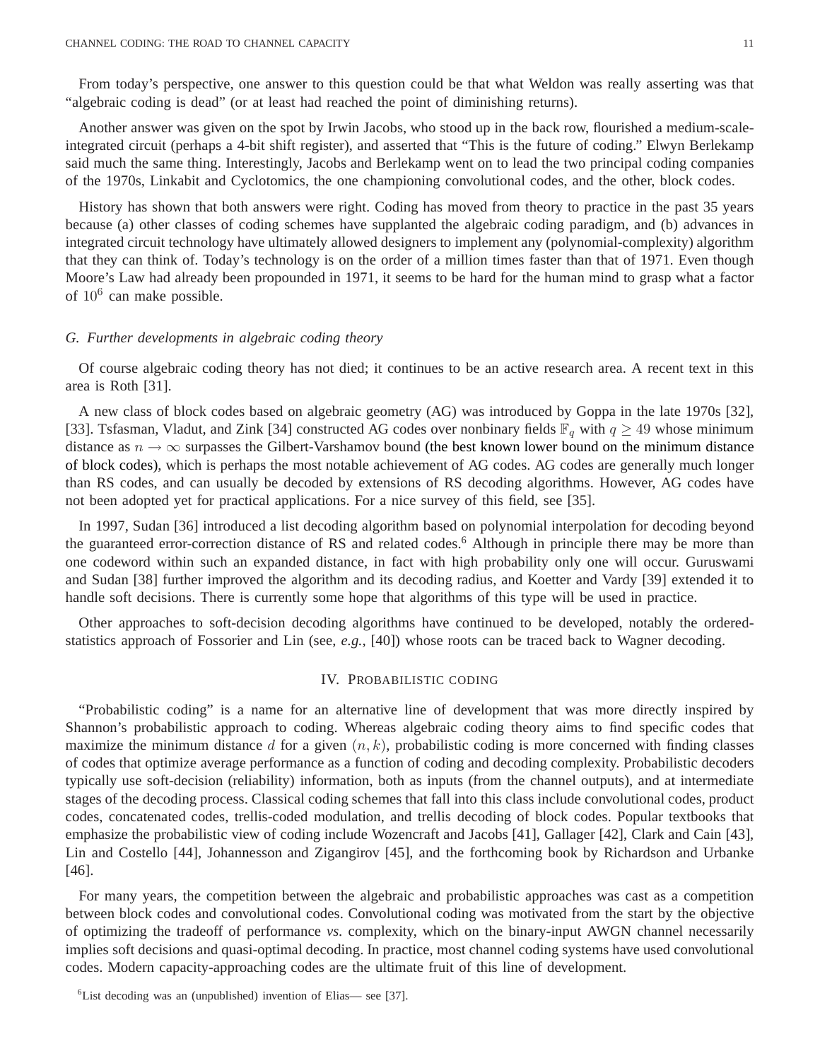From today's perspective, one answer to this question could be that what Weldon was really asserting was that "algebraic coding is dead" (or at least had reached the point of diminishing returns).

Another answer was given on the spot by Irwin Jacobs, who stood up in the back row, flourished a medium-scale-integrated circuit (perhaps a 4-bit shift register), and asserted that "This is the future of coding." Elwyn Berlekamp said much the same thing. Interestingly, Jacobs and Berlekamp went on to lead the two principal coding companies of the 1970s, Linkabit and Cyclotomics, the one championing convolutional codes, and the other, block codes.

History has shown that both answers were right. Coding has moved from theory to practice in the past 35 years because (a) other classes of coding schemes have supplanted the algebraic coding paradigm, and (b) advances in integrated circuit technology have ultimately allowed designers to implement any (polynomial-complexity) algorithm that they can think of. Today's technology is on the order of a million times faster than that of 1971. Even though Moore's Law had already been propounded in 1971, it seems to be hard for the human mind to grasp what a factor of $10^6$ can make possible.

### *G. Further developments in algebraic coding theory*

Of course algebraic coding theory has not died; it continues to be an active research area. A recent text in this area is Roth [31].

A new class of block codes based on algebraic geometry (AG) was introduced by Goppa in the late 1970s [32], [33]. Tsfasman, Vladut, and Zink [34] constructed AG codes over nonbinary fields $\mathbb{F}_q$ with $q \geq 49$ whose minimum distance as $n \to \infty$ surpasses the Gilbert-Varshamov bound (the best known lower bound on the minimum distance of block codes), which is perhaps the most notable achievement of AG codes. AG codes are generally much longer than RS codes, and can usually be decoded by extensions of RS decoding algorithms. However, AG codes have not been adopted yet for practical applications. For a nice survey of this field, see [35].

In 1997, Sudan [36] introduced a list decoding algorithm based on polynomial interpolation for decoding beyond the guaranteed error-correction distance of RS and related codes.[6] Although in principle there may be more than one codeword within such an expanded distance, in fact with high probability only one will occur. Guruswami and Sudan [38] further improved the algorithm and its decoding radius, and Koetter and Vardy [39] extended it to handle soft decisions. There is currently some hope that algorithms of this type will be used in practice.

Other approaches to soft-decision decoding algorithms have continued to be developed, notably the ordered-statistics approach of Fossorier and Lin (see, *e.g.*, [40]) whose roots can be traced back to Wagner decoding.

## IV. Probabilistic coding

"Probabilistic coding" is a name for an alternative line of development that was more directly inspired by Shannon's probabilistic approach to coding. Whereas algebraic coding theory aims to find specific codes that maximize the minimum distance $d$ for a given $(n, k)$, probabilistic coding is more concerned with finding classes of codes that optimize average performance as a function of coding and decoding complexity. Probabilistic decoders typically use soft-decision (reliability) information, both as inputs (from the channel outputs), and at intermediate stages of the decoding process. Classical coding schemes that fall into this class include convolutional codes, product codes, concatenated codes, trellis-coded modulation, and trellis decoding of block codes. Popular textbooks that emphasize the probabilistic view of coding include Wozencraft and Jacobs [41], Gallager [42], Clark and Cain [43], Lin and Costello [44], Johannesson and Zigangirov [45], and the forthcoming book by Richardson and Urbanke [46].

For many years, the competition between the algebraic and probabilistic approaches was cast as a competition between block codes and convolutional codes. Convolutional coding was motivated from the start by the objective of optimizing the tradeoff of performance *vs.* complexity, which on the binary-input AWGN channel necessarily implies soft decisions and quasi-optimal decoding. In practice, most channel coding systems have used convolutional codes. Modern capacity-approaching codes are the ultimate fruit of this line of development.

[6] List decoding was an (unpublished) invention of Elias— see [37].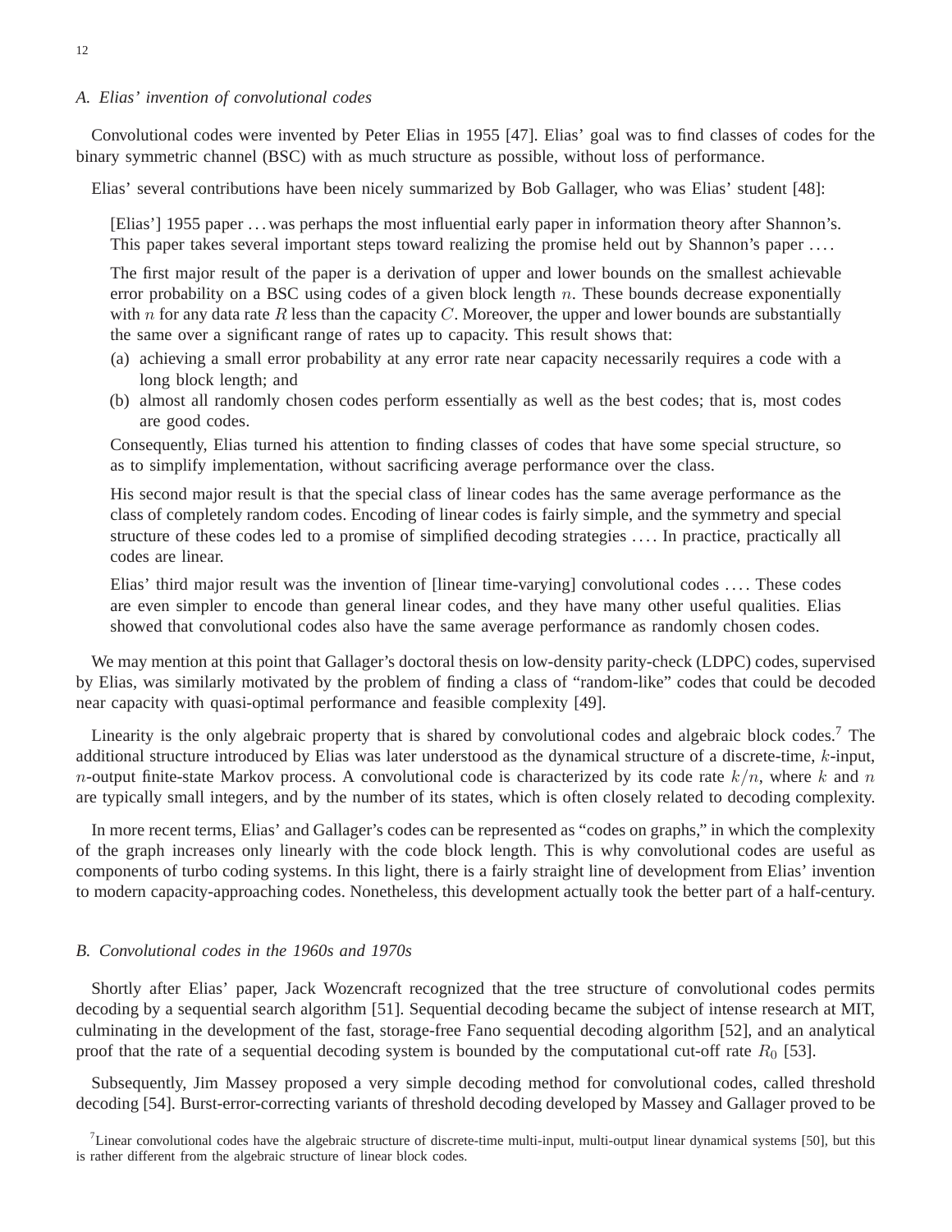### A. Elias' invention of convolutional codes

Convolutional codes were invented by Peter Elias in 1955 [47]. Elias' goal was to find classes of codes for the binary symmetric channel (BSC) with as much structure as possible, without loss of performance.

Elias' several contributions have been nicely summarized by Bob Gallager, who was Elias' student [48]:

> [Elias'] 1955 paper . . . was perhaps the most influential early paper in information theory after Shannon's. This paper takes several important steps toward realizing the promise held out by Shannon's paper . . . .
>
> The first major result of the paper is a derivation of upper and lower bounds on the smallest achievable error probability on a BSC using codes of a given block length $n$. These bounds decrease exponentially with $n$ for any data rate $R$ less than the capacity $C$. Moreover, the upper and lower bounds are substantially the same over a significant range of rates up to capacity. This result shows that:
>
> (a) achieving a small error probability at any error rate near capacity necessarily requires a code with a long block length; and
>
> (b) almost all randomly chosen codes perform essentially as well as the best codes; that is, most codes are good codes.
>
> Consequently, Elias turned his attention to finding classes of codes that have some special structure, so as to simplify implementation, without sacrificing average performance over the class.
>
> His second major result is that the special class of linear codes has the same average performance as the class of completely random codes. Encoding of linear codes is fairly simple, and the symmetry and special structure of these codes led to a promise of simplified decoding strategies . . . . In practice, practically all codes are linear.
>
> Elias' third major result was the invention of [linear time-varying] convolutional codes . . . . These codes are even simpler to encode than general linear codes, and they have many other useful qualities. Elias showed that convolutional codes also have the same average performance as randomly chosen codes.

We may mention at this point that Gallager's doctoral thesis on low-density parity-check (LDPC) codes, supervised by Elias, was similarly motivated by the problem of finding a class of "random-like" codes that could be decoded near capacity with quasi-optimal performance and feasible complexity [49].

Linearity is the only algebraic property that is shared by convolutional codes and algebraic block codes.[7] The additional structure introduced by Elias was later understood as the dynamical structure of a discrete-time, $k$-input, $n$-output finite-state Markov process. A convolutional code is characterized by its code rate $k/n$, where $k$ and $n$ are typically small integers, and by the number of its states, which is often closely related to decoding complexity.

In more recent terms, Elias' and Gallager's codes can be represented as "codes on graphs," in which the complexity of the graph increases only linearly with the code block length. This is why convolutional codes are useful as components of turbo coding systems. In this light, there is a fairly straight line of development from Elias' invention to modern capacity-approaching codes. Nonetheless, this development actually took the better part of a half-century.

### B. Convolutional codes in the 1960s and 1970s

Shortly after Elias' paper, Jack Wozencraft recognized that the tree structure of convolutional codes permits decoding by a sequential search algorithm [51]. Sequential decoding became the subject of intense research at MIT, culminating in the development of the fast, storage-free Fano sequential decoding algorithm [52], and an analytical proof that the rate of a sequential decoding system is bounded by the computational cut-off rate $R_0$ [53].

Subsequently, Jim Massey proposed a very simple decoding method for convolutional codes, called threshold decoding [54]. Burst-error-correcting variants of threshold decoding developed by Massey and Gallager proved to be

[7] Linear convolutional codes have the algebraic structure of discrete-time multi-input, multi-output linear dynamical systems [50], but this is rather different from the algebraic structure of linear block codes.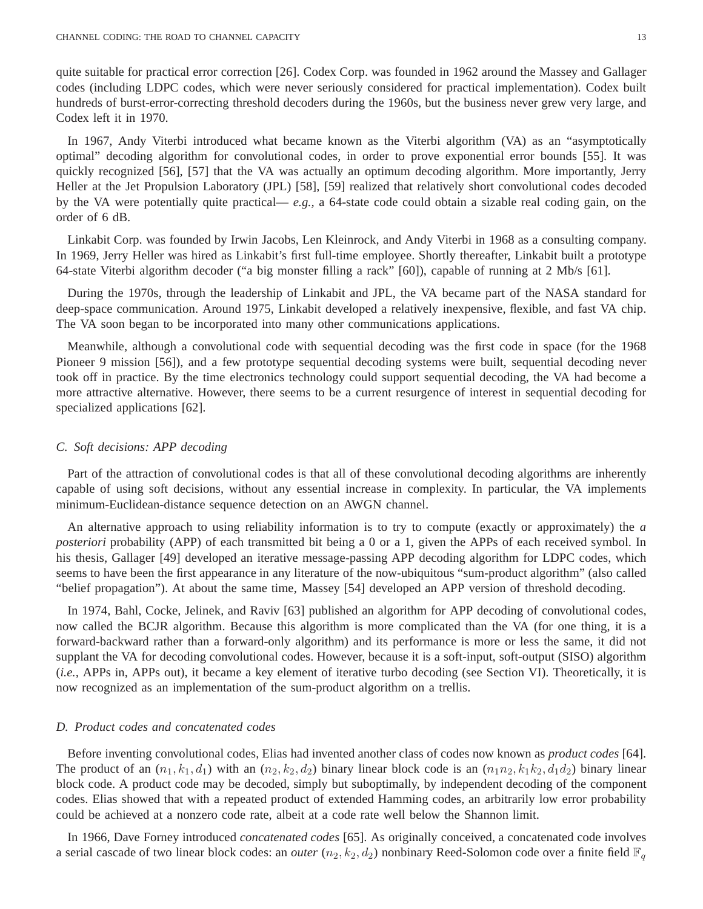quite suitable for practical error correction [26]. Codex Corp. was founded in 1962 around the Massey and Gallager codes (including LDPC codes, which were never seriously considered for practical implementation). Codex built hundreds of burst-error-correcting threshold decoders during the 1960s, but the business never grew very large, and Codex left it in 1970.

In 1967, Andy Viterbi introduced what became known as the Viterbi algorithm (VA) as an "asymptotically optimal" decoding algorithm for convolutional codes, in order to prove exponential error bounds [55]. It was quickly recognized [56], [57] that the VA was actually an optimum decoding algorithm. More importantly, Jerry Heller at the Jet Propulsion Laboratory (JPL) [58], [59] realized that relatively short convolutional codes decoded by the VA were potentially quite practical— *e.g.*, a 64-state code could obtain a sizable real coding gain, on the order of 6 dB.

Linkabit Corp. was founded by Irwin Jacobs, Len Kleinrock, and Andy Viterbi in 1968 as a consulting company. In 1969, Jerry Heller was hired as Linkabit's first full-time employee. Shortly thereafter, Linkabit built a prototype 64-state Viterbi algorithm decoder ("a big monster filling a rack" [60]), capable of running at 2 Mb/s [61].

During the 1970s, through the leadership of Linkabit and JPL, the VA became part of the NASA standard for deep-space communication. Around 1975, Linkabit developed a relatively inexpensive, flexible, and fast VA chip. The VA soon began to be incorporated into many other communications applications.

Meanwhile, although a convolutional code with sequential decoding was the first code in space (for the 1968 Pioneer 9 mission [56]), and a few prototype sequential decoding systems were built, sequential decoding never took off in practice. By the time electronics technology could support sequential decoding, the VA had become a more attractive alternative. However, there seems to be a current resurgence of interest in sequential decoding for specialized applications [62].

### C. Soft decisions: APP decoding

Part of the attraction of convolutional codes is that all of these convolutional decoding algorithms are inherently capable of using soft decisions, without any essential increase in complexity. In particular, the VA implements minimum-Euclidean-distance sequence detection on an AWGN channel.

An alternative approach to using reliability information is to try to compute (exactly or approximately) the *a posteriori* probability (APP) of each transmitted bit being a 0 or a 1, given the APPs of each received symbol. In his thesis, Gallager [49] developed an iterative message-passing APP decoding algorithm for LDPC codes, which seems to have been the first appearance in any literature of the now-ubiquitous "sum-product algorithm" (also called "belief propagation"). At about the same time, Massey [54] developed an APP version of threshold decoding.

In 1974, Bahl, Cocke, Jelinek, and Raviv [63] published an algorithm for APP decoding of convolutional codes, now called the BCJR algorithm. Because this algorithm is more complicated than the VA (for one thing, it is a forward-backward rather than a forward-only algorithm) and its performance is more or less the same, it did not supplant the VA for decoding convolutional codes. However, because it is a soft-input, soft-output (SISO) algorithm (*i.e.*, APPs in, APPs out), it became a key element of iterative turbo decoding (see Section VI). Theoretically, it is now recognized as an implementation of the sum-product algorithm on a trellis.

### D. Product codes and concatenated codes

Before inventing convolutional codes, Elias had invented another class of codes now known as *product codes* [64]. The product of an $(n_1, k_1, d_1)$ with an $(n_2, k_2, d_2)$ binary linear block code is an $(n_1 n_2, k_1 k_2, d_1 d_2)$ binary linear block code. A product code may be decoded, simply but suboptimally, by independent decoding of the component codes. Elias showed that with a repeated product of extended Hamming codes, an arbitrarily low error probability could be achieved at a nonzero code rate, albeit at a code rate well below the Shannon limit.

In 1966, Dave Forney introduced *concatenated codes* [65]. As originally conceived, a concatenated code involves a serial cascade of two linear block codes: an *outer* $(n_2, k_2, d_2)$ nonbinary Reed-Solomon code over a finite field $\mathbb{F}_q$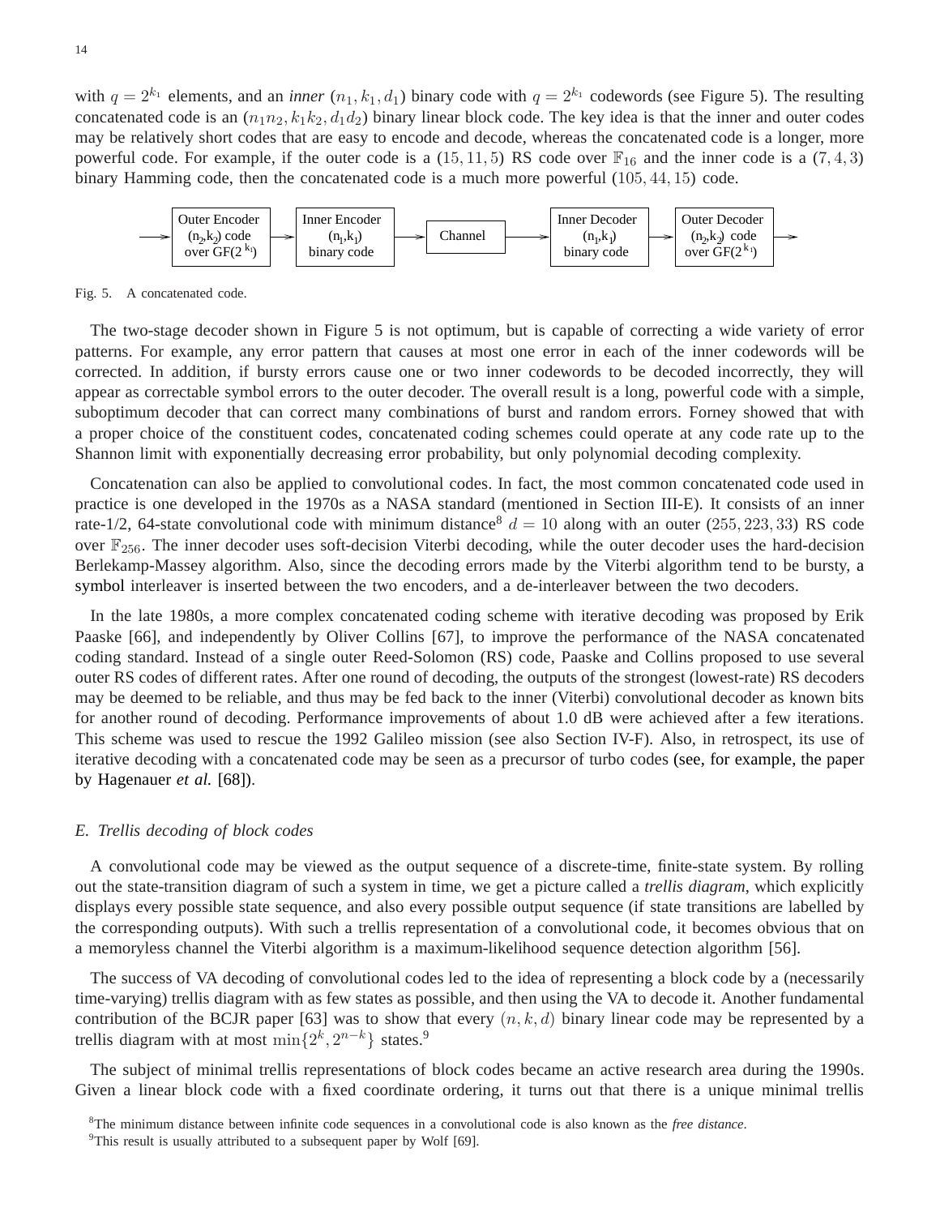with $q = 2^{k_1}$ elements, and an *inner* $(n_1, k_1, d_1)$ binary code with $q = 2^{k_1}$ codewords (see Figure 5). The resulting concatenated code is an $(n_1 n_2, k_1 k_2, d_1 d_2)$ binary linear block code. The key idea is that the inner and outer codes may be relatively short codes that are easy to encode and decode, whereas the concatenated code is a longer, more powerful code. For example, if the outer code is a $(15, 11, 5)$ RS code over $\mathbb{F}_{16}$ and the inner code is a $(7, 4, 3)$ binary Hamming code, then the concatenated code is a much more powerful $(105, 44, 15)$ code.

Outer Encoder $(n_2,k_2)$ code over GF($2^{k_1}$) → Inner Encoder $(n_1,k_1)$ binary code → Channel → Inner Decoder $(n_1,k_1)$ binary code → Outer Decoder $(n_2,k_2)$ code over GF($2^{k_1}$)

Fig. 5. A concatenated code.

The two-stage decoder shown in Figure 5 is not optimum, but is capable of correcting a wide variety of error patterns. For example, any error pattern that causes at most one error in each of the inner codewords will be corrected. In addition, if bursty errors cause one or two inner codewords to be decoded incorrectly, they will appear as correctable symbol errors to the outer decoder. The overall result is a long, powerful code with a simple, suboptimum decoder that can correct many combinations of burst and random errors. Forney showed that with a proper choice of the constituent codes, concatenated coding schemes could operate at any code rate up to the Shannon limit with exponentially decreasing error probability, but only polynomial decoding complexity.

Concatenation can also be applied to convolutional codes. In fact, the most common concatenated code used in practice is one developed in the 1970s as a NASA standard (mentioned in Section III-E). It consists of an inner rate-1/2, 64-state convolutional code with minimum distance[8] $d = 10$ along with an outer $(255, 223, 33)$ RS code over $\mathbb{F}_{256}$. The inner decoder uses soft-decision Viterbi decoding, while the outer decoder uses the hard-decision Berlekamp-Massey algorithm. Also, since the decoding errors made by the Viterbi algorithm tend to be bursty, a symbol interleaver is inserted between the two encoders, and a de-interleaver between the two decoders.

In the late 1980s, a more complex concatenated coding scheme with iterative decoding was proposed by Erik Paaske [66], and independently by Oliver Collins [67], to improve the performance of the NASA concatenated coding standard. Instead of a single outer Reed-Solomon (RS) code, Paaske and Collins proposed to use several outer RS codes of different rates. After one round of decoding, the outputs of the strongest (lowest-rate) RS decoders may be deemed to be reliable, and thus may be fed back to the inner (Viterbi) convolutional decoder as known bits for another round of decoding. Performance improvements of about 1.0 dB were achieved after a few iterations. This scheme was used to rescue the 1992 Galileo mission (see also Section IV-F). Also, in retrospect, its use of iterative decoding with a concatenated code may be seen as a precursor of turbo codes (see, for example, the paper by Hagenauer *et al.* [68]).

### *E. Trellis decoding of block codes*

A convolutional code may be viewed as the output sequence of a discrete-time, finite-state system. By rolling out the state-transition diagram of such a system in time, we get a picture called a *trellis diagram*, which explicitly displays every possible state sequence, and also every possible output sequence (if state transitions are labelled by the corresponding outputs). With such a trellis representation of a convolutional code, it becomes obvious that on a memoryless channel the Viterbi algorithm is a maximum-likelihood sequence detection algorithm [56].

The success of VA decoding of convolutional codes led to the idea of representing a block code by a (necessarily time-varying) trellis diagram with as few states as possible, and then using the VA to decode it. Another fundamental contribution of the BCJR paper [63] was to show that every $(n, k, d)$ binary linear code may be represented by a trellis diagram with at most $\min\{2^k, 2^{n-k}\}$ states.[9]

The subject of minimal trellis representations of block codes became an active research area during the 1990s. Given a linear block code with a fixed coordinate ordering, it turns out that there is a unique minimal trellis

[8] The minimum distance between infinite code sequences in a convolutional code is also known as the *free distance*.

[9] This result is usually attributed to a subsequent paper by Wolf [69].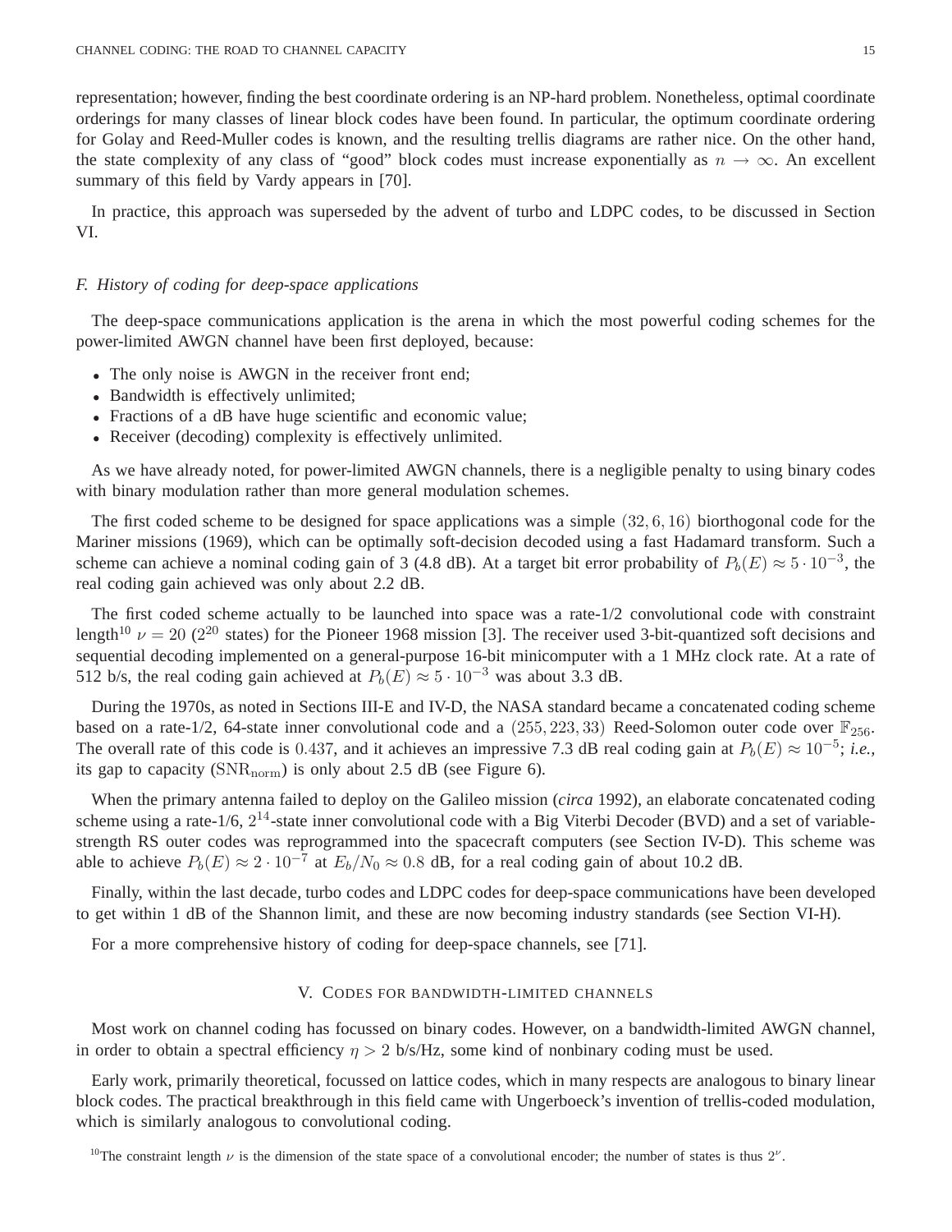representation; however, finding the best coordinate ordering is an NP-hard problem. Nonetheless, optimal coordinate orderings for many classes of linear block codes have been found. In particular, the optimum coordinate ordering for Golay and Reed-Muller codes is known, and the resulting trellis diagrams are rather nice. On the other hand, the state complexity of any class of "good" block codes must increase exponentially as $n \to \infty$. An excellent summary of this field by Vardy appears in [70].

In practice, this approach was superseded by the advent of turbo and LDPC codes, to be discussed in Section VI.

### *F. History of coding for deep-space applications*

The deep-space communications application is the arena in which the most powerful coding schemes for the power-limited AWGN channel have been first deployed, because:

- The only noise is AWGN in the receiver front end;
- Bandwidth is effectively unlimited;
- Fractions of a dB have huge scientific and economic value;
- Receiver (decoding) complexity is effectively unlimited.

As we have already noted, for power-limited AWGN channels, there is a negligible penalty to using binary codes with binary modulation rather than more general modulation schemes.

The first coded scheme to be designed for space applications was a simple $(32, 6, 16)$ biorthogonal code for the Mariner missions (1969), which can be optimally soft-decision decoded using a fast Hadamard transform. Such a scheme can achieve a nominal coding gain of 3 (4.8 dB). At a target bit error probability of $P_b(E) \approx 5 \cdot 10^{-3}$, the real coding gain achieved was only about 2.2 dB.

The first coded scheme actually to be launched into space was a rate-1/2 convolutional code with constraint length[10] $\nu = 20$ ($2^{20}$ states) for the Pioneer 1968 mission [3]. The receiver used 3-bit-quantized soft decisions and sequential decoding implemented on a general-purpose 16-bit minicomputer with a 1 MHz clock rate. At a rate of 512 b/s, the real coding gain achieved at $P_b(E) \approx 5 \cdot 10^{-3}$ was about 3.3 dB.

During the 1970s, as noted in Sections III-E and IV-D, the NASA standard became a concatenated coding scheme based on a rate-1/2, 64-state inner convolutional code and a $(255, 223, 33)$ Reed-Solomon outer code over $\mathbb{F}_{256}$. The overall rate of this code is $0.437$, and it achieves an impressive 7.3 dB real coding gain at $P_b(E) \approx 10^{-5}$; *i.e.,* its gap to capacity ($\mathrm{SNR}_{\mathrm{norm}}$) is only about 2.5 dB (see Figure 6).

When the primary antenna failed to deploy on the Galileo mission (*circa* 1992), an elaborate concatenated coding scheme using a rate-1/6, $2^{14}$-state inner convolutional code with a Big Viterbi Decoder (BVD) and a set of variable-strength RS outer codes was reprogrammed into the spacecraft computers (see Section IV-D). This scheme was able to achieve $P_b(E) \approx 2 \cdot 10^{-7}$ at $E_b/N_0 \approx 0.8$ dB, for a real coding gain of about 10.2 dB.

Finally, within the last decade, turbo codes and LDPC codes for deep-space communications have been developed to get within 1 dB of the Shannon limit, and these are now becoming industry standards (see Section VI-H).

For a more comprehensive history of coding for deep-space channels, see [71].

## V. Codes for bandwidth-limited channels

Most work on channel coding has focussed on binary codes. However, on a bandwidth-limited AWGN channel, in order to obtain a spectral efficiency $\eta > 2$ b/s/Hz, some kind of nonbinary coding must be used.

Early work, primarily theoretical, focussed on lattice codes, which in many respects are analogous to binary linear block codes. The practical breakthrough in this field came with Ungerboeck's invention of trellis-coded modulation, which is similarly analogous to convolutional coding.

[10] The constraint length $\nu$ is the dimension of the state space of a convolutional encoder; the number of states is thus $2^\nu$.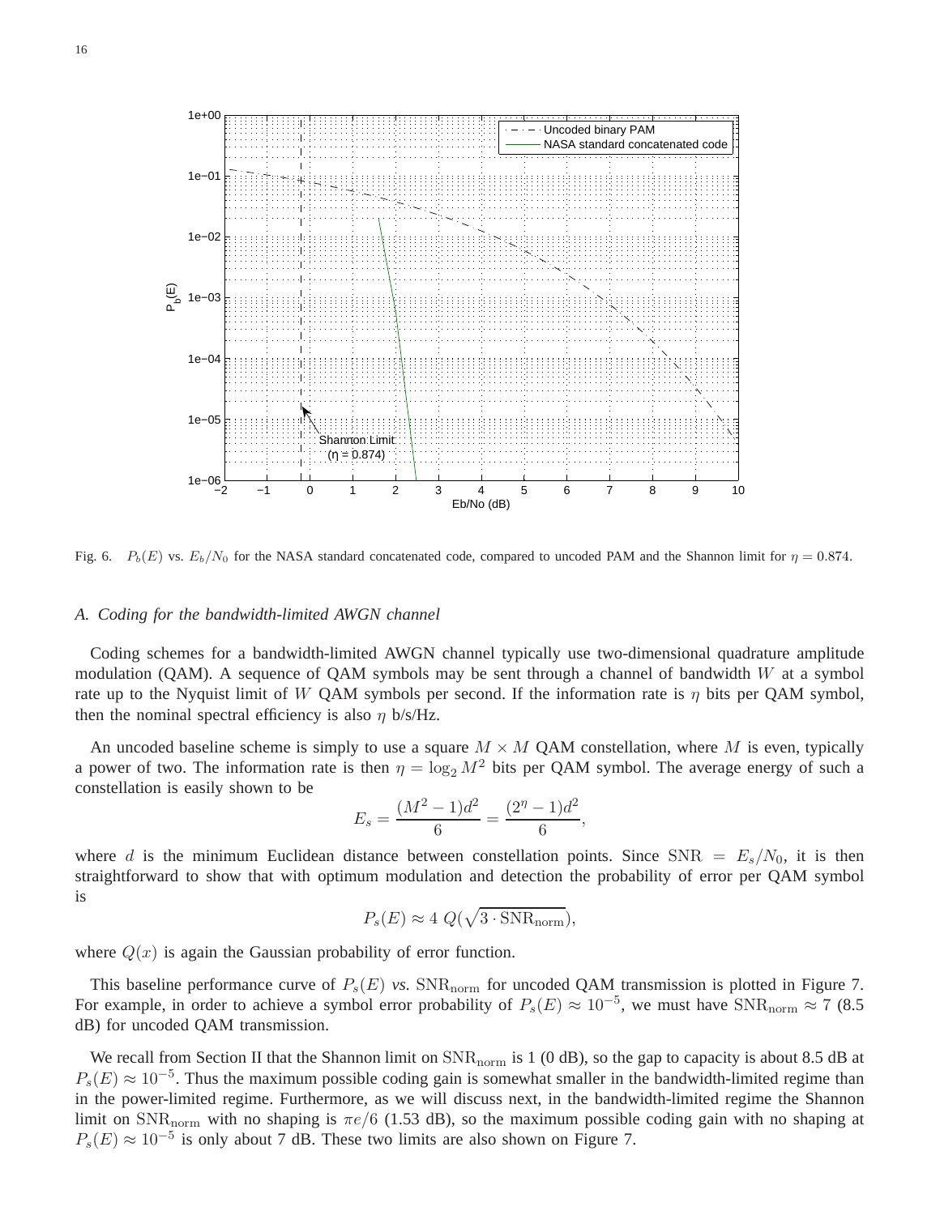Fig. 6. $P_b(E)$ vs. $E_b/N_0$ for the NASA standard concatenated code, compared to uncoded PAM and the Shannon limit for $\eta = 0.874$.

### *A. Coding for the bandwidth-limited AWGN channel*

Coding schemes for a bandwidth-limited AWGN channel typically use two-dimensional quadrature amplitude modulation (QAM). A sequence of QAM symbols may be sent through a channel of bandwidth $W$ at a symbol rate up to the Nyquist limit of $W$ QAM symbols per second. If the information rate is $\eta$ bits per QAM symbol, then the nominal spectral efficiency is also $\eta$ b/s/Hz.

An uncoded baseline scheme is simply to use a square $M \times M$ QAM constellation, where $M$ is even, typically a power of two. The information rate is then $\eta = \log_2 M^2$ bits per QAM symbol. The average energy of such a constellation is easily shown to be

$$E_s = \frac{(M^2 - 1)d^2}{6} = \frac{(2^\eta - 1)d^2}{6},$$

where $d$ is the minimum Euclidean distance between constellation points. Since $\mathrm{SNR} = E_s/N_0$, it is then straightforward to show that with optimum modulation and detection the probability of error per QAM symbol is

$$P_s(E) \approx 4\ Q(\sqrt{3 \cdot \mathrm{SNR}_{\mathrm{norm}}}),$$

where $Q(x)$ is again the Gaussian probability of error function.

This baseline performance curve of $P_s(E)$ *vs.* $\mathrm{SNR}_{\mathrm{norm}}$ for uncoded QAM transmission is plotted in Figure 7. For example, in order to achieve a symbol error probability of $P_s(E) \approx 10^{-5}$, we must have $\mathrm{SNR}_{\mathrm{norm}} \approx 7$ (8.5 dB) for uncoded QAM transmission.

We recall from Section II that the Shannon limit on $\mathrm{SNR}_{\mathrm{norm}}$ is 1 (0 dB), so the gap to capacity is about 8.5 dB at $P_s(E) \approx 10^{-5}$. Thus the maximum possible coding gain is somewhat smaller in the bandwidth-limited regime than in the power-limited regime. Furthermore, as we will discuss next, in the bandwidth-limited regime the Shannon limit on $\mathrm{SNR}_{\mathrm{norm}}$ with no shaping is $\pi e/6$ (1.53 dB), so the maximum possible coding gain with no shaping at $P_s(E) \approx 10^{-5}$ is only about 7 dB. These two limits are also shown on Figure 7.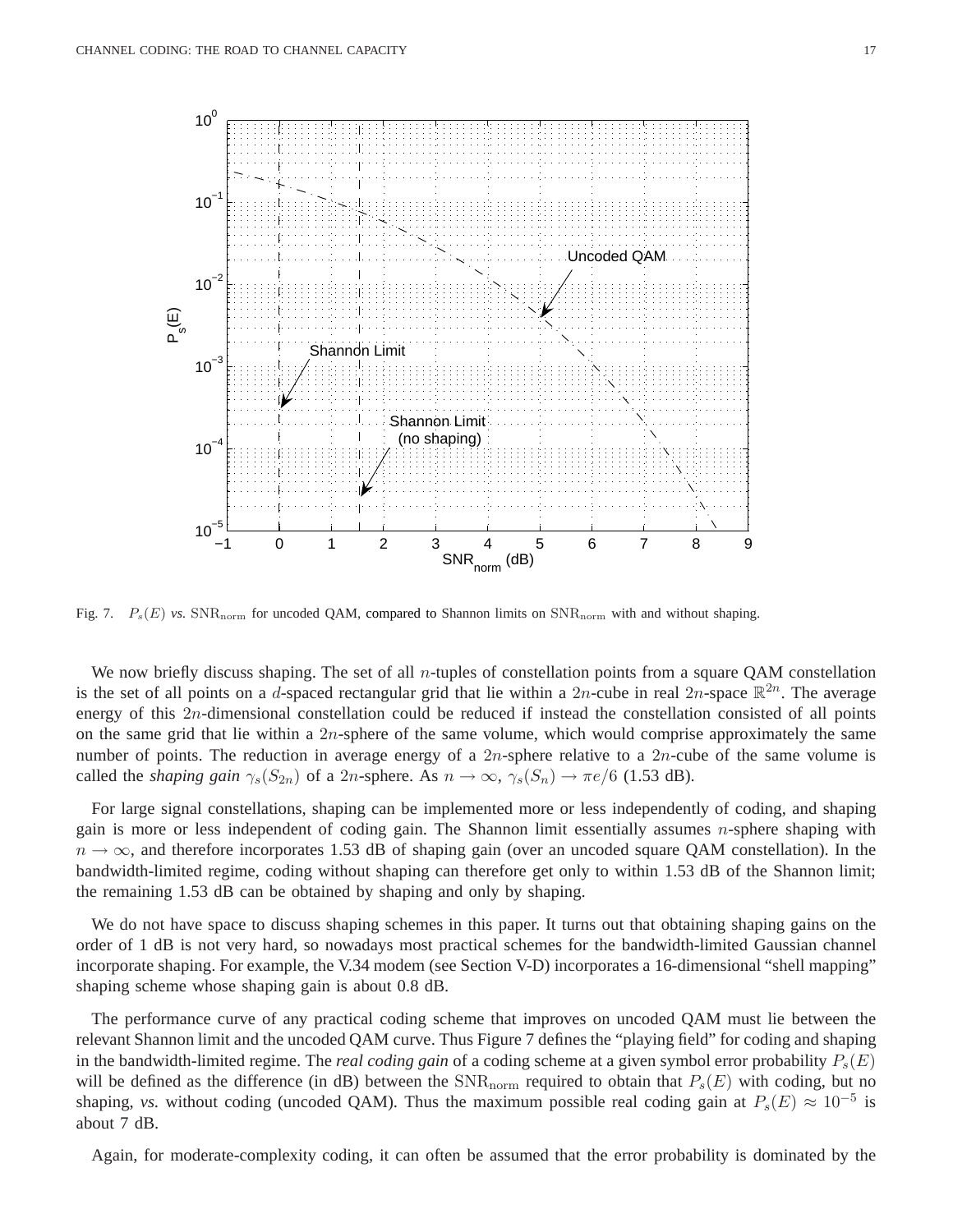Fig. 7. $P_s(E)$ *vs.* $\mathrm{SNR}_{\mathrm{norm}}$ for uncoded QAM, compared to Shannon limits on $\mathrm{SNR}_{\mathrm{norm}}$ with and without shaping.

We now briefly discuss shaping. The set of all $n$-tuples of constellation points from a square QAM constellation is the set of all points on a $d$-spaced rectangular grid that lie within a $2n$-cube in real $2n$-space $\mathbb{R}^{2n}$. The average energy of this $2n$-dimensional constellation could be reduced if instead the constellation consisted of all points on the same grid that lie within a $2n$-sphere of the same volume, which would comprise approximately the same number of points. The reduction in average energy of a $2n$-sphere relative to a $2n$-cube of the same volume is called the *shaping gain* $\gamma_s(S_{2n})$ of a $2n$-sphere. As $n \to \infty$, $\gamma_s(S_n) \to \pi e/6$ (1.53 dB).

For large signal constellations, shaping can be implemented more or less independently of coding, and shaping gain is more or less independent of coding gain. The Shannon limit essentially assumes $n$-sphere shaping with $n \to \infty$, and therefore incorporates 1.53 dB of shaping gain (over an uncoded square QAM constellation). In the bandwidth-limited regime, coding without shaping can therefore get only to within 1.53 dB of the Shannon limit; the remaining 1.53 dB can be obtained by shaping and only by shaping.

We do not have space to discuss shaping schemes in this paper. It turns out that obtaining shaping gains on the order of 1 dB is not very hard, so nowadays most practical schemes for the bandwidth-limited Gaussian channel incorporate shaping. For example, the V.34 modem (see Section V-D) incorporates a 16-dimensional "shell mapping" shaping scheme whose shaping gain is about 0.8 dB.

The performance curve of any practical coding scheme that improves on uncoded QAM must lie between the relevant Shannon limit and the uncoded QAM curve. Thus Figure 7 defines the "playing field" for coding and shaping in the bandwidth-limited regime. The *real coding gain* of a coding scheme at a given symbol error probability $P_s(E)$ will be defined as the difference (in dB) between the $\mathrm{SNR}_{\mathrm{norm}}$ required to obtain that $P_s(E)$ with coding, but no shaping, *vs.* without coding (uncoded QAM). Thus the maximum possible real coding gain at $P_s(E) \approx 10^{-5}$ is about 7 dB.

Again, for moderate-complexity coding, it can often be assumed that the error probability is dominated by the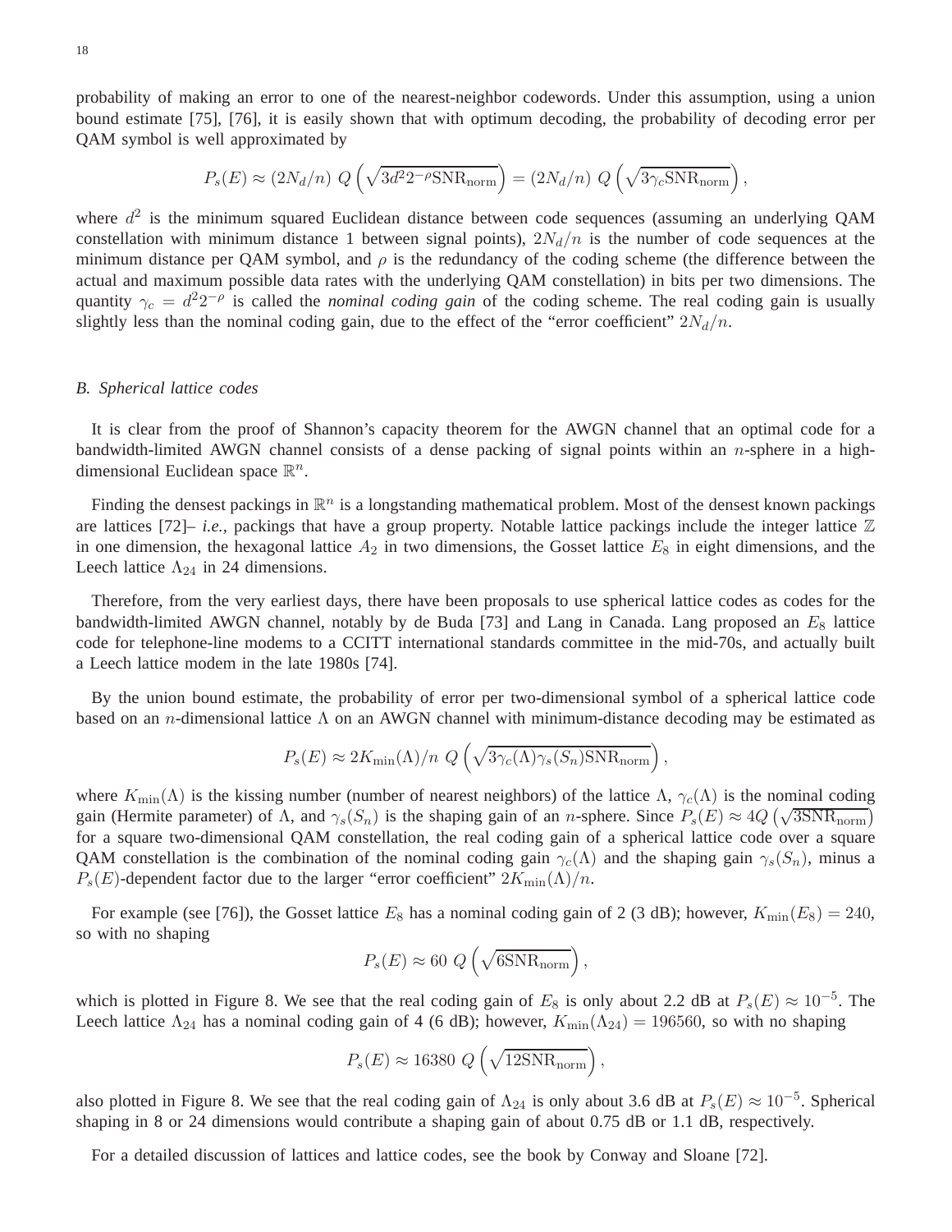probability of making an error to one of the nearest-neighbor codewords. Under this assumption, using a union bound estimate [75], [76], it is easily shown that with optimum decoding, the probability of decoding error per QAM symbol is well approximated by

$$P_s(E) \approx (2N_d/n)\ Q\left(\sqrt{3d^2 2^{-\rho}\mathrm{SNR}_{\mathrm{norm}}}\right) = (2N_d/n)\ Q\left(\sqrt{3\gamma_c \mathrm{SNR}_{\mathrm{norm}}}\right),$$

where $d^2$ is the minimum squared Euclidean distance between code sequences (assuming an underlying QAM constellation with minimum distance 1 between signal points), $2N_d/n$ is the number of code sequences at the minimum distance per QAM symbol, and $\rho$ is the redundancy of the coding scheme (the difference between the actual and maximum possible data rates with the underlying QAM constellation) in bits per two dimensions. The quantity $\gamma_c = d^2 2^{-\rho}$ is called the *nominal coding gain* of the coding scheme. The real coding gain is usually slightly less than the nominal coding gain, due to the effect of the "error coefficient" $2N_d/n$.

### B. Spherical lattice codes

It is clear from the proof of Shannon's capacity theorem for the AWGN channel that an optimal code for a bandwidth-limited AWGN channel consists of a dense packing of signal points within an $n$-sphere in a high-dimensional Euclidean space $\mathbb{R}^n$.

Finding the densest packings in $\mathbb{R}^n$ is a longstanding mathematical problem. Most of the densest known packings are lattices [72]– *i.e.*, packings that have a group property. Notable lattice packings include the integer lattice $\mathbb{Z}$ in one dimension, the hexagonal lattice $A_2$ in two dimensions, the Gosset lattice $E_8$ in eight dimensions, and the Leech lattice $\Lambda_{24}$ in 24 dimensions.

Therefore, from the very earliest days, there have been proposals to use spherical lattice codes as codes for the bandwidth-limited AWGN channel, notably by de Buda [73] and Lang in Canada. Lang proposed an $E_8$ lattice code for telephone-line modems to a CCITT international standards committee in the mid-70s, and actually built a Leech lattice modem in the late 1980s [74].

By the union bound estimate, the probability of error per two-dimensional symbol of a spherical lattice code based on an $n$-dimensional lattice $\Lambda$ on an AWGN channel with minimum-distance decoding may be estimated as

$$P_s(E) \approx 2K_{\min}(\Lambda)/n\ Q\left(\sqrt{3\gamma_c(\Lambda)\gamma_s(S_n)\mathrm{SNR}_{\mathrm{norm}}}\right),$$

where $K_{\min}(\Lambda)$ is the kissing number (number of nearest neighbors) of the lattice $\Lambda$, $\gamma_c(\Lambda)$ is the nominal coding gain (Hermite parameter) of $\Lambda$, and $\gamma_s(S_n)$ is the shaping gain of an $n$-sphere. Since $P_s(E) \approx 4Q\left(\sqrt{3\mathrm{SNR}_{\mathrm{norm}}}\right)$ for a square two-dimensional QAM constellation, the real coding gain of a spherical lattice code over a square QAM constellation is the combination of the nominal coding gain $\gamma_c(\Lambda)$ and the shaping gain $\gamma_s(S_n)$, minus a $P_s(E)$-dependent factor due to the larger "error coefficient" $2K_{\min}(\Lambda)/n$.

For example (see [76]), the Gosset lattice $E_8$ has a nominal coding gain of 2 (3 dB); however, $K_{\min}(E_8) = 240$, so with no shaping

$$P_s(E) \approx 60\ Q\left(\sqrt{6\mathrm{SNR}_{\mathrm{norm}}}\right),$$

which is plotted in Figure 8. We see that the real coding gain of $E_8$ is only about 2.2 dB at $P_s(E) \approx 10^{-5}$. The Leech lattice $\Lambda_{24}$ has a nominal coding gain of 4 (6 dB); however, $K_{\min}(\Lambda_{24}) = 196560$, so with no shaping

$$P_s(E) \approx 16380\ Q\left(\sqrt{12\mathrm{SNR}_{\mathrm{norm}}}\right),$$

also plotted in Figure 8. We see that the real coding gain of $\Lambda_{24}$ is only about 3.6 dB at $P_s(E) \approx 10^{-5}$. Spherical shaping in 8 or 24 dimensions would contribute a shaping gain of about 0.75 dB or 1.1 dB, respectively.

For a detailed discussion of lattices and lattice codes, see the book by Conway and Sloane [72].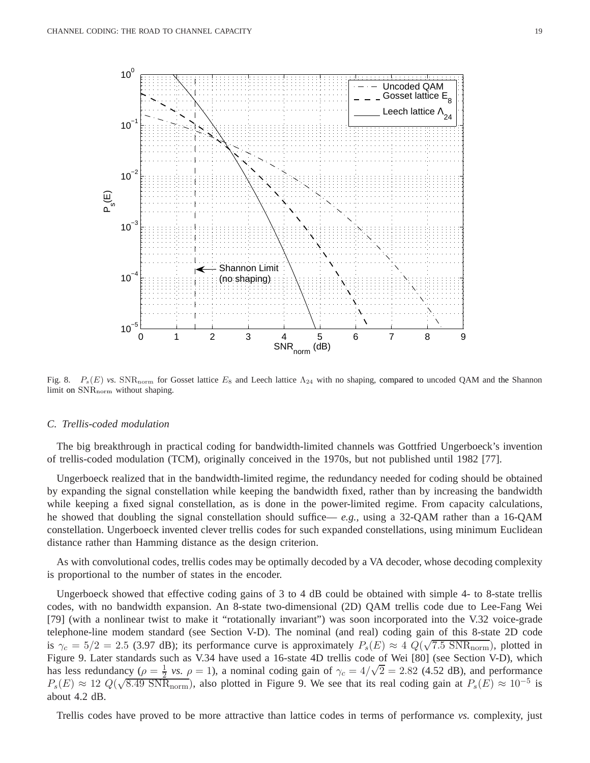Fig. 8. $P_s(E)$ *vs.* $\mathrm{SNR}_{\mathrm{norm}}$ for Gosset lattice $E_8$ and Leech lattice $\Lambda_{24}$ with no shaping, compared to uncoded QAM and the Shannon limit on $\mathrm{SNR}_{\mathrm{norm}}$ without shaping.

### *C. Trellis-coded modulation*

The big breakthrough in practical coding for bandwidth-limited channels was Gottfried Ungerboeck's invention of trellis-coded modulation (TCM), originally conceived in the 1970s, but not published until 1982 [77].

Ungerboeck realized that in the bandwidth-limited regime, the redundancy needed for coding should be obtained by expanding the signal constellation while keeping the bandwidth fixed, rather than by increasing the bandwidth while keeping a fixed signal constellation, as is done in the power-limited regime. From capacity calculations, he showed that doubling the signal constellation should suffice— *e.g.*, using a 32-QAM rather than a 16-QAM constellation. Ungerboeck invented clever trellis codes for such expanded constellations, using minimum Euclidean distance rather than Hamming distance as the design criterion.

As with convolutional codes, trellis codes may be optimally decoded by a VA decoder, whose decoding complexity is proportional to the number of states in the encoder.

Ungerboeck showed that effective coding gains of 3 to 4 dB could be obtained with simple 4- to 8-state trellis codes, with no bandwidth expansion. An 8-state two-dimensional (2D) QAM trellis code due to Lee-Fang Wei [79] (with a nonlinear twist to make it "rotationally invariant") was soon incorporated into the V.32 voice-grade telephone-line modem standard (see Section V-D). The nominal (and real) coding gain of this 8-state 2D code is $\gamma_c = 5/2 = 2.5$ (3.97 dB); its performance curve is approximately $P_s(E) \approx 4\ Q(\sqrt{7.5\ \mathrm{SNR}_{\mathrm{norm}}})$, plotted in Figure 9. Later standards such as V.34 have used a 16-state 4D trellis code of Wei [80] (see Section V-D), which has less redundancy ($\rho = \frac{1}{2}$ *vs.* $\rho = 1$), a nominal coding gain of $\gamma_c = 4/\sqrt{2} = 2.82$ (4.52 dB), and performance $P_s(E) \approx 12\ Q(\sqrt{8.49\ \mathrm{SNR}_{\mathrm{norm}}})$, also plotted in Figure 9. We see that its real coding gain at $P_s(E) \approx 10^{-5}$ is about 4.2 dB.

Trellis codes have proved to be more attractive than lattice codes in terms of performance *vs.* complexity, just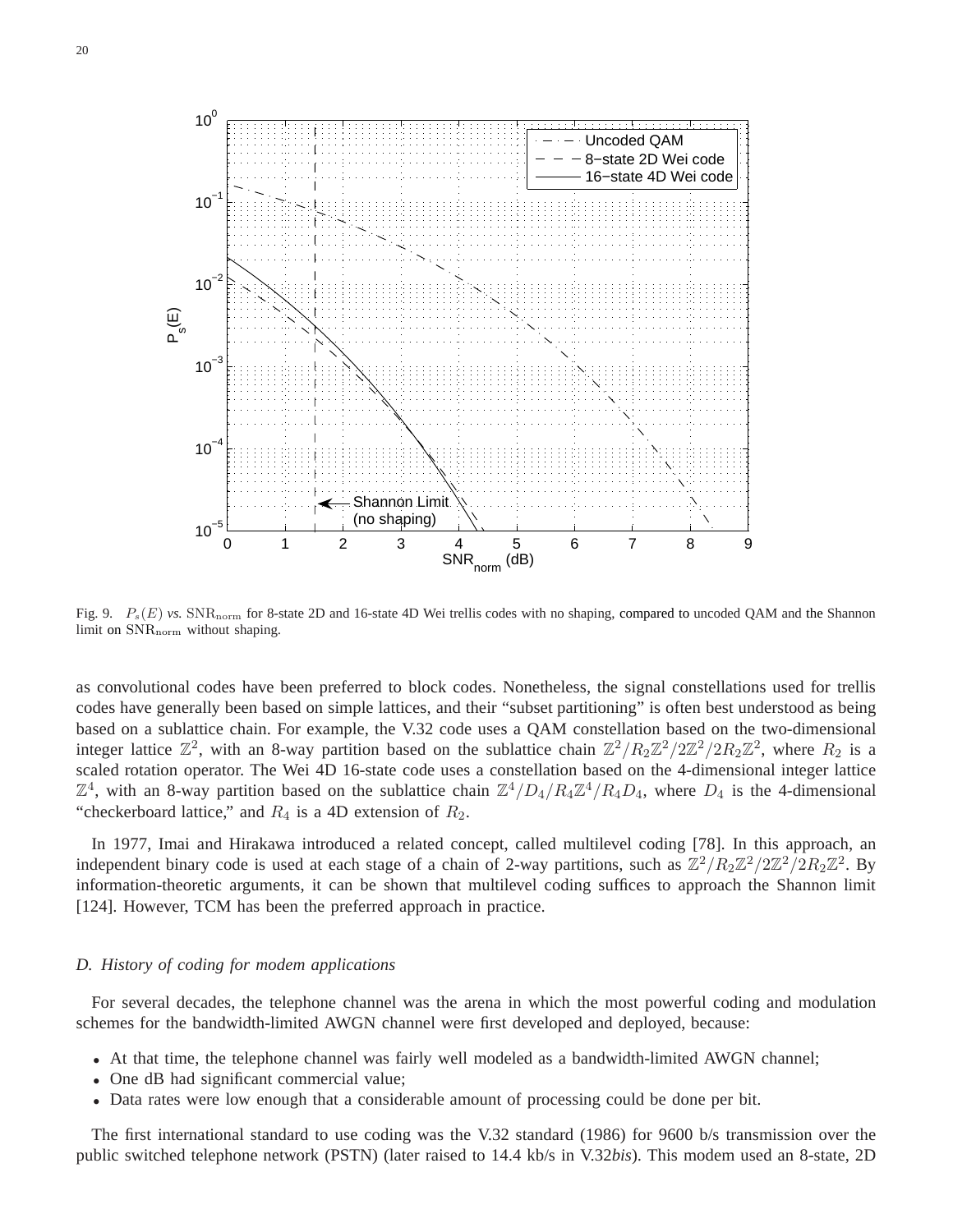Fig. 9. $P_s(E)$ *vs.* $\mathrm{SNR}_{\mathrm{norm}}$ for 8-state 2D and 16-state 4D Wei trellis codes with no shaping, compared to uncoded QAM and the Shannon limit on $\mathrm{SNR}_{\mathrm{norm}}$ without shaping.

as convolutional codes have been preferred to block codes. Nonetheless, the signal constellations used for trellis codes have generally been based on simple lattices, and their "subset partitioning" is often best understood as being based on a sublattice chain. For example, the V.32 code uses a QAM constellation based on the two-dimensional integer lattice $\mathbb{Z}^2$, with an 8-way partition based on the sublattice chain $\mathbb{Z}^2/R_2\mathbb{Z}^2/2\mathbb{Z}^2/2R_2\mathbb{Z}^2$, where $R_2$ is a scaled rotation operator. The Wei 4D 16-state code uses a constellation based on the 4-dimensional integer lattice $\mathbb{Z}^4$, with an 8-way partition based on the sublattice chain $\mathbb{Z}^4/D_4/R_4\mathbb{Z}^4/R_4D_4$, where $D_4$ is the 4-dimensional "checkerboard lattice," and $R_4$ is a 4D extension of $R_2$.

In 1977, Imai and Hirakawa introduced a related concept, called multilevel coding [78]. In this approach, an independent binary code is used at each stage of a chain of 2-way partitions, such as $\mathbb{Z}^2/R_2\mathbb{Z}^2/2\mathbb{Z}^2/2R_2\mathbb{Z}^2$. By information-theoretic arguments, it can be shown that multilevel coding suffices to approach the Shannon limit [124]. However, TCM has been the preferred approach in practice.

### *D. History of coding for modem applications*

For several decades, the telephone channel was the arena in which the most powerful coding and modulation schemes for the bandwidth-limited AWGN channel were first developed and deployed, because:

- At that time, the telephone channel was fairly well modeled as a bandwidth-limited AWGN channel;
- One dB had significant commercial value;
- Data rates were low enough that a considerable amount of processing could be done per bit.

The first international standard to use coding was the V.32 standard (1986) for 9600 b/s transmission over the public switched telephone network (PSTN) (later raised to 14.4 kb/s in V.32*bis*). This modem used an 8-state, 2D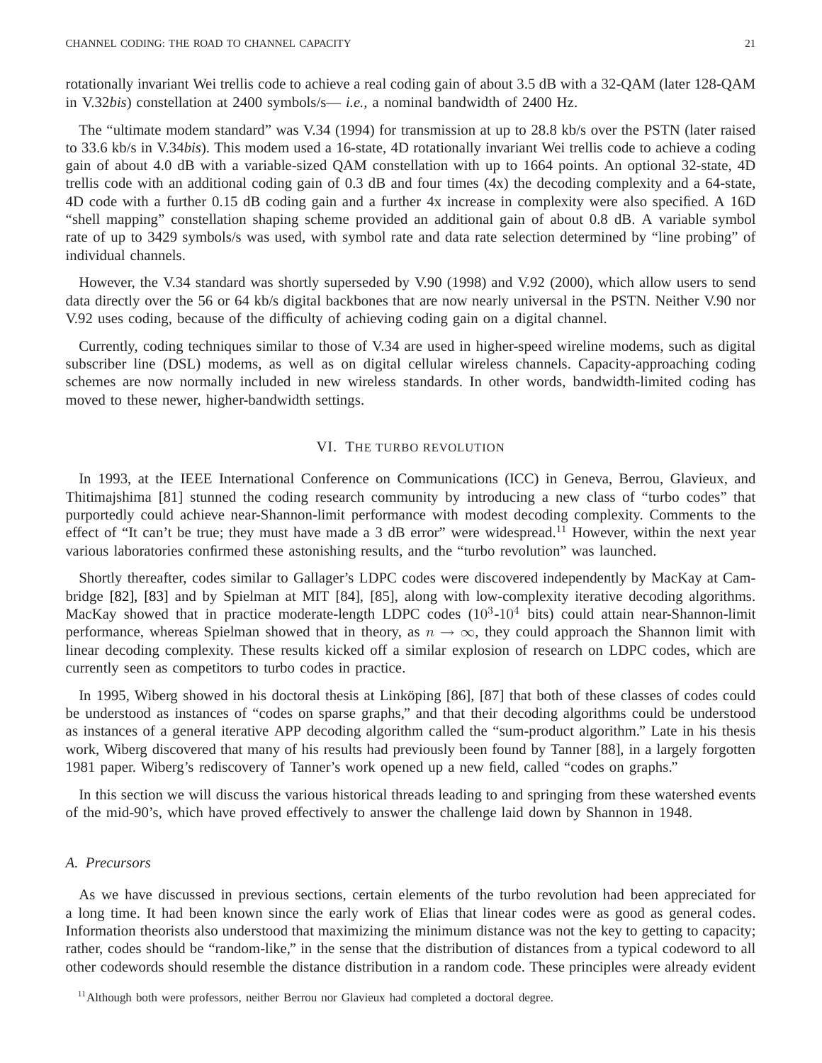rotationally invariant Wei trellis code to achieve a real coding gain of about 3.5 dB with a 32-QAM (later 128-QAM in V.32*bis*) constellation at 2400 symbols/s— *i.e.,* a nominal bandwidth of 2400 Hz.

The "ultimate modem standard" was V.34 (1994) for transmission at up to 28.8 kb/s over the PSTN (later raised to 33.6 kb/s in V.34*bis*). This modem used a 16-state, 4D rotationally invariant Wei trellis code to achieve a coding gain of about 4.0 dB with a variable-sized QAM constellation with up to 1664 points. An optional 32-state, 4D trellis code with an additional coding gain of 0.3 dB and four times (4x) the decoding complexity and a 64-state, 4D code with a further 0.15 dB coding gain and a further 4x increase in complexity were also specified. A 16D "shell mapping" constellation shaping scheme provided an additional gain of about 0.8 dB. A variable symbol rate of up to 3429 symbols/s was used, with symbol rate and data rate selection determined by "line probing" of individual channels.

However, the V.34 standard was shortly superseded by V.90 (1998) and V.92 (2000), which allow users to send data directly over the 56 or 64 kb/s digital backbones that are now nearly universal in the PSTN. Neither V.90 nor V.92 uses coding, because of the difficulty of achieving coding gain on a digital channel.

Currently, coding techniques similar to those of V.34 are used in higher-speed wireline modems, such as digital subscriber line (DSL) modems, as well as on digital cellular wireless channels. Capacity-approaching coding schemes are now normally included in new wireless standards. In other words, bandwidth-limited coding has moved to these newer, higher-bandwidth settings.

## VI. The turbo revolution

In 1993, at the IEEE International Conference on Communications (ICC) in Geneva, Berrou, Glavieux, and Thitimajshima [81] stunned the coding research community by introducing a new class of "turbo codes" that purportedly could achieve near-Shannon-limit performance with modest decoding complexity. Comments to the effect of "It can't be true; they must have made a 3 dB error" were widespread.[11] However, within the next year various laboratories confirmed these astonishing results, and the "turbo revolution" was launched.

Shortly thereafter, codes similar to Gallager's LDPC codes were discovered independently by MacKay at Cambridge [82], [83] and by Spielman at MIT [84], [85], along with low-complexity iterative decoding algorithms. MacKay showed that in practice moderate-length LDPC codes ($10^3$-$10^4$ bits) could attain near-Shannon-limit performance, whereas Spielman showed that in theory, as $n \to \infty$, they could approach the Shannon limit with linear decoding complexity. These results kicked off a similar explosion of research on LDPC codes, which are currently seen as competitors to turbo codes in practice.

In 1995, Wiberg showed in his doctoral thesis at Linköping [86], [87] that both of these classes of codes could be understood as instances of "codes on sparse graphs," and that their decoding algorithms could be understood as instances of a general iterative APP decoding algorithm called the "sum-product algorithm." Late in his thesis work, Wiberg discovered that many of his results had previously been found by Tanner [88], in a largely forgotten 1981 paper. Wiberg's rediscovery of Tanner's work opened up a new field, called "codes on graphs."

In this section we will discuss the various historical threads leading to and springing from these watershed events of the mid-90's, which have proved effectively to answer the challenge laid down by Shannon in 1948.

### A. Precursors

As we have discussed in previous sections, certain elements of the turbo revolution had been appreciated for a long time. It had been known since the early work of Elias that linear codes were as good as general codes. Information theorists also understood that maximizing the minimum distance was not the key to getting to capacity; rather, codes should be "random-like," in the sense that the distribution of distances from a typical codeword to all other codewords should resemble the distance distribution in a random code. These principles were already evident

[11] Although both were professors, neither Berrou nor Glavieux had completed a doctoral degree.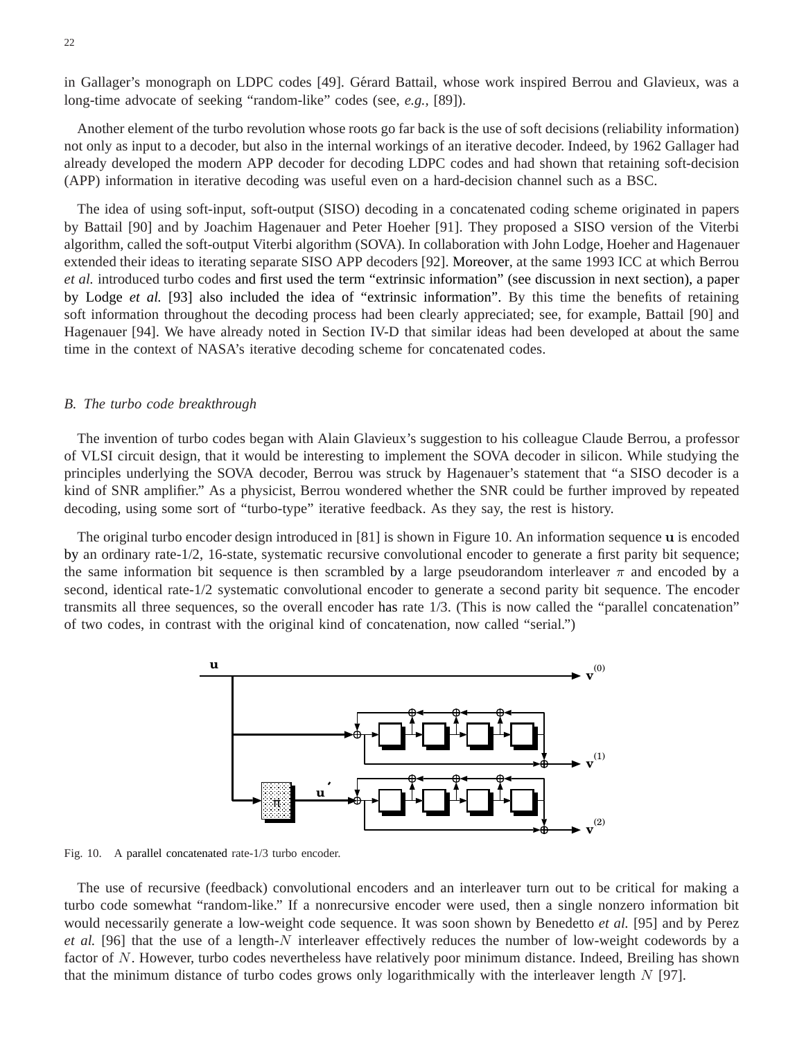in Gallager's monograph on LDPC codes [49]. Gérard Battail, whose work inspired Berrou and Glavieux, was a long-time advocate of seeking "random-like" codes (see, *e.g.*, [89]).

Another element of the turbo revolution whose roots go far back is the use of soft decisions (reliability information) not only as input to a decoder, but also in the internal workings of an iterative decoder. Indeed, by 1962 Gallager had already developed the modern APP decoder for decoding LDPC codes and had shown that retaining soft-decision (APP) information in iterative decoding was useful even on a hard-decision channel such as a BSC.

The idea of using soft-input, soft-output (SISO) decoding in a concatenated coding scheme originated in papers by Battail [90] and by Joachim Hagenauer and Peter Hoeher [91]. They proposed a SISO version of the Viterbi algorithm, called the soft-output Viterbi algorithm (SOVA). In collaboration with John Lodge, Hoeher and Hagenauer extended their ideas to iterating separate SISO APP decoders [92]. Moreover, at the same 1993 ICC at which Berrou *et al.* introduced turbo codes and first used the term "extrinsic information" (see discussion in next section), a paper by Lodge *et al.* [93] also included the idea of "extrinsic information". By this time the benefits of retaining soft information throughout the decoding process had been clearly appreciated; see, for example, Battail [90] and Hagenauer [94]. We have already noted in Section IV-D that similar ideas had been developed at about the same time in the context of NASA's iterative decoding scheme for concatenated codes.

### B. The turbo code breakthrough

The invention of turbo codes began with Alain Glavieux's suggestion to his colleague Claude Berrou, a professor of VLSI circuit design, that it would be interesting to implement the SOVA decoder in silicon. While studying the principles underlying the SOVA decoder, Berrou was struck by Hagenauer's statement that "a SISO decoder is a kind of SNR amplifier." As a physicist, Berrou wondered whether the SNR could be further improved by repeated decoding, using some sort of "turbo-type" iterative feedback. As they say, the rest is history.

The original turbo encoder design introduced in [81] is shown in Figure 10. An information sequence $\mathbf{u}$ is encoded by an ordinary rate-1/2, 16-state, systematic recursive convolutional encoder to generate a first parity bit sequence; the same information bit sequence is then scrambled by a large pseudorandom interleaver $\pi$ and encoded by a second, identical rate-1/2 systematic convolutional encoder to generate a second parity bit sequence. The encoder transmits all three sequences, so the overall encoder has rate 1/3. (This is now called the "parallel concatenation" of two codes, in contrast with the original kind of concatenation, now called "serial.")

Fig. 10. A parallel concatenated rate-1/3 turbo encoder.

The use of recursive (feedback) convolutional encoders and an interleaver turn out to be critical for making a turbo code somewhat "random-like." If a nonrecursive encoder were used, then a single nonzero information bit would necessarily generate a low-weight code sequence. It was soon shown by Benedetto *et al.* [95] and by Perez *et al.* [96] that the use of a length-$N$ interleaver effectively reduces the number of low-weight codewords by a factor of $N$. However, turbo codes nevertheless have relatively poor minimum distance. Indeed, Breiling has shown that the minimum distance of turbo codes grows only logarithmically with the interleaver length $N$ [97].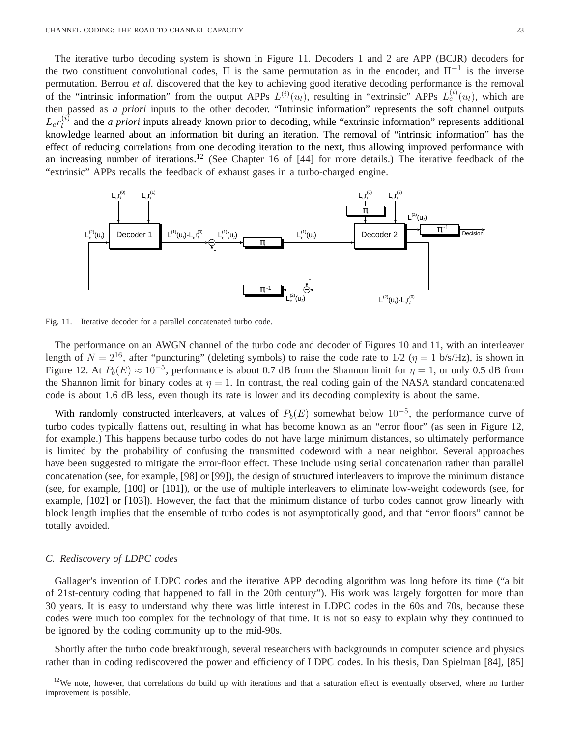The iterative turbo decoding system is shown in Figure 11. Decoders 1 and 2 are APP (BCJR) decoders for the two constituent convolutional codes, $\Pi$ is the same permutation as in the encoder, and $\Pi^{-1}$ is the inverse permutation. Berrou *et al.* discovered that the key to achieving good iterative decoding performance is the removal of the "intrinsic information" from the output APPs $L^{(i)}(u_l)$, resulting in "extrinsic" APPs $L_e^{(i)}(u_l)$, which are then passed as *a priori* inputs to the other decoder. "Intrinsic information" represents the soft channel outputs $L_c r_l^{(i)}$ and the *a priori* inputs already known prior to decoding, while "extrinsic information" represents additional knowledge learned about an information bit during an iteration. The removal of "intrinsic information" has the effect of reducing correlations from one decoding iteration to the next, thus allowing improved performance with an increasing number of iterations.[12] (See Chapter 16 of [44] for more details.) The iterative feedback of the "extrinsic" APPs recalls the feedback of exhaust gases in a turbo-charged engine.

Fig. 11. Iterative decoder for a parallel concatenated turbo code.

The performance on an AWGN channel of the turbo code and decoder of Figures 10 and 11, with an interleaver length of $N = 2^{16}$, after "puncturing" (deleting symbols) to raise the code rate to 1/2 ($\eta = 1$ b/s/Hz), is shown in Figure 12. At $P_b(E) \approx 10^{-5}$, performance is about 0.7 dB from the Shannon limit for $\eta = 1$, or only 0.5 dB from the Shannon limit for binary codes at $\eta = 1$. In contrast, the real coding gain of the NASA standard concatenated code is about 1.6 dB less, even though its rate is lower and its decoding complexity is about the same.

With randomly constructed interleavers, at values of $P_b(E)$ somewhat below $10^{-5}$, the performance curve of turbo codes typically flattens out, resulting in what has become known as an "error floor" (as seen in Figure 12, for example.) This happens because turbo codes do not have large minimum distances, so ultimately performance is limited by the probability of confusing the transmitted codeword with a near neighbor. Several approaches have been suggested to mitigate the error-floor effect. These include using serial concatenation rather than parallel concatenation (see, for example, [98] or [99]), the design of structured interleavers to improve the minimum distance (see, for example, [100] or [101]), or the use of multiple interleavers to eliminate low-weight codewords (see, for example, [102] or [103]). However, the fact that the minimum distance of turbo codes cannot grow linearly with block length implies that the ensemble of turbo codes is not asymptotically good, and that "error floors" cannot be totally avoided.

### C. Rediscovery of LDPC codes

Gallager's invention of LDPC codes and the iterative APP decoding algorithm was long before its time ("a bit of 21st-century coding that happened to fall in the 20th century"). His work was largely forgotten for more than 30 years. It is easy to understand why there was little interest in LDPC codes in the 60s and 70s, because these codes were much too complex for the technology of that time. It is not so easy to explain why they continued to be ignored by the coding community up to the mid-90s.

Shortly after the turbo code breakthrough, several researchers with backgrounds in computer science and physics rather than in coding rediscovered the power and efficiency of LDPC codes. In his thesis, Dan Spielman [84], [85]

[12] We note, however, that correlations do build up with iterations and that a saturation effect is eventually observed, where no further improvement is possible.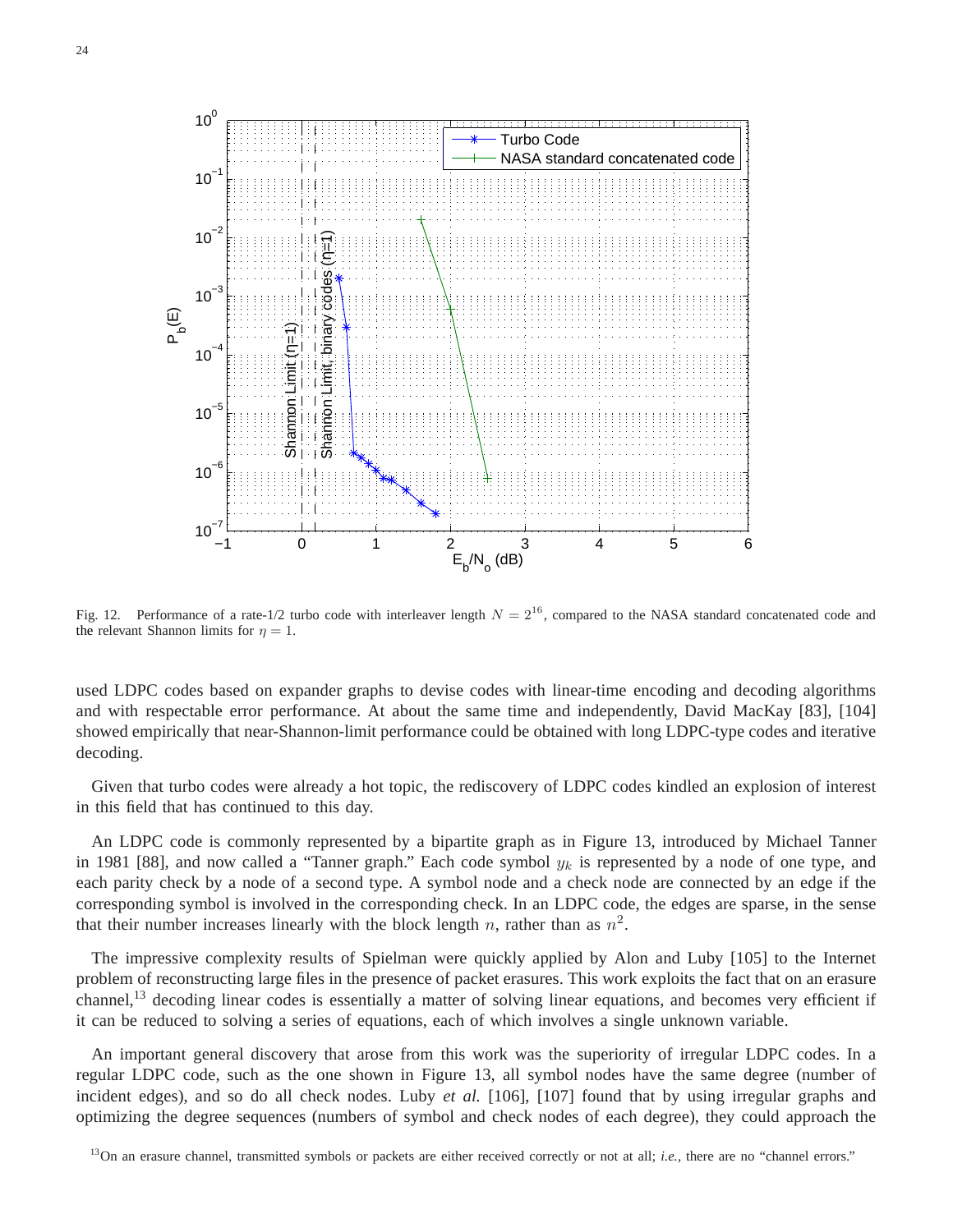Fig. 12. Performance of a rate-1/2 turbo code with interleaver length $N = 2^{16}$, compared to the NASA standard concatenated code and the relevant Shannon limits for $\eta = 1$.

used LDPC codes based on expander graphs to devise codes with linear-time encoding and decoding algorithms and with respectable error performance. At about the same time and independently, David MacKay [83], [104] showed empirically that near-Shannon-limit performance could be obtained with long LDPC-type codes and iterative decoding.

Given that turbo codes were already a hot topic, the rediscovery of LDPC codes kindled an explosion of interest in this field that has continued to this day.

An LDPC code is commonly represented by a bipartite graph as in Figure 13, introduced by Michael Tanner in 1981 [88], and now called a "Tanner graph." Each code symbol $y_k$ is represented by a node of one type, and each parity check by a node of a second type. A symbol node and a check node are connected by an edge if the corresponding symbol is involved in the corresponding check. In an LDPC code, the edges are sparse, in the sense that their number increases linearly with the block length $n$, rather than as $n^2$.

The impressive complexity results of Spielman were quickly applied by Alon and Luby [105] to the Internet problem of reconstructing large files in the presence of packet erasures. This work exploits the fact that on an erasure channel,[13] decoding linear codes is essentially a matter of solving linear equations, and becomes very efficient if it can be reduced to solving a series of equations, each of which involves a single unknown variable.

An important general discovery that arose from this work was the superiority of irregular LDPC codes. In a regular LDPC code, such as the one shown in Figure 13, all symbol nodes have the same degree (number of incident edges), and so do all check nodes. Luby *et al.* [106], [107] found that by using irregular graphs and optimizing the degree sequences (numbers of symbol and check nodes of each degree), they could approach the

[13] On an erasure channel, transmitted symbols or packets are either received correctly or not at all; *i.e.*, there are no "channel errors."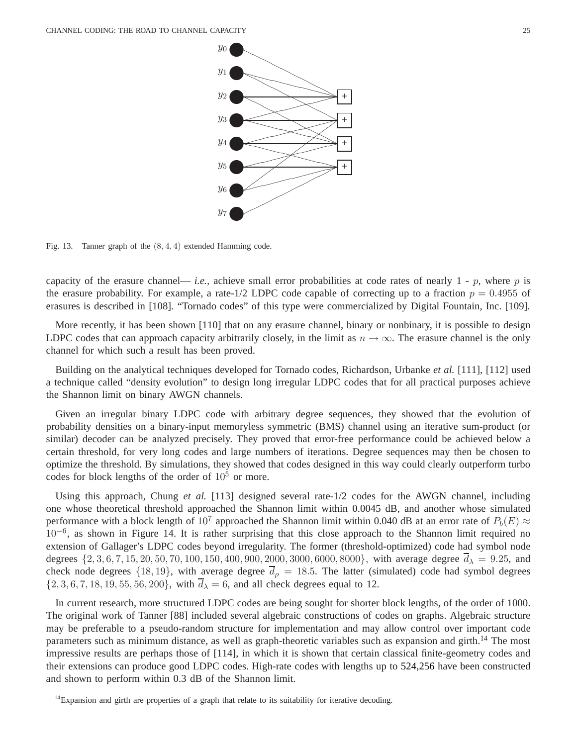Fig. 13. Tanner graph of the $(8, 4, 4)$ extended Hamming code.

capacity of the erasure channel— *i.e.,* achieve small error probabilities at code rates of nearly 1 - $p$, where $p$ is the erasure probability. For example, a rate-1/2 LDPC code capable of correcting up to a fraction $p = 0.4955$ of erasures is described in [108]. "Tornado codes" of this type were commercialized by Digital Fountain, Inc. [109].

More recently, it has been shown [110] that on any erasure channel, binary or nonbinary, it is possible to design LDPC codes that can approach capacity arbitrarily closely, in the limit as $n \to \infty$. The erasure channel is the only channel for which such a result has been proved.

Building on the analytical techniques developed for Tornado codes, Richardson, Urbanke *et al.* [111], [112] used a technique called "density evolution" to design long irregular LDPC codes that for all practical purposes achieve the Shannon limit on binary AWGN channels.

Given an irregular binary LDPC code with arbitrary degree sequences, they showed that the evolution of probability densities on a binary-input memoryless symmetric (BMS) channel using an iterative sum-product (or similar) decoder can be analyzed precisely. They proved that error-free performance could be achieved below a certain threshold, for very long codes and large numbers of iterations. Degree sequences may then be chosen to optimize the threshold. By simulations, they showed that codes designed in this way could clearly outperform turbo codes for block lengths of the order of $10^5$ or more.

Using this approach, Chung *et al.* [113] designed several rate-1/2 codes for the AWGN channel, including one whose theoretical threshold approached the Shannon limit within 0.0045 dB, and another whose simulated performance with a block length of $10^7$ approached the Shannon limit within 0.040 dB at an error rate of $P_b(E) \approx 10^{-6}$, as shown in Figure 14. It is rather surprising that this close approach to the Shannon limit required no extension of Gallager's LDPC codes beyond irregularity. The former (threshold-optimized) code had symbol node degrees $\{2, 3, 6, 7, 15, 20, 50, 70, 100, 150, 400, 900, 2000, 3000, 6000, 8000\}$, with average degree $\overline{d}_\lambda = 9.25$, and check node degrees $\{18, 19\}$, with average degree $\overline{d}_\rho = 18.5$. The latter (simulated) code had symbol degrees $\{2, 3, 6, 7, 18, 19, 55, 56, 200\}$, with $\overline{d}_\lambda = 6$, and all check degrees equal to 12.

In current research, more structured LDPC codes are being sought for shorter block lengths, of the order of 1000. The original work of Tanner [88] included several algebraic constructions of codes on graphs. Algebraic structure may be preferable to a pseudo-random structure for implementation and may allow control over important code parameters such as minimum distance, as well as graph-theoretic variables such as expansion and girth.[14] The most impressive results are perhaps those of [114], in which it is shown that certain classical finite-geometry codes and their extensions can produce good LDPC codes. High-rate codes with lengths up to 524,256 have been constructed and shown to perform within 0.3 dB of the Shannon limit.

[14]Expansion and girth are properties of a graph that relate to its suitability for iterative decoding.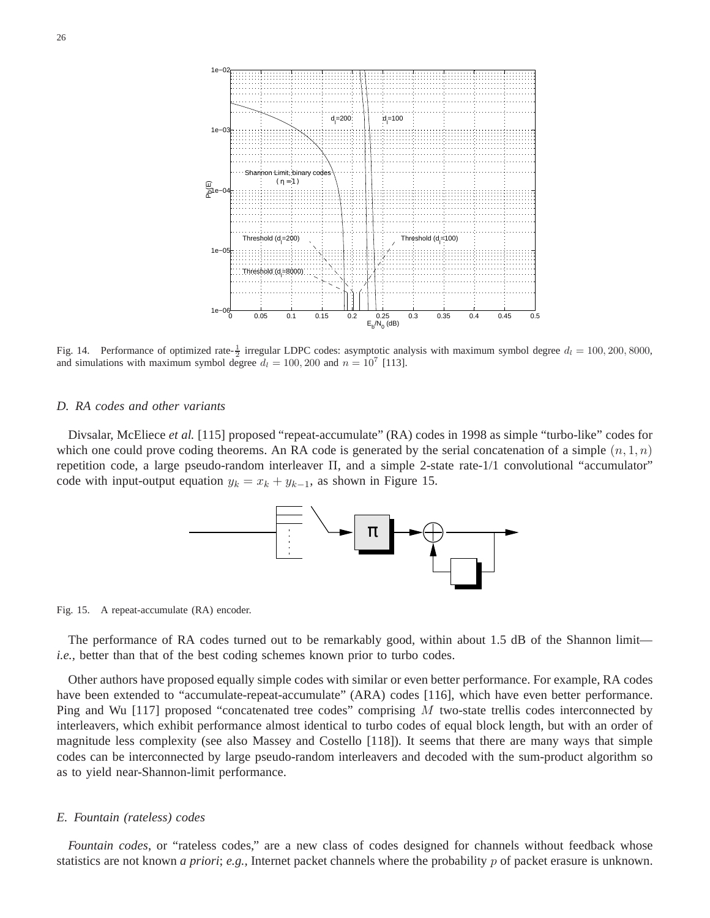Fig. 14. Performance of optimized rate-$\frac{1}{2}$ irregular LDPC codes: asymptotic analysis with maximum symbol degree $d_l = 100, 200, 8000$, and simulations with maximum symbol degree $d_l = 100, 200$ and $n = 10^7$ [113].

### D. RA codes and other variants

Divsalar, McEliece *et al.* [115] proposed "repeat-accumulate" (RA) codes in 1998 as simple "turbo-like" codes for which one could prove coding theorems. An RA code is generated by the serial concatenation of a simple $(n, 1, n)$ repetition code, a large pseudo-random interleaver $\Pi$, and a simple 2-state rate-1/1 convolutional "accumulator" code with input-output equation $y_k = x_k + y_{k-1}$, as shown in Figure 15.

Fig. 15. A repeat-accumulate (RA) encoder.

The performance of RA codes turned out to be remarkably good, within about 1.5 dB of the Shannon limit—*i.e.*, better than that of the best coding schemes known prior to turbo codes.

Other authors have proposed equally simple codes with similar or even better performance. For example, RA codes have been extended to "accumulate-repeat-accumulate" (ARA) codes [116], which have even better performance. Ping and Wu [117] proposed "concatenated tree codes" comprising $M$ two-state trellis codes interconnected by interleavers, which exhibit performance almost identical to turbo codes of equal block length, but with an order of magnitude less complexity (see also Massey and Costello [118]). It seems that there are many ways that simple codes can be interconnected by large pseudo-random interleavers and decoded with the sum-product algorithm so as to yield near-Shannon-limit performance.

### E. Fountain (rateless) codes

*Fountain codes*, or "rateless codes," are a new class of codes designed for channels without feedback whose statistics are not known *a priori*; *e.g.*, Internet packet channels where the probability $p$ of packet erasure is unknown.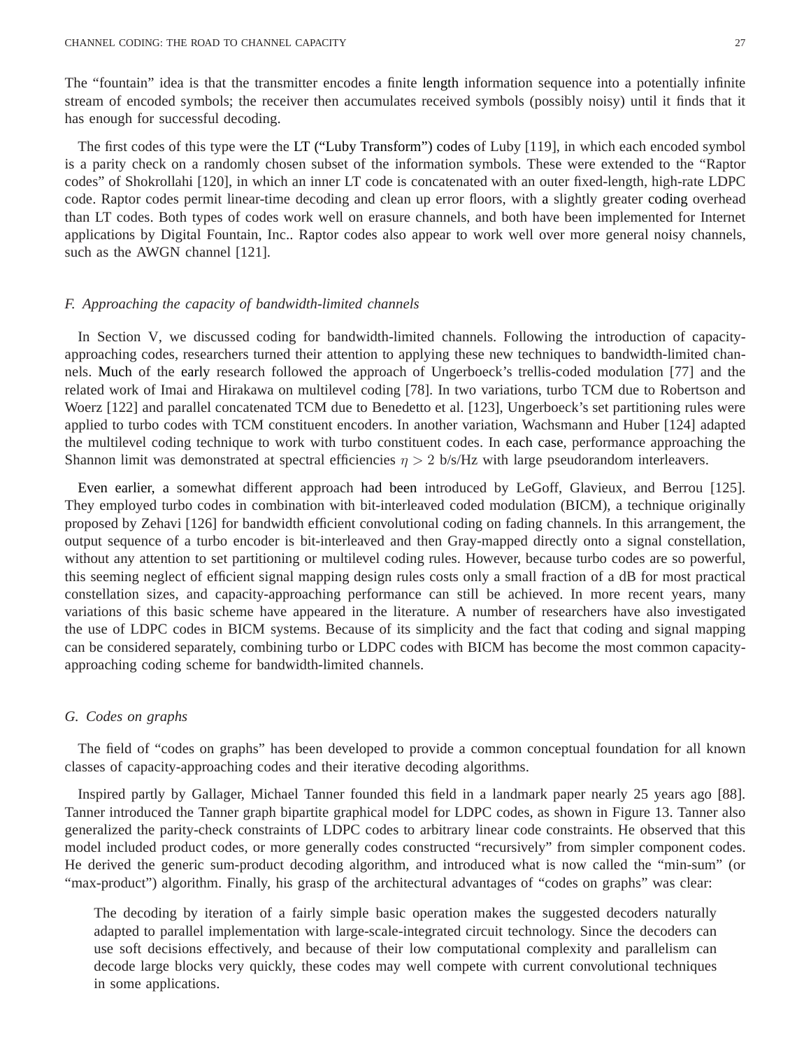The “fountain” idea is that the transmitter encodes a finite length information sequence into a potentially infinite stream of encoded symbols; the receiver then accumulates received symbols (possibly noisy) until it finds that it has enough for successful decoding.

The first codes of this type were the LT (“Luby Transform”) codes of Luby [119], in which each encoded symbol is a parity check on a randomly chosen subset of the information symbols. These were extended to the “Raptor codes” of Shokrollahi [120], in which an inner LT code is concatenated with an outer fixed-length, high-rate LDPC code. Raptor codes permit linear-time decoding and clean up error floors, with a slightly greater coding overhead than LT codes. Both types of codes work well on erasure channels, and both have been implemented for Internet applications by Digital Fountain, Inc.. Raptor codes also appear to work well over more general noisy channels, such as the AWGN channel [121].

### *F. Approaching the capacity of bandwidth-limited channels*

In Section V, we discussed coding for bandwidth-limited channels. Following the introduction of capacity-approaching codes, researchers turned their attention to applying these new techniques to bandwidth-limited channels. Much of the early research followed the approach of Ungerboeck’s trellis-coded modulation [77] and the related work of Imai and Hirakawa on multilevel coding [78]. In two variations, turbo TCM due to Robertson and Woerz [122] and parallel concatenated TCM due to Benedetto et al. [123], Ungerboeck’s set partitioning rules were applied to turbo codes with TCM constituent encoders. In another variation, Wachsmann and Huber [124] adapted the multilevel coding technique to work with turbo constituent codes. In each case, performance approaching the Shannon limit was demonstrated at spectral efficiencies $\eta > 2$ b/s/Hz with large pseudorandom interleavers.

Even earlier, a somewhat different approach had been introduced by LeGoff, Glavieux, and Berrou [125]. They employed turbo codes in combination with bit-interleaved coded modulation (BICM), a technique originally proposed by Zehavi [126] for bandwidth efficient convolutional coding on fading channels. In this arrangement, the output sequence of a turbo encoder is bit-interleaved and then Gray-mapped directly onto a signal constellation, without any attention to set partitioning or multilevel coding rules. However, because turbo codes are so powerful, this seeming neglect of efficient signal mapping design rules costs only a small fraction of a dB for most practical constellation sizes, and capacity-approaching performance can still be achieved. In more recent years, many variations of this basic scheme have appeared in the literature. A number of researchers have also investigated the use of LDPC codes in BICM systems. Because of its simplicity and the fact that coding and signal mapping can be considered separately, combining turbo or LDPC codes with BICM has become the most common capacity-approaching coding scheme for bandwidth-limited channels.

### *G. Codes on graphs*

The field of “codes on graphs” has been developed to provide a common conceptual foundation for all known classes of capacity-approaching codes and their iterative decoding algorithms.

Inspired partly by Gallager, Michael Tanner founded this field in a landmark paper nearly 25 years ago [88]. Tanner introduced the Tanner graph bipartite graphical model for LDPC codes, as shown in Figure 13. Tanner also generalized the parity-check constraints of LDPC codes to arbitrary linear code constraints. He observed that this model included product codes, or more generally codes constructed “recursively” from simpler component codes. He derived the generic sum-product decoding algorithm, and introduced what is now called the “min-sum” (or “max-product”) algorithm. Finally, his grasp of the architectural advantages of “codes on graphs” was clear:

> The decoding by iteration of a fairly simple basic operation makes the suggested decoders naturally adapted to parallel implementation with large-scale-integrated circuit technology. Since the decoders can use soft decisions effectively, and because of their low computational complexity and parallelism can decode large blocks very quickly, these codes may well compete with current convolutional techniques in some applications.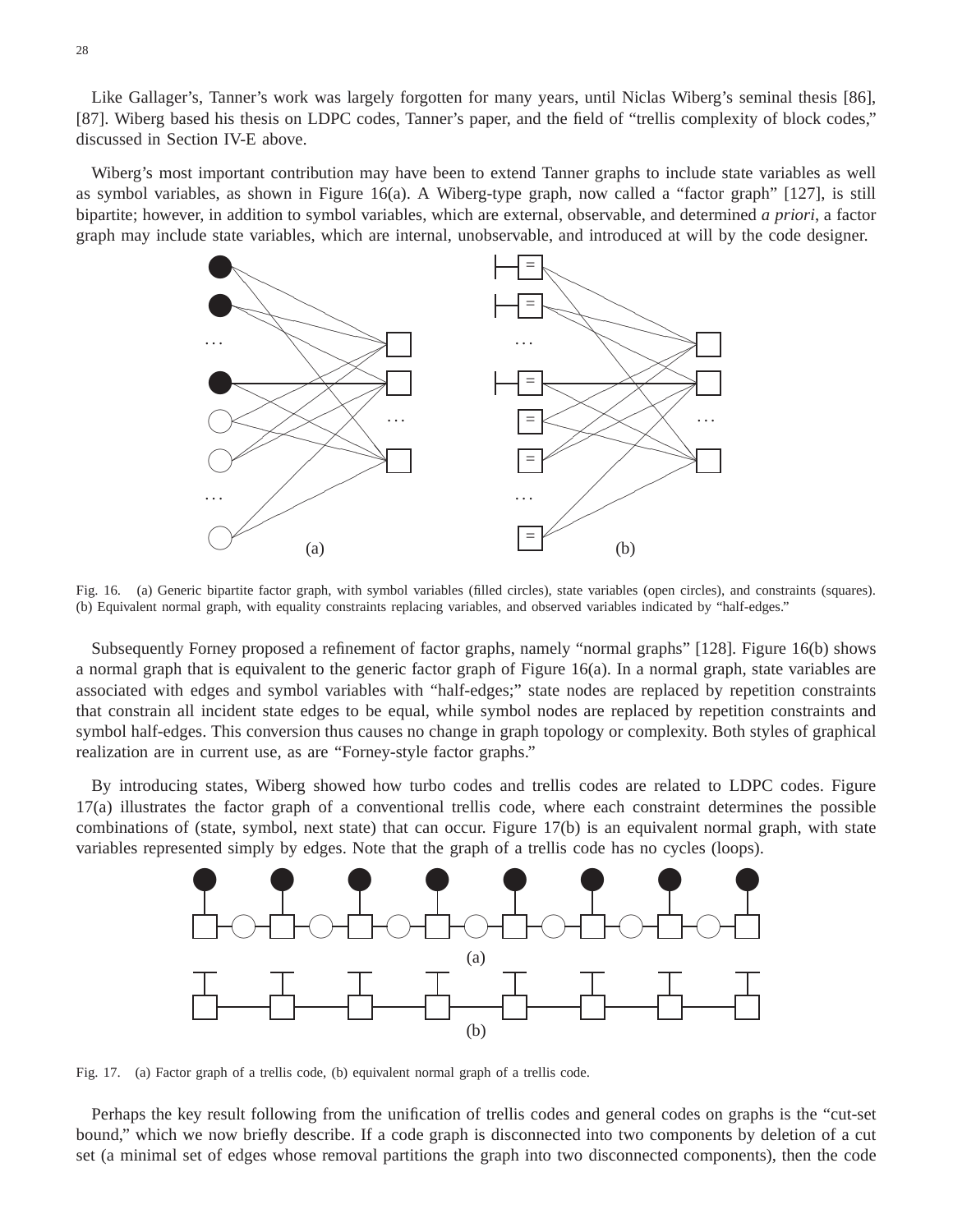Like Gallager's, Tanner's work was largely forgotten for many years, until Niclas Wiberg's seminal thesis [86], [87]. Wiberg based his thesis on LDPC codes, Tanner's paper, and the field of "trellis complexity of block codes," discussed in Section IV-E above.

Wiberg's most important contribution may have been to extend Tanner graphs to include state variables as well as symbol variables, as shown in Figure 16(a). A Wiberg-type graph, now called a "factor graph" [127], is still bipartite; however, in addition to symbol variables, which are external, observable, and determined *a priori*, a factor graph may include state variables, which are internal, unobservable, and introduced at will by the code designer.

Fig. 16. (a) Generic bipartite factor graph, with symbol variables (filled circles), state variables (open circles), and constraints (squares). (b) Equivalent normal graph, with equality constraints replacing variables, and observed variables indicated by "half-edges."

Subsequently Forney proposed a refinement of factor graphs, namely "normal graphs" [128]. Figure 16(b) shows a normal graph that is equivalent to the generic factor graph of Figure 16(a). In a normal graph, state variables are associated with edges and symbol variables with "half-edges;" state nodes are replaced by repetition constraints that constrain all incident state edges to be equal, while symbol nodes are replaced by repetition constraints and symbol half-edges. This conversion thus causes no change in graph topology or complexity. Both styles of graphical realization are in current use, as are "Forney-style factor graphs."

By introducing states, Wiberg showed how turbo codes and trellis codes are related to LDPC codes. Figure 17(a) illustrates the factor graph of a conventional trellis code, where each constraint determines the possible combinations of (state, symbol, next state) that can occur. Figure 17(b) is an equivalent normal graph, with state variables represented simply by edges. Note that the graph of a trellis code has no cycles (loops).

Fig. 17. (a) Factor graph of a trellis code, (b) equivalent normal graph of a trellis code.

Perhaps the key result following from the unification of trellis codes and general codes on graphs is the "cut-set bound," which we now briefly describe. If a code graph is disconnected into two components by deletion of a cut set (a minimal set of edges whose removal partitions the graph into two disconnected components), then the code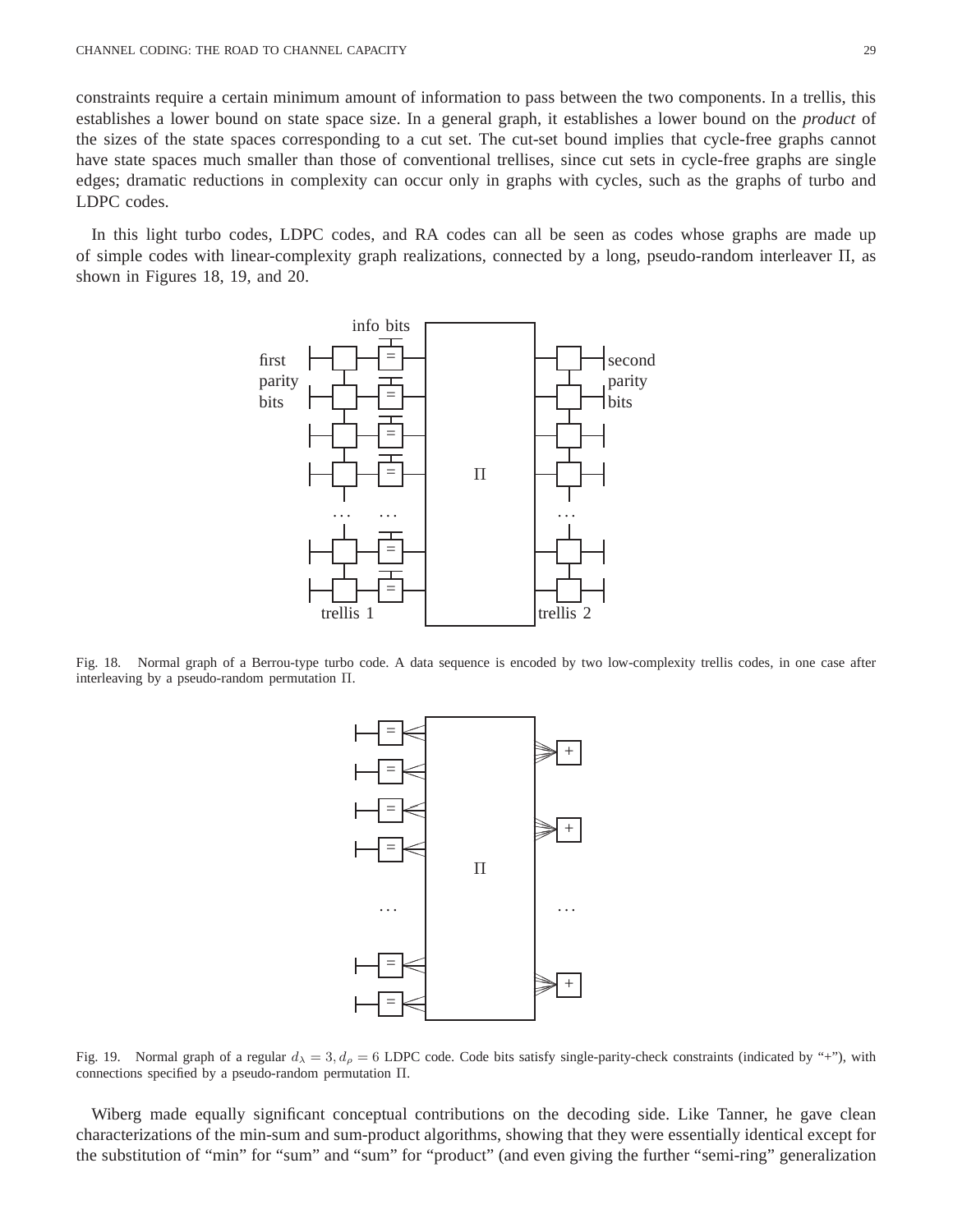constraints require a certain minimum amount of information to pass between the two components. In a trellis, this establishes a lower bound on state space size. In a general graph, it establishes a lower bound on the *product* of the sizes of the state spaces corresponding to a cut set. The cut-set bound implies that cycle-free graphs cannot have state spaces much smaller than those of conventional trellises, since cut sets in cycle-free graphs are single edges; dramatic reductions in complexity can occur only in graphs with cycles, such as the graphs of turbo and LDPC codes.

In this light turbo codes, LDPC codes, and RA codes can all be seen as codes whose graphs are made up of simple codes with linear-complexity graph realizations, connected by a long, pseudo-random interleaver $\Pi$, as shown in Figures 18, 19, and 20.

Fig. 18. Normal graph of a Berrou-type turbo code. A data sequence is encoded by two low-complexity trellis codes, in one case after interleaving by a pseudo-random permutation $\Pi$.

Fig. 19. Normal graph of a regular $d_\lambda = 3, d_\rho = 6$ LDPC code. Code bits satisfy single-parity-check constraints (indicated by "+"), with connections specified by a pseudo-random permutation $\Pi$.

Wiberg made equally significant conceptual contributions on the decoding side. Like Tanner, he gave clean characterizations of the min-sum and sum-product algorithms, showing that they were essentially identical except for the substitution of "min" for "sum" and "sum" for "product" (and even giving the further "semi-ring" generalization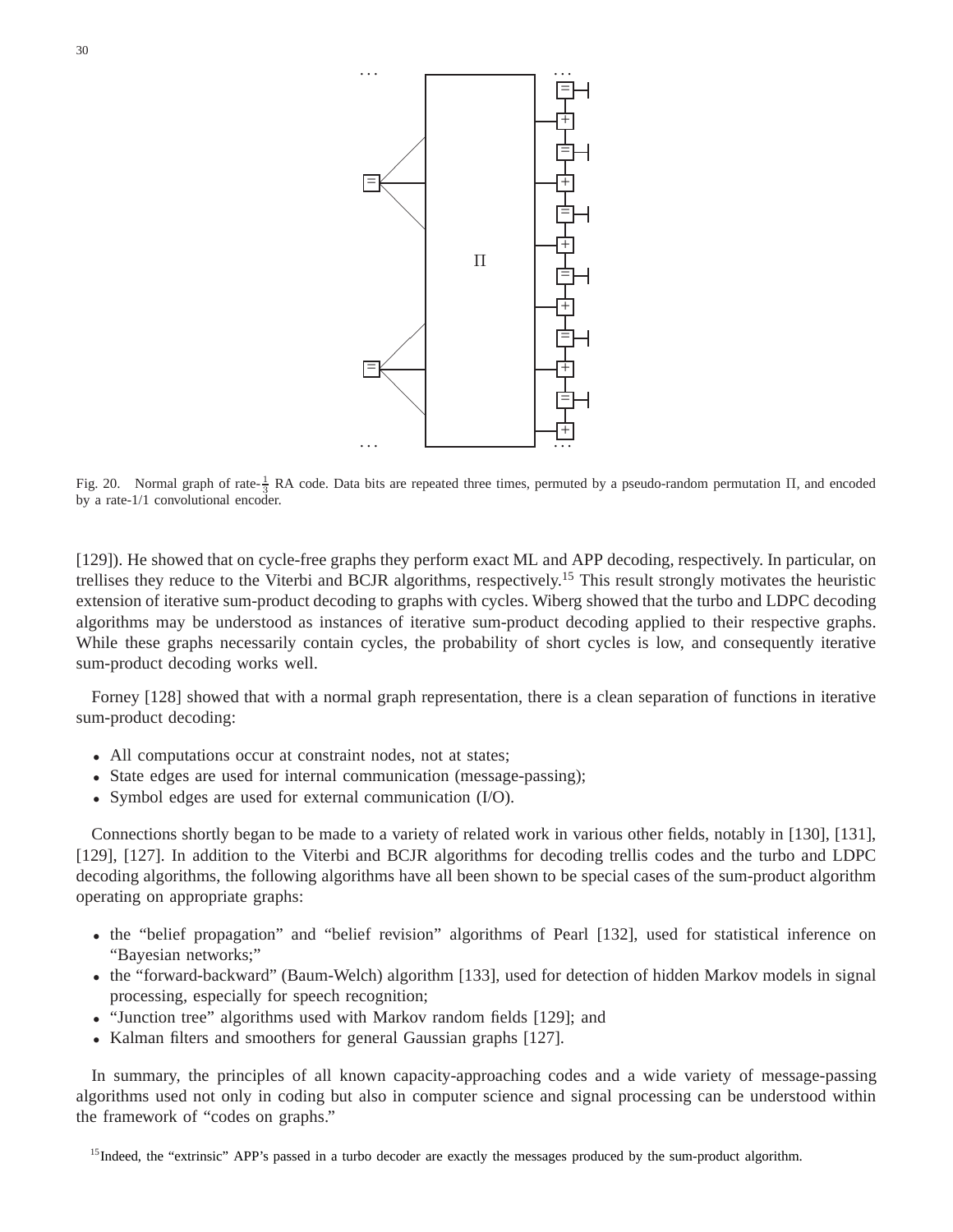Fig. 20. Normal graph of rate-$\frac{1}{3}$ RA code. Data bits are repeated three times, permuted by a pseudo-random permutation $\Pi$, and encoded by a rate-1/1 convolutional encoder.

[129]). He showed that on cycle-free graphs they perform exact ML and APP decoding, respectively. In particular, on trellises they reduce to the Viterbi and BCJR algorithms, respectively.[15] This result strongly motivates the heuristic extension of iterative sum-product decoding to graphs with cycles. Wiberg showed that the turbo and LDPC decoding algorithms may be understood as instances of iterative sum-product decoding applied to their respective graphs. While these graphs necessarily contain cycles, the probability of short cycles is low, and consequently iterative sum-product decoding works well.

Forney [128] showed that with a normal graph representation, there is a clean separation of functions in iterative sum-product decoding:

- All computations occur at constraint nodes, not at states;
- State edges are used for internal communication (message-passing);
- Symbol edges are used for external communication (I/O).

Connections shortly began to be made to a variety of related work in various other fields, notably in [130], [131], [129], [127]. In addition to the Viterbi and BCJR algorithms for decoding trellis codes and the turbo and LDPC decoding algorithms, the following algorithms have all been shown to be special cases of the sum-product algorithm operating on appropriate graphs:

- the "belief propagation" and "belief revision" algorithms of Pearl [132], used for statistical inference on "Bayesian networks;"
- the "forward-backward" (Baum-Welch) algorithm [133], used for detection of hidden Markov models in signal processing, especially for speech recognition;
- "Junction tree" algorithms used with Markov random fields [129]; and
- Kalman filters and smoothers for general Gaussian graphs [127].

In summary, the principles of all known capacity-approaching codes and a wide variety of message-passing algorithms used not only in coding but also in computer science and signal processing can be understood within the framework of "codes on graphs."

[15] Indeed, the "extrinsic" APP's passed in a turbo decoder are exactly the messages produced by the sum-product algorithm.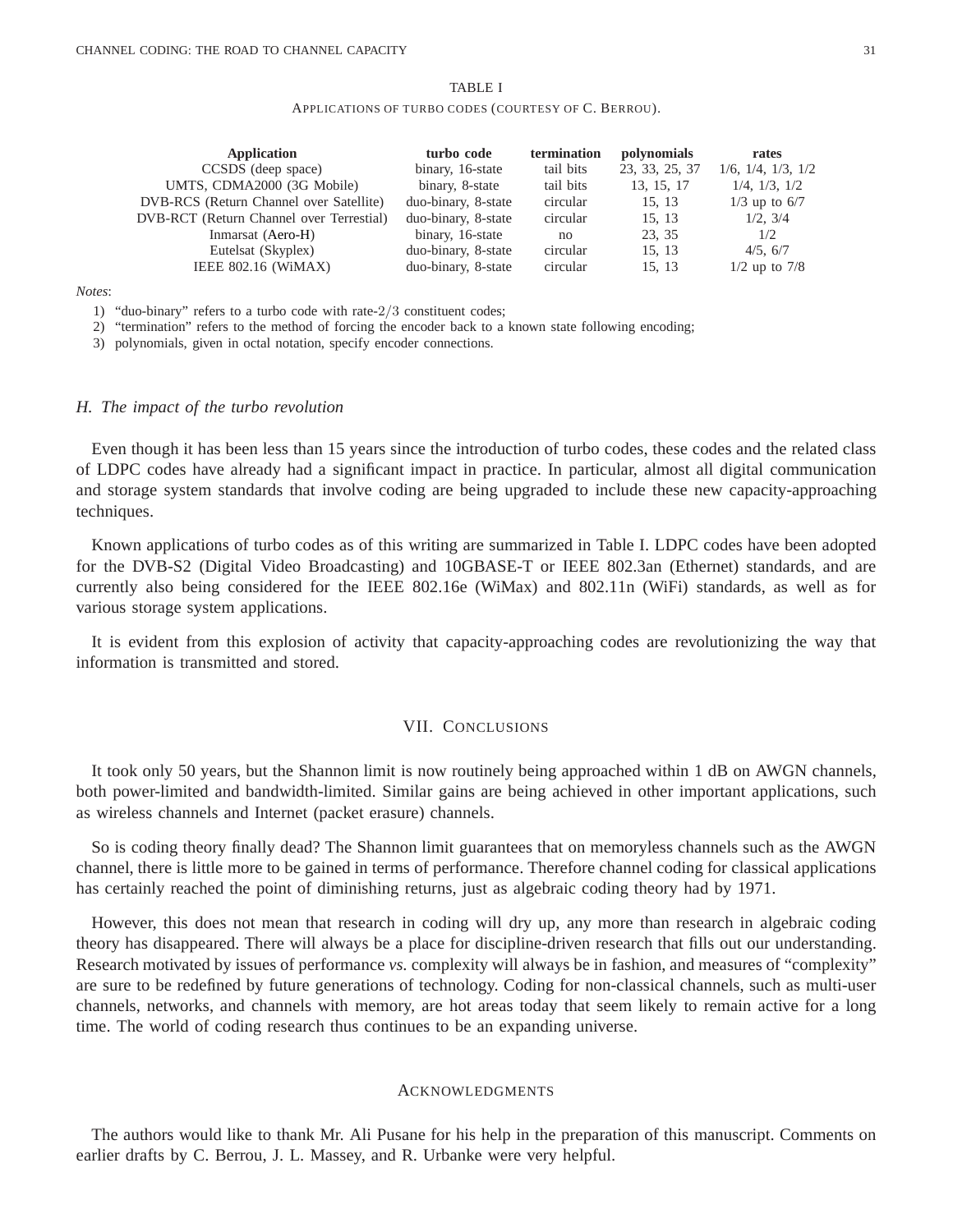TABLE I

APPLICATIONS OF TURBO CODES (COURTESY OF C. BERROU).

| Application | turbo code | termination | polynomials | rates |
|---|---|---|---|---|
| CCSDS (deep space) | binary, 16-state | tail bits | 23, 33, 25, 37 | 1/6, 1/4, 1/3, 1/2 |
| UMTS, CDMA2000 (3G Mobile) | binary, 8-state | tail bits | 13, 15, 17 | 1/4, 1/3, 1/2 |
| DVB-RCS (Return Channel over Satellite) | duo-binary, 8-state | circular | 15, 13 | 1/3 up to 6/7 |
| DVB-RCT (Return Channel over Terrestial) | duo-binary, 8-state | circular | 15, 13 | 1/2, 3/4 |
| Inmarsat (Aero-H) | binary, 16-state | no | 23, 35 | 1/2 |
| Eutelsat (Skyplex) | duo-binary, 8-state | circular | 15, 13 | 4/5, 6/7 |
| IEEE 802.16 (WiMAX) | duo-binary, 8-state | circular | 15, 13 | 1/2 up to 7/8 |

*Notes*:

1) "duo-binary" refers to a turbo code with rate-$2/3$ constituent codes;
2) "termination" refers to the method of forcing the encoder back to a known state following encoding;
3) polynomials, given in octal notation, specify encoder connections.

### *H. The impact of the turbo revolution*

Even though it has been less than 15 years since the introduction of turbo codes, these codes and the related class of LDPC codes have already had a significant impact in practice. In particular, almost all digital communication and storage system standards that involve coding are being upgraded to include these new capacity-approaching techniques.

Known applications of turbo codes as of this writing are summarized in Table I. LDPC codes have been adopted for the DVB-S2 (Digital Video Broadcasting) and 10GBASE-T or IEEE 802.3an (Ethernet) standards, and are currently also being considered for the IEEE 802.16e (WiMax) and 802.11n (WiFi) standards, as well as for various storage system applications.

It is evident from this explosion of activity that capacity-approaching codes are revolutionizing the way that information is transmitted and stored.

## VII. CONCLUSIONS

It took only 50 years, but the Shannon limit is now routinely being approached within 1 dB on AWGN channels, both power-limited and bandwidth-limited. Similar gains are being achieved in other important applications, such as wireless channels and Internet (packet erasure) channels.

So is coding theory finally dead? The Shannon limit guarantees that on memoryless channels such as the AWGN channel, there is little more to be gained in terms of performance. Therefore channel coding for classical applications has certainly reached the point of diminishing returns, just as algebraic coding theory had by 1971.

However, this does not mean that research in coding will dry up, any more than research in algebraic coding theory has disappeared. There will always be a place for discipline-driven research that fills out our understanding. Research motivated by issues of performance *vs.* complexity will always be in fashion, and measures of "complexity" are sure to be redefined by future generations of technology. Coding for non-classical channels, such as multi-user channels, networks, and channels with memory, are hot areas today that seem likely to remain active for a long time. The world of coding research thus continues to be an expanding universe.

## ACKNOWLEDGMENTS

The authors would like to thank Mr. Ali Pusane for his help in the preparation of this manuscript. Comments on earlier drafts by C. Berrou, J. L. Massey, and R. Urbanke were very helpful.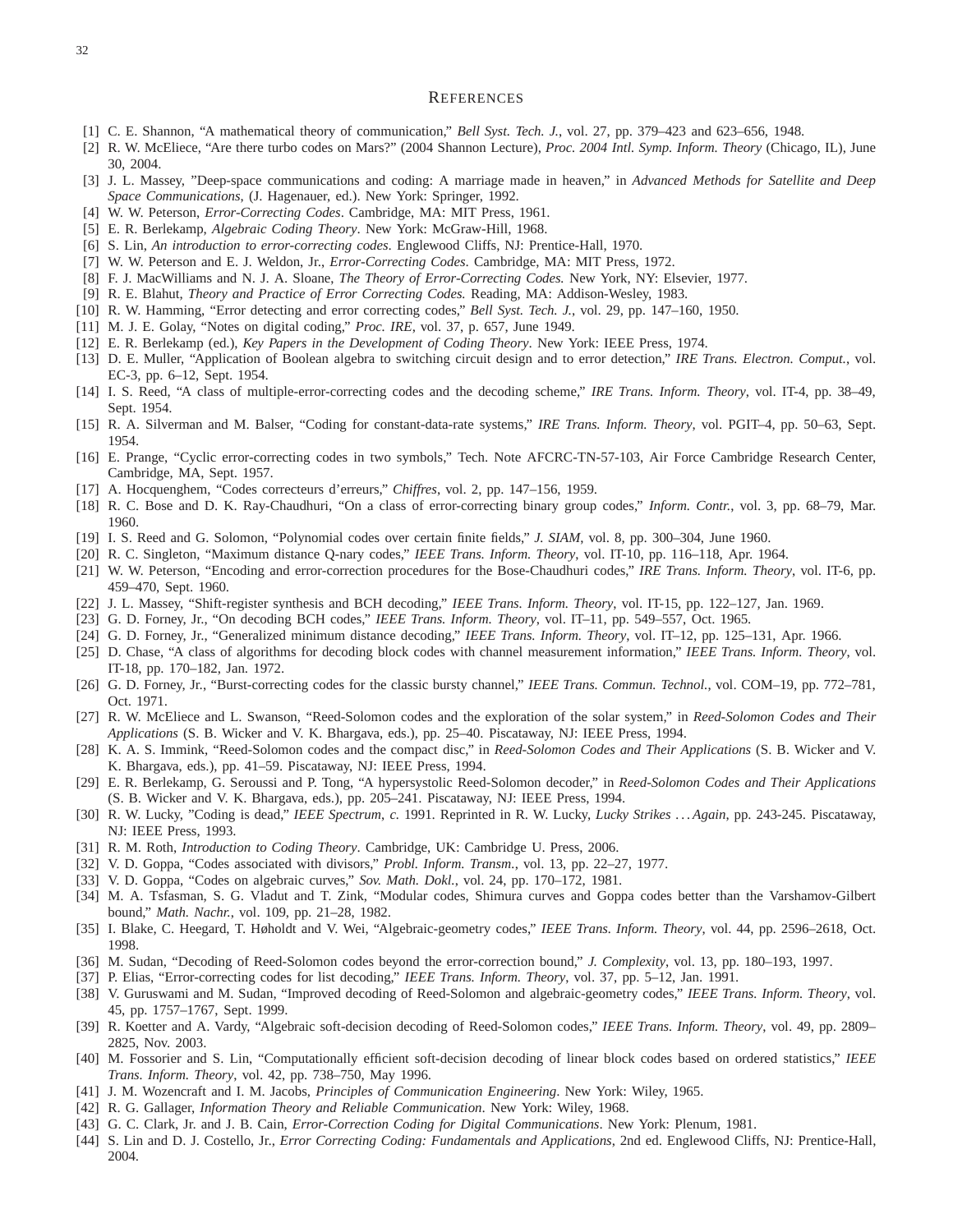## REFERENCES

[1] C. E. Shannon, "A mathematical theory of communication," *Bell Syst. Tech. J.*, vol. 27, pp. 379–423 and 623–656, 1948.

[2] R. W. McEliece, "Are there turbo codes on Mars?" (2004 Shannon Lecture), *Proc. 2004 Intl. Symp. Inform. Theory* (Chicago, IL), June 30, 2004.

[3] J. L. Massey, "Deep-space communications and coding: A marriage made in heaven," in *Advanced Methods for Satellite and Deep Space Communications*, (J. Hagenauer, ed.). New York: Springer, 1992.

[4] W. W. Peterson, *Error-Correcting Codes*. Cambridge, MA: MIT Press, 1961.

[5] E. R. Berlekamp, *Algebraic Coding Theory*. New York: McGraw-Hill, 1968.

[6] S. Lin, *An introduction to error-correcting codes*. Englewood Cliffs, NJ: Prentice-Hall, 1970.

[7] W. W. Peterson and E. J. Weldon, Jr., *Error-Correcting Codes*. Cambridge, MA: MIT Press, 1972.

[8] F. J. MacWilliams and N. J. A. Sloane, *The Theory of Error-Correcting Codes.* New York, NY: Elsevier, 1977.

[9] R. E. Blahut, *Theory and Practice of Error Correcting Codes.* Reading, MA: Addison-Wesley, 1983.

[10] R. W. Hamming, "Error detecting and error correcting codes," *Bell Syst. Tech. J.*, vol. 29, pp. 147–160, 1950.

[11] M. J. E. Golay, "Notes on digital coding," *Proc. IRE*, vol. 37, p. 657, June 1949.

[12] E. R. Berlekamp (ed.), *Key Papers in the Development of Coding Theory*. New York: IEEE Press, 1974.

[13] D. E. Muller, "Application of Boolean algebra to switching circuit design and to error detection," *IRE Trans. Electron. Comput.*, vol. EC-3, pp. 6–12, Sept. 1954.

[14] I. S. Reed, "A class of multiple-error-correcting codes and the decoding scheme," *IRE Trans. Inform. Theory*, vol. IT-4, pp. 38–49, Sept. 1954.

[15] R. A. Silverman and M. Balser, "Coding for constant-data-rate systems," *IRE Trans. Inform. Theory*, vol. PGIT–4, pp. 50–63, Sept. 1954.

[16] E. Prange, "Cyclic error-correcting codes in two symbols," Tech. Note AFCRC-TN-57-103, Air Force Cambridge Research Center, Cambridge, MA, Sept. 1957.

[17] A. Hocquenghem, "Codes correcteurs d'erreurs," *Chiffres*, vol. 2, pp. 147–156, 1959.

[18] R. C. Bose and D. K. Ray-Chaudhuri, "On a class of error-correcting binary group codes," *Inform. Contr.*, vol. 3, pp. 68–79, Mar. 1960.

[19] I. S. Reed and G. Solomon, "Polynomial codes over certain finite fields," *J. SIAM*, vol. 8, pp. 300–304, June 1960.

[20] R. C. Singleton, "Maximum distance Q-nary codes," *IEEE Trans. Inform. Theory*, vol. IT-10, pp. 116–118, Apr. 1964.

[21] W. W. Peterson, "Encoding and error-correction procedures for the Bose-Chaudhuri codes," *IRE Trans. Inform. Theory*, vol. IT-6, pp. 459–470, Sept. 1960.

[22] J. L. Massey, "Shift-register synthesis and BCH decoding," *IEEE Trans. Inform. Theory*, vol. IT-15, pp. 122–127, Jan. 1969.

[23] G. D. Forney, Jr., "On decoding BCH codes," *IEEE Trans. Inform. Theory*, vol. IT–11, pp. 549–557, Oct. 1965.

[24] G. D. Forney, Jr., "Generalized minimum distance decoding," *IEEE Trans. Inform. Theory*, vol. IT–12, pp. 125–131, Apr. 1966.

[25] D. Chase, "A class of algorithms for decoding block codes with channel measurement information," *IEEE Trans. Inform. Theory*, vol. IT-18, pp. 170–182, Jan. 1972.

[26] G. D. Forney, Jr., "Burst-correcting codes for the classic bursty channel," *IEEE Trans. Commun. Technol.*, vol. COM–19, pp. 772–781, Oct. 1971.

[27] R. W. McEliece and L. Swanson, "Reed-Solomon codes and the exploration of the solar system," in *Reed-Solomon Codes and Their Applications* (S. B. Wicker and V. K. Bhargava, eds.), pp. 25–40. Piscataway, NJ: IEEE Press, 1994.

[28] K. A. S. Immink, "Reed-Solomon codes and the compact disc," in *Reed-Solomon Codes and Their Applications* (S. B. Wicker and V. K. Bhargava, eds.), pp. 41–59. Piscataway, NJ: IEEE Press, 1994.

[29] E. R. Berlekamp, G. Seroussi and P. Tong, "A hypersystolic Reed-Solomon decoder," in *Reed-Solomon Codes and Their Applications* (S. B. Wicker and V. K. Bhargava, eds.), pp. 205–241. Piscataway, NJ: IEEE Press, 1994.

[30] R. W. Lucky, "Coding is dead," *IEEE Spectrum*, *c.* 1991. Reprinted in R. W. Lucky, *Lucky Strikes . . . Again*, pp. 243-245. Piscataway, NJ: IEEE Press, 1993.

[31] R. M. Roth, *Introduction to Coding Theory*. Cambridge, UK: Cambridge U. Press, 2006.

[32] V. D. Goppa, "Codes associated with divisors," *Probl. Inform. Transm.*, vol. 13, pp. 22–27, 1977.

[33] V. D. Goppa, "Codes on algebraic curves," *Sov. Math. Dokl.*, vol. 24, pp. 170–172, 1981.

[34] M. A. Tsfasman, S. G. Vladut and T. Zink, "Modular codes, Shimura curves and Goppa codes better than the Varshamov-Gilbert bound," *Math. Nachr.*, vol. 109, pp. 21–28, 1982.

[35] I. Blake, C. Heegard, T. Høholdt and V. Wei, "Algebraic-geometry codes," *IEEE Trans. Inform. Theory*, vol. 44, pp. 2596–2618, Oct. 1998.

[36] M. Sudan, "Decoding of Reed-Solomon codes beyond the error-correction bound," *J. Complexity*, vol. 13, pp. 180–193, 1997.

[37] P. Elias, "Error-correcting codes for list decoding," *IEEE Trans. Inform. Theory*, vol. 37, pp. 5–12, Jan. 1991.

[38] V. Guruswami and M. Sudan, "Improved decoding of Reed-Solomon and algebraic-geometry codes," *IEEE Trans. Inform. Theory*, vol. 45, pp. 1757–1767, Sept. 1999.

[39] R. Koetter and A. Vardy, "Algebraic soft-decision decoding of Reed-Solomon codes," *IEEE Trans. Inform. Theory*, vol. 49, pp. 2809–2825, Nov. 2003.

[40] M. Fossorier and S. Lin, "Computationally efficient soft-decision decoding of linear block codes based on ordered statistics," *IEEE Trans. Inform. Theory*, vol. 42, pp. 738–750, May 1996.

[41] J. M. Wozencraft and I. M. Jacobs, *Principles of Communication Engineering*. New York: Wiley, 1965.

[42] R. G. Gallager, *Information Theory and Reliable Communication*. New York: Wiley, 1968.

[43] G. C. Clark, Jr. and J. B. Cain, *Error-Correction Coding for Digital Communications*. New York: Plenum, 1981.

[44] S. Lin and D. J. Costello, Jr., *Error Correcting Coding: Fundamentals and Applications*, 2nd ed. Englewood Cliffs, NJ: Prentice-Hall, 2004.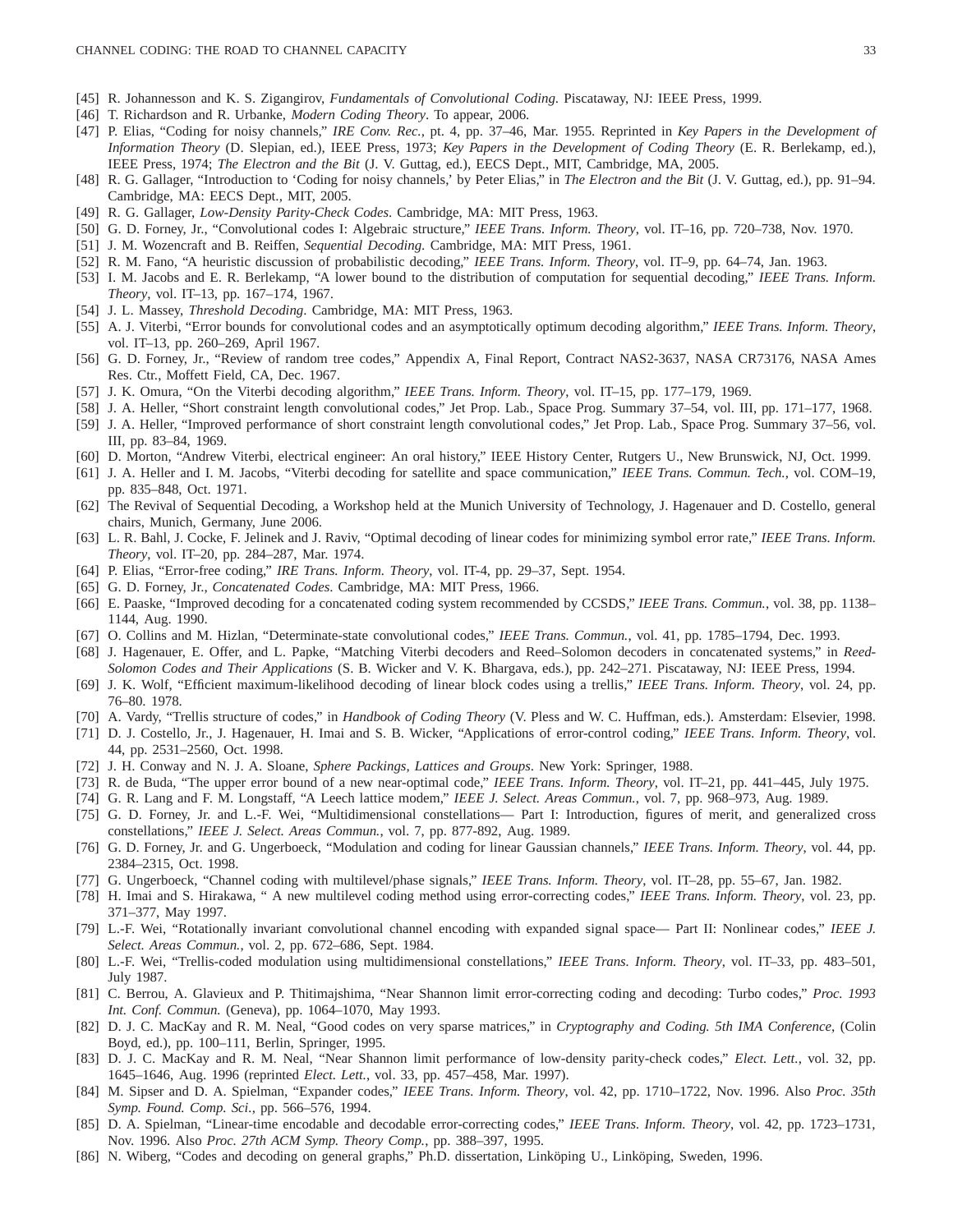[45] R. Johannesson and K. S. Zigangirov, *Fundamentals of Convolutional Coding*. Piscataway, NJ: IEEE Press, 1999.

[46] T. Richardson and R. Urbanke, *Modern Coding Theory*. To appear, 2006.

[47] P. Elias, "Coding for noisy channels," *IRE Conv. Rec.*, pt. 4, pp. 37–46, Mar. 1955. Reprinted in *Key Papers in the Development of Information Theory* (D. Slepian, ed.), IEEE Press, 1973; *Key Papers in the Development of Coding Theory* (E. R. Berlekamp, ed.), IEEE Press, 1974; *The Electron and the Bit* (J. V. Guttag, ed.), EECS Dept., MIT, Cambridge, MA, 2005.

[48] R. G. Gallager, "Introduction to 'Coding for noisy channels,' by Peter Elias," in *The Electron and the Bit* (J. V. Guttag, ed.), pp. 91–94. Cambridge, MA: EECS Dept., MIT, 2005.

[49] R. G. Gallager, *Low-Density Parity-Check Codes*. Cambridge, MA: MIT Press, 1963.

[50] G. D. Forney, Jr., "Convolutional codes I: Algebraic structure," *IEEE Trans. Inform. Theory*, vol. IT–16, pp. 720–738, Nov. 1970.

[51] J. M. Wozencraft and B. Reiffen, *Sequential Decoding*. Cambridge, MA: MIT Press, 1961.

[52] R. M. Fano, "A heuristic discussion of probabilistic decoding," *IEEE Trans. Inform. Theory*, vol. IT–9, pp. 64–74, Jan. 1963.

[53] I. M. Jacobs and E. R. Berlekamp, "A lower bound to the distribution of computation for sequential decoding," *IEEE Trans. Inform. Theory*, vol. IT–13, pp. 167–174, 1967.

[54] J. L. Massey, *Threshold Decoding*. Cambridge, MA: MIT Press, 1963.

[55] A. J. Viterbi, "Error bounds for convolutional codes and an asymptotically optimum decoding algorithm," *IEEE Trans. Inform. Theory*, vol. IT–13, pp. 260–269, April 1967.

[56] G. D. Forney, Jr., "Review of random tree codes," Appendix A, Final Report, Contract NAS2-3637, NASA CR73176, NASA Ames Res. Ctr., Moffett Field, CA, Dec. 1967.

[57] J. K. Omura, "On the Viterbi decoding algorithm," *IEEE Trans. Inform. Theory*, vol. IT–15, pp. 177–179, 1969.

[58] J. A. Heller, "Short constraint length convolutional codes," Jet Prop. Lab., Space Prog. Summary 37–54, vol. III, pp. 171–177, 1968.

[59] J. A. Heller, "Improved performance of short constraint length convolutional codes," Jet Prop. Lab., Space Prog. Summary 37–56, vol. III, pp. 83–84, 1969.

[60] D. Morton, "Andrew Viterbi, electrical engineer: An oral history," IEEE History Center, Rutgers U., New Brunswick, NJ, Oct. 1999.

[61] J. A. Heller and I. M. Jacobs, "Viterbi decoding for satellite and space communication," *IEEE Trans. Commun. Tech.*, vol. COM–19, pp. 835–848, Oct. 1971.

[62] The Revival of Sequential Decoding, a Workshop held at the Munich University of Technology, J. Hagenauer and D. Costello, general chairs, Munich, Germany, June 2006.

[63] L. R. Bahl, J. Cocke, F. Jelinek and J. Raviv, "Optimal decoding of linear codes for minimizing symbol error rate," *IEEE Trans. Inform. Theory*, vol. IT–20, pp. 284–287, Mar. 1974.

[64] P. Elias, "Error-free coding," *IRE Trans. Inform. Theory*, vol. IT-4, pp. 29–37, Sept. 1954.

[65] G. D. Forney, Jr., *Concatenated Codes*. Cambridge, MA: MIT Press, 1966.

[66] E. Paaske, "Improved decoding for a concatenated coding system recommended by CCSDS," *IEEE Trans. Commun.*, vol. 38, pp. 1138–1144, Aug. 1990.

[67] O. Collins and M. Hizlan, "Determinate-state convolutional codes," *IEEE Trans. Commun.*, vol. 41, pp. 1785–1794, Dec. 1993.

[68] J. Hagenauer, E. Offer, and L. Papke, "Matching Viterbi decoders and Reed–Solomon decoders in concatenated systems," in *Reed-Solomon Codes and Their Applications* (S. B. Wicker and V. K. Bhargava, eds.), pp. 242–271. Piscataway, NJ: IEEE Press, 1994.

[69] J. K. Wolf, "Efficient maximum-likelihood decoding of linear block codes using a trellis," *IEEE Trans. Inform. Theory*, vol. 24, pp. 76–80. 1978.

[70] A. Vardy, "Trellis structure of codes," in *Handbook of Coding Theory* (V. Pless and W. C. Huffman, eds.). Amsterdam: Elsevier, 1998.

[71] D. J. Costello, Jr., J. Hagenauer, H. Imai and S. B. Wicker, "Applications of error-control coding," *IEEE Trans. Inform. Theory*, vol. 44, pp. 2531–2560, Oct. 1998.

[72] J. H. Conway and N. J. A. Sloane, *Sphere Packings, Lattices and Groups*. New York: Springer, 1988.

[73] R. de Buda, "The upper error bound of a new near-optimal code," *IEEE Trans. Inform. Theory*, vol. IT–21, pp. 441–445, July 1975.

[74] G. R. Lang and F. M. Longstaff, "A Leech lattice modem," *IEEE J. Select. Areas Commun.*, vol. 7, pp. 968–973, Aug. 1989.

[75] G. D. Forney, Jr. and L.-F. Wei, "Multidimensional constellations— Part I: Introduction, figures of merit, and generalized cross constellations," *IEEE J. Select. Areas Commun.*, vol. 7, pp. 877-892, Aug. 1989.

[76] G. D. Forney, Jr. and G. Ungerboeck, "Modulation and coding for linear Gaussian channels," *IEEE Trans. Inform. Theory*, vol. 44, pp. 2384–2315, Oct. 1998.

[77] G. Ungerboeck, "Channel coding with multilevel/phase signals," *IEEE Trans. Inform. Theory*, vol. IT–28, pp. 55–67, Jan. 1982.

[78] H. Imai and S. Hirakawa, " A new multilevel coding method using error-correcting codes," *IEEE Trans. Inform. Theory*, vol. 23, pp. 371–377, May 1997.

[79] L.-F. Wei, "Rotationally invariant convolutional channel encoding with expanded signal space— Part II: Nonlinear codes," *IEEE J. Select. Areas Commun.*, vol. 2, pp. 672–686, Sept. 1984.

[80] L.-F. Wei, "Trellis-coded modulation using multidimensional constellations," *IEEE Trans. Inform. Theory*, vol. IT–33, pp. 483–501, July 1987.

[81] C. Berrou, A. Glavieux and P. Thitimajshima, "Near Shannon limit error-correcting coding and decoding: Turbo codes," *Proc. 1993 Int. Conf. Commun.* (Geneva), pp. 1064–1070, May 1993.

[82] D. J. C. MacKay and R. M. Neal, "Good codes on very sparse matrices," in *Cryptography and Coding. 5th IMA Conference*, (Colin Boyd, ed.), pp. 100–111, Berlin, Springer, 1995.

[83] D. J. C. MacKay and R. M. Neal, "Near Shannon limit performance of low-density parity-check codes," *Elect. Lett.*, vol. 32, pp. 1645–1646, Aug. 1996 (reprinted *Elect. Lett.*, vol. 33, pp. 457–458, Mar. 1997).

[84] M. Sipser and D. A. Spielman, "Expander codes," *IEEE Trans. Inform. Theory*, vol. 42, pp. 1710–1722, Nov. 1996. Also *Proc. 35th Symp. Found. Comp. Sci.*, pp. 566–576, 1994.

[85] D. A. Spielman, "Linear-time encodable and decodable error-correcting codes," *IEEE Trans. Inform. Theory*, vol. 42, pp. 1723–1731, Nov. 1996. Also *Proc. 27th ACM Symp. Theory Comp.*, pp. 388–397, 1995.

[86] N. Wiberg, "Codes and decoding on general graphs," Ph.D. dissertation, Linköping U., Linköping, Sweden, 1996.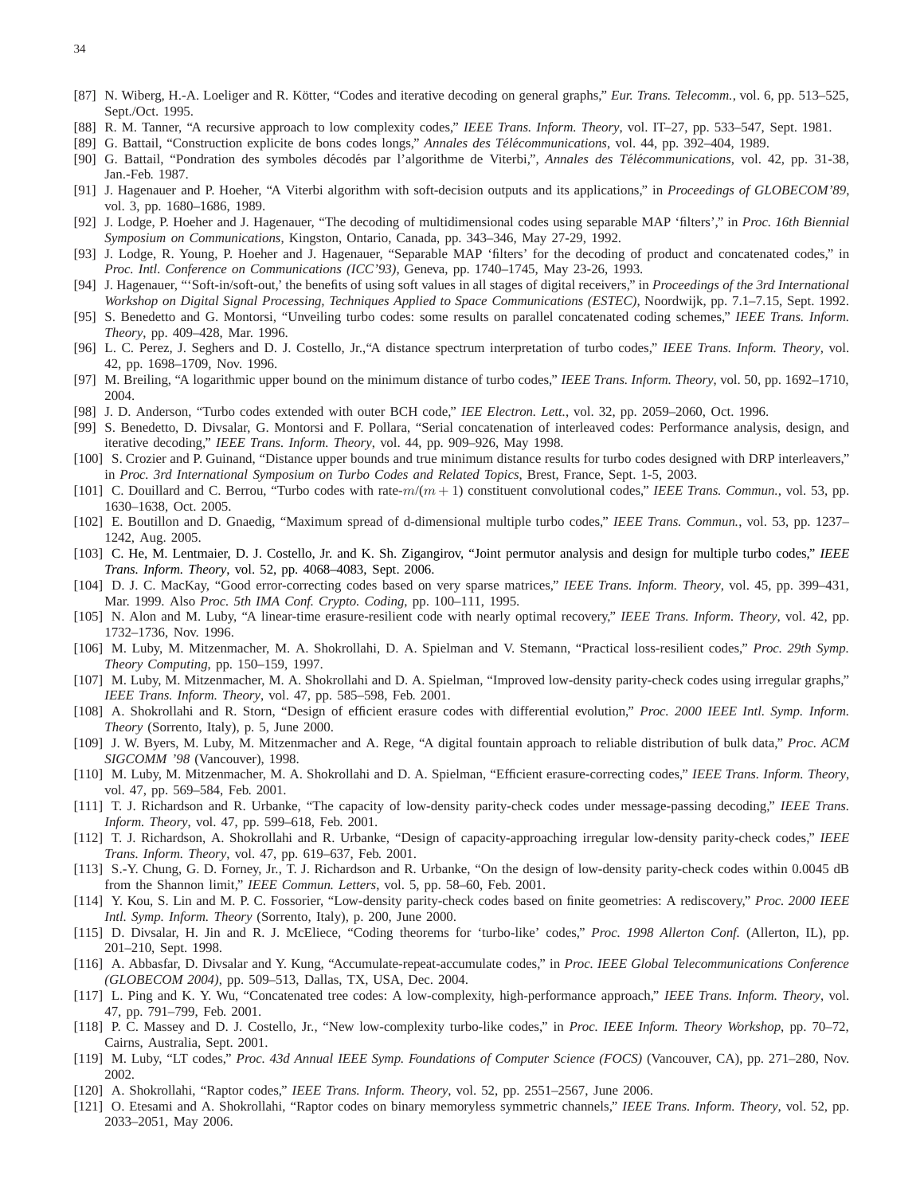[87] N. Wiberg, H.-A. Loeliger and R. Kötter, "Codes and iterative decoding on general graphs," *Eur. Trans. Telecomm.*, vol. 6, pp. 513–525, Sept./Oct. 1995.

[88] R. M. Tanner, "A recursive approach to low complexity codes," *IEEE Trans. Inform. Theory*, vol. IT–27, pp. 533–547, Sept. 1981.

[89] G. Battail, "Construction explicite de bons codes longs," *Annales des Télécommunications*, vol. 44, pp. 392–404, 1989.

[90] G. Battail, "Pondration des symboles décodés par l'algorithme de Viterbi,", *Annales des Télécommunications*, vol. 42, pp. 31-38, Jan.-Feb. 1987.

[91] J. Hagenauer and P. Hoeher, "A Viterbi algorithm with soft-decision outputs and its applications," in *Proceedings of GLOBECOM'89*, vol. 3, pp. 1680–1686, 1989.

[92] J. Lodge, P. Hoeher and J. Hagenauer, "The decoding of multidimensional codes using separable MAP 'filters'," in *Proc. 16th Biennial Symposium on Communications*, Kingston, Ontario, Canada, pp. 343–346, May 27-29, 1992.

[93] J. Lodge, R. Young, P. Hoeher and J. Hagenauer, "Separable MAP 'filters' for the decoding of product and concatenated codes," in *Proc. Intl. Conference on Communications (ICC'93)*, Geneva, pp. 1740–1745, May 23-26, 1993.

[94] J. Hagenauer, "'Soft-in/soft-out,' the benefits of using soft values in all stages of digital receivers," in *Proceedings of the 3rd International Workshop on Digital Signal Processing, Techniques Applied to Space Communications (ESTEC)*, Noordwijk, pp. 7.1–7.15, Sept. 1992.

[95] S. Benedetto and G. Montorsi, "Unveiling turbo codes: some results on parallel concatenated coding schemes," *IEEE Trans. Inform. Theory*, pp. 409–428, Mar. 1996.

[96] L. C. Perez, J. Seghers and D. J. Costello, Jr.,"A distance spectrum interpretation of turbo codes," *IEEE Trans. Inform. Theory*, vol. 42, pp. 1698–1709, Nov. 1996.

[97] M. Breiling, "A logarithmic upper bound on the minimum distance of turbo codes," *IEEE Trans. Inform. Theory*, vol. 50, pp. 1692–1710, 2004.

[98] J. D. Anderson, "Turbo codes extended with outer BCH code," *IEE Electron. Lett.*, vol. 32, pp. 2059–2060, Oct. 1996.

[99] S. Benedetto, D. Divsalar, G. Montorsi and F. Pollara, "Serial concatenation of interleaved codes: Performance analysis, design, and iterative decoding," *IEEE Trans. Inform. Theory*, vol. 44, pp. 909–926, May 1998.

[100] S. Crozier and P. Guinand, "Distance upper bounds and true minimum distance results for turbo codes designed with DRP interleavers," in *Proc. 3rd International Symposium on Turbo Codes and Related Topics*, Brest, France, Sept. 1-5, 2003.

[101] C. Douillard and C. Berrou, "Turbo codes with rate-$m/(m+1)$ constituent convolutional codes," *IEEE Trans. Commun.*, vol. 53, pp. 1630–1638, Oct. 2005.

[102] E. Boutillon and D. Gnaedig, "Maximum spread of d-dimensional multiple turbo codes," *IEEE Trans. Commun.*, vol. 53, pp. 1237–1242, Aug. 2005.

[103] C. He, M. Lentmaier, D. J. Costello, Jr. and K. Sh. Zigangirov, "Joint permutor analysis and design for multiple turbo codes," *IEEE Trans. Inform. Theory*, vol. 52, pp. 4068–4083, Sept. 2006.

[104] D. J. C. MacKay, "Good error-correcting codes based on very sparse matrices," *IEEE Trans. Inform. Theory*, vol. 45, pp. 399–431, Mar. 1999. Also *Proc. 5th IMA Conf. Crypto. Coding*, pp. 100–111, 1995.

[105] N. Alon and M. Luby, "A linear-time erasure-resilient code with nearly optimal recovery," *IEEE Trans. Inform. Theory*, vol. 42, pp. 1732–1736, Nov. 1996.

[106] M. Luby, M. Mitzenmacher, M. A. Shokrollahi, D. A. Spielman and V. Stemann, "Practical loss-resilient codes," *Proc. 29th Symp. Theory Computing*, pp. 150–159, 1997.

[107] M. Luby, M. Mitzenmacher, M. A. Shokrollahi and D. A. Spielman, "Improved low-density parity-check codes using irregular graphs," *IEEE Trans. Inform. Theory*, vol. 47, pp. 585–598, Feb. 2001.

[108] A. Shokrollahi and R. Storn, "Design of efficient erasure codes with differential evolution," *Proc. 2000 IEEE Intl. Symp. Inform. Theory* (Sorrento, Italy), p. 5, June 2000.

[109] J. W. Byers, M. Luby, M. Mitzenmacher and A. Rege, "A digital fountain approach to reliable distribution of bulk data," *Proc. ACM SIGCOMM '98* (Vancouver), 1998.

[110] M. Luby, M. Mitzenmacher, M. A. Shokrollahi and D. A. Spielman, "Efficient erasure-correcting codes," *IEEE Trans. Inform. Theory*, vol. 47, pp. 569–584, Feb. 2001.

[111] T. J. Richardson and R. Urbanke, "The capacity of low-density parity-check codes under message-passing decoding," *IEEE Trans. Inform. Theory*, vol. 47, pp. 599–618, Feb. 2001.

[112] T. J. Richardson, A. Shokrollahi and R. Urbanke, "Design of capacity-approaching irregular low-density parity-check codes," *IEEE Trans. Inform. Theory*, vol. 47, pp. 619–637, Feb. 2001.

[113] S.-Y. Chung, G. D. Forney, Jr., T. J. Richardson and R. Urbanke, "On the design of low-density parity-check codes within 0.0045 dB from the Shannon limit," *IEEE Commun. Letters*, vol. 5, pp. 58–60, Feb. 2001.

[114] Y. Kou, S. Lin and M. P. C. Fossorier, "Low-density parity-check codes based on finite geometries: A rediscovery," *Proc. 2000 IEEE Intl. Symp. Inform. Theory* (Sorrento, Italy), p. 200, June 2000.

[115] D. Divsalar, H. Jin and R. J. McEliece, "Coding theorems for 'turbo-like' codes," *Proc. 1998 Allerton Conf.* (Allerton, IL), pp. 201–210, Sept. 1998.

[116] A. Abbasfar, D. Divsalar and Y. Kung, "Accumulate-repeat-accumulate codes," in *Proc. IEEE Global Telecommunications Conference (GLOBECOM 2004)*, pp. 509–513, Dallas, TX, USA, Dec. 2004.

[117] L. Ping and K. Y. Wu, "Concatenated tree codes: A low-complexity, high-performance approach," *IEEE Trans. Inform. Theory*, vol. 47, pp. 791–799, Feb. 2001.

[118] P. C. Massey and D. J. Costello, Jr., "New low-complexity turbo-like codes," in *Proc. IEEE Inform. Theory Workshop*, pp. 70–72, Cairns, Australia, Sept. 2001.

[119] M. Luby, "LT codes," *Proc. 43d Annual IEEE Symp. Foundations of Computer Science (FOCS)* (Vancouver, CA), pp. 271–280, Nov. 2002.

[120] A. Shokrollahi, "Raptor codes," *IEEE Trans. Inform. Theory*, vol. 52, pp. 2551–2567, June 2006.

[121] O. Etesami and A. Shokrollahi, "Raptor codes on binary memoryless symmetric channels," *IEEE Trans. Inform. Theory*, vol. 52, pp. 2033–2051, May 2006.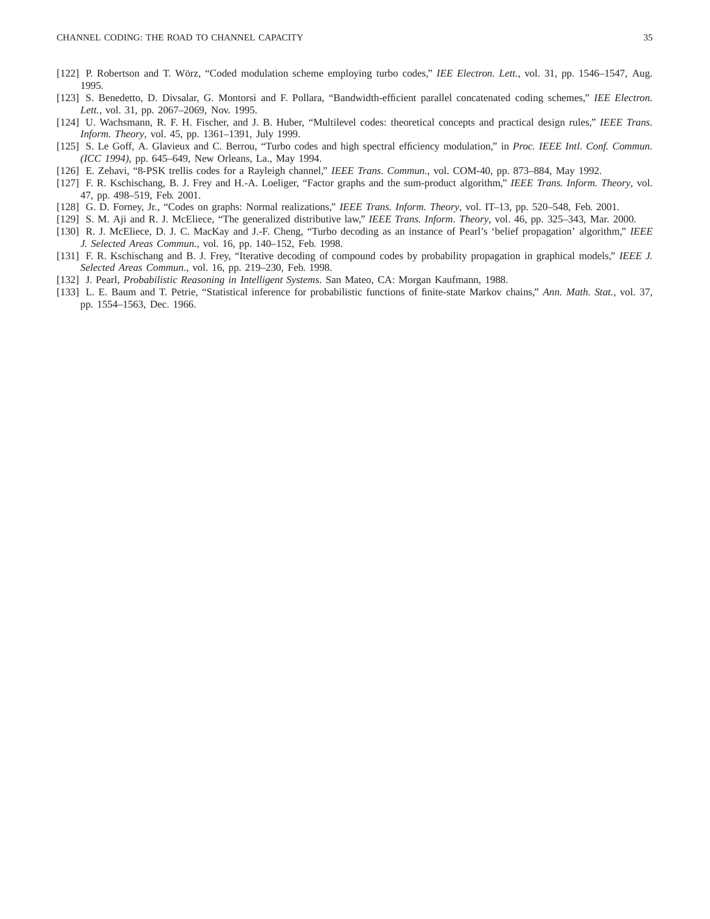[122] P. Robertson and T. Wörz, "Coded modulation scheme employing turbo codes," *IEE Electron. Lett.*, vol. 31, pp. 1546–1547, Aug. 1995.

[123] S. Benedetto, D. Divsalar, G. Montorsi and F. Pollara, "Bandwidth-efficient parallel concatenated coding schemes," *IEE Electron. Lett.*, vol. 31, pp. 2067–2069, Nov. 1995.

[124] U. Wachsmann, R. F. H. Fischer, and J. B. Huber, "Multilevel codes: theoretical concepts and practical design rules," *IEEE Trans. Inform. Theory*, vol. 45, pp. 1361–1391, July 1999.

[125] S. Le Goff, A. Glavieux and C. Berrou, "Turbo codes and high spectral efficiency modulation," in *Proc. IEEE Intl. Conf. Commun. (ICC 1994)*, pp. 645–649, New Orleans, La., May 1994.

[126] E. Zehavi, "8-PSK trellis codes for a Rayleigh channel," *IEEE Trans. Commun.*, vol. COM-40, pp. 873–884, May 1992.

[127] F. R. Kschischang, B. J. Frey and H.-A. Loeliger, "Factor graphs and the sum-product algorithm," *IEEE Trans. Inform. Theory*, vol. 47, pp. 498–519, Feb. 2001.

[128] G. D. Forney, Jr., "Codes on graphs: Normal realizations," *IEEE Trans. Inform. Theory*, vol. IT–13, pp. 520–548, Feb. 2001.

[129] S. M. Aji and R. J. McEliece, "The generalized distributive law," *IEEE Trans. Inform. Theory*, vol. 46, pp. 325–343, Mar. 2000.

[130] R. J. McEliece, D. J. C. MacKay and J.-F. Cheng, "Turbo decoding as an instance of Pearl's 'belief propagation' algorithm," *IEEE J. Selected Areas Commun.*, vol. 16, pp. 140–152, Feb. 1998.

[131] F. R. Kschischang and B. J. Frey, "Iterative decoding of compound codes by probability propagation in graphical models," *IEEE J. Selected Areas Commun.*, vol. 16, pp. 219–230, Feb. 1998.

[132] J. Pearl, *Probabilistic Reasoning in Intelligent Systems*. San Mateo, CA: Morgan Kaufmann, 1988.

[133] L. E. Baum and T. Petrie, "Statistical inference for probabilistic functions of finite-state Markov chains," *Ann. Math. Stat.*, vol. 37, pp. 1554–1563, Dec. 1966.